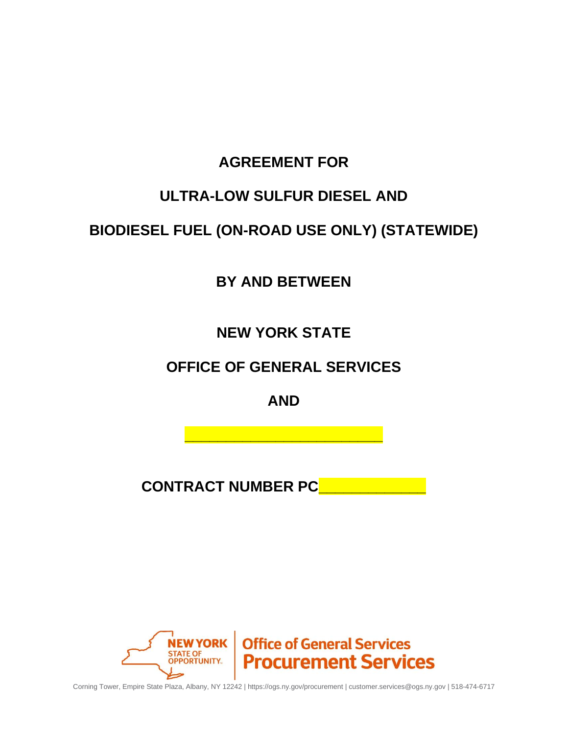# AGREEMENT FOR

# ULTRA-LOW SULFUR DIESEL AND

# BIODIESEL FUEL (ON-ROAD USE ONLY) (STATEWIDE)

## BY AND BETWEEN

## NEW YORK STATE

## OFFICE OF GENERAL SERVICES

## AND

________________________

## CONTRACT NUMBER PC____________

NEW YORK STATE OF OPPORTUNITY. | Office of General Services Procurement Services

Corning Tower, Empire State Plaza, Albany, NY 12242 | https://ogs.ny.gov/procurement | customer.services@ogs.ny.gov | 518-474-6717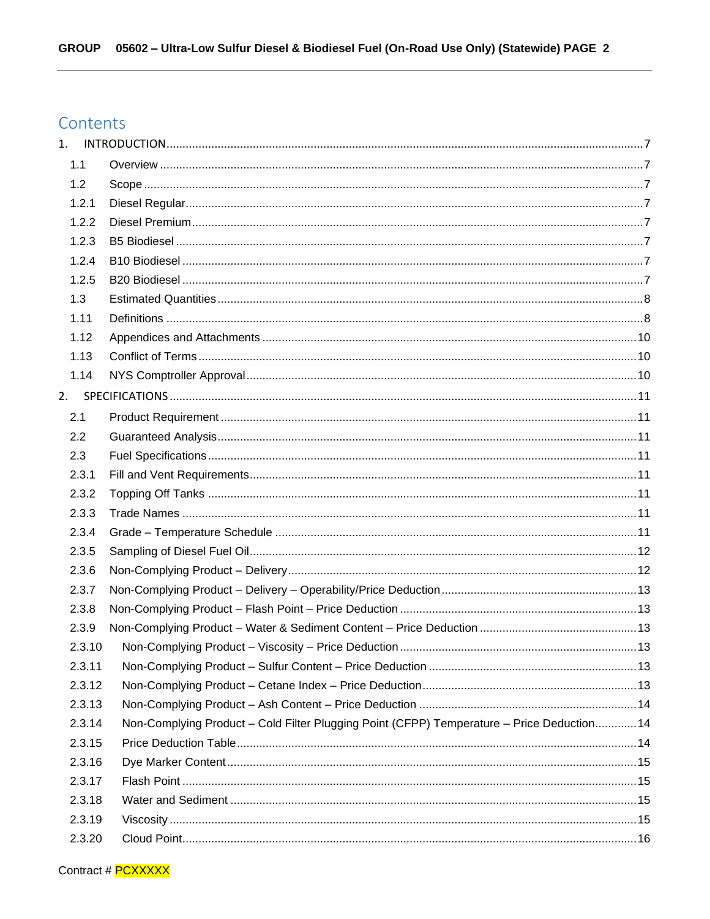# Contents

1. INTRODUCTION ... 7
   - 1.1 Overview ... 7
   - 1.2 Scope ... 7
   - 1.2.1 Diesel Regular ... 7
   - 1.2.2 Diesel Premium ... 7
   - 1.2.3 B5 Biodiesel ... 7
   - 1.2.4 B10 Biodiesel ... 7
   - 1.2.5 B20 Biodiesel ... 7
   - 1.3 Estimated Quantities ... 8
   - 1.11 Definitions ... 8
   - 1.12 Appendices and Attachments ... 10
   - 1.13 Conflict of Terms ... 10
   - 1.14 NYS Comptroller Approval ... 10
2. SPECIFICATIONS ... 11
   - 2.1 Product Requirement ... 11
   - 2.2 Guaranteed Analysis ... 11
   - 2.3 Fuel Specifications ... 11
   - 2.3.1 Fill and Vent Requirements ... 11
   - 2.3.2 Topping Off Tanks ... 11
   - 2.3.3 Trade Names ... 11
   - 2.3.4 Grade – Temperature Schedule ... 11
   - 2.3.5 Sampling of Diesel Fuel Oil ... 12
   - 2.3.6 Non-Complying Product – Delivery ... 12
   - 2.3.7 Non-Complying Product – Delivery – Operability/Price Deduction ... 13
   - 2.3.8 Non-Complying Product – Flash Point – Price Deduction ... 13
   - 2.3.9 Non-Complying Product – Water & Sediment Content – Price Deduction ... 13
   - 2.3.10 Non-Complying Product – Viscosity – Price Deduction ... 13
   - 2.3.11 Non-Complying Product – Sulfur Content – Price Deduction ... 13
   - 2.3.12 Non-Complying Product – Cetane Index – Price Deduction ... 13
   - 2.3.13 Non-Complying Product – Ash Content – Price Deduction ... 14
   - 2.3.14 Non-Complying Product – Cold Filter Plugging Point (CFPP) Temperature – Price Deduction ... 14
   - 2.3.15 Price Deduction Table ... 14
   - 2.3.16 Dye Marker Content ... 15
   - 2.3.17 Flash Point ... 15
   - 2.3.18 Water and Sediment ... 15
   - 2.3.19 Viscosity ... 15
   - 2.3.20 Cloud Point ... 16

Contract # PCXXXXX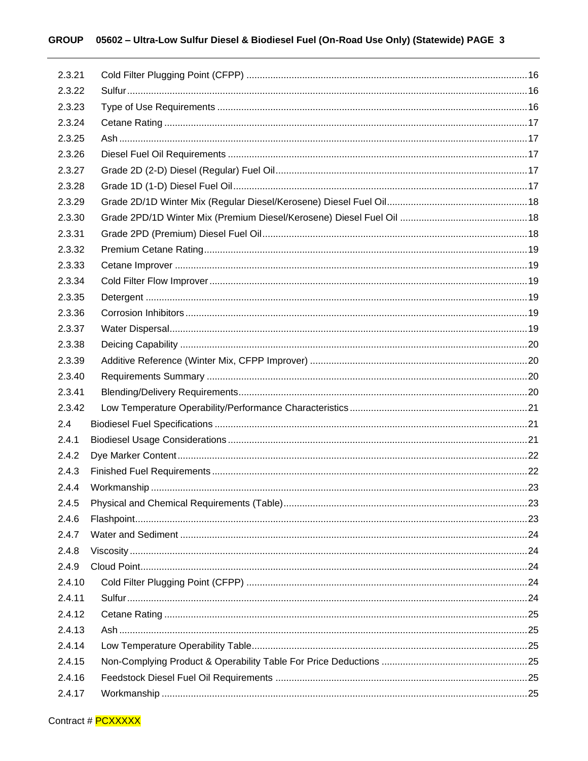2.3.21 Cold Filter Plugging Point (CFPP) ........ 16
2.3.22 Sulfur ........ 16
2.3.23 Type of Use Requirements ........ 16
2.3.24 Cetane Rating ........ 17
2.3.25 Ash ........ 17
2.3.26 Diesel Fuel Oil Requirements ........ 17
2.3.27 Grade 2D (2-D) Diesel (Regular) Fuel Oil ........ 17
2.3.28 Grade 1D (1-D) Diesel Fuel Oil ........ 17
2.3.29 Grade 2D/1D Winter Mix (Regular Diesel/Kerosene) Diesel Fuel Oil ........ 18
2.3.30 Grade 2PD/1D Winter Mix (Premium Diesel/Kerosene) Diesel Fuel Oil ........ 18
2.3.31 Grade 2PD (Premium) Diesel Fuel Oil ........ 18
2.3.32 Premium Cetane Rating ........ 19
2.3.33 Cetane Improver ........ 19
2.3.34 Cold Filter Flow Improver ........ 19
2.3.35 Detergent ........ 19
2.3.36 Corrosion Inhibitors ........ 19
2.3.37 Water Dispersal ........ 19
2.3.38 Deicing Capability ........ 20
2.3.39 Additive Reference (Winter Mix, CFPP Improver) ........ 20
2.3.40 Requirements Summary ........ 20
2.3.41 Blending/Delivery Requirements ........ 20
2.3.42 Low Temperature Operability/Performance Characteristics ........ 21
2.4 Biodiesel Fuel Specifications ........ 21
2.4.1 Biodiesel Usage Considerations ........ 21
2.4.2 Dye Marker Content ........ 22
2.4.3 Finished Fuel Requirements ........ 22
2.4.4 Workmanship ........ 23
2.4.5 Physical and Chemical Requirements (Table) ........ 23
2.4.6 Flashpoint ........ 23
2.4.7 Water and Sediment ........ 24
2.4.8 Viscosity ........ 24
2.4.9 Cloud Point ........ 24
2.4.10 Cold Filter Plugging Point (CFPP) ........ 24
2.4.11 Sulfur ........ 24
2.4.12 Cetane Rating ........ 25
2.4.13 Ash ........ 25
2.4.14 Low Temperature Operability Table ........ 25
2.4.15 Non-Complying Product & Operability Table For Price Deductions ........ 25
2.4.16 Feedstock Diesel Fuel Oil Requirements ........ 25
2.4.17 Workmanship ........ 25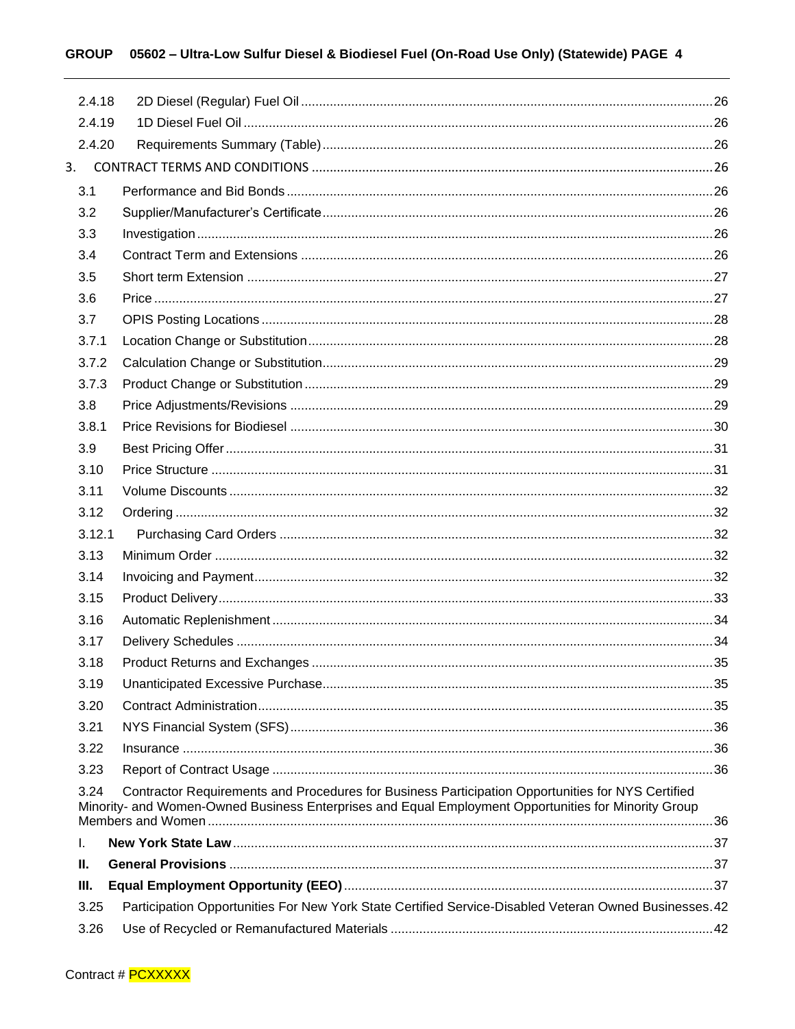2.4.18 2D Diesel (Regular) Fuel Oil ..... 26
2.4.19 1D Diesel Fuel Oil ..... 26
2.4.20 Requirements Summary (Table) ..... 26

3. CONTRACT TERMS AND CONDITIONS ..... 26

3.1 Performance and Bid Bonds ..... 26
3.2 Supplier/Manufacturer's Certificate ..... 26
3.3 Investigation ..... 26
3.4 Contract Term and Extensions ..... 26
3.5 Short term Extension ..... 27
3.6 Price ..... 27
3.7 OPIS Posting Locations ..... 28
3.7.1 Location Change or Substitution ..... 28
3.7.2 Calculation Change or Substitution ..... 29
3.7.3 Product Change or Substitution ..... 29
3.8 Price Adjustments/Revisions ..... 29
3.8.1 Price Revisions for Biodiesel ..... 30
3.9 Best Pricing Offer ..... 31
3.10 Price Structure ..... 31
3.11 Volume Discounts ..... 32
3.12 Ordering ..... 32
3.12.1 Purchasing Card Orders ..... 32
3.13 Minimum Order ..... 32
3.14 Invoicing and Payment ..... 32
3.15 Product Delivery ..... 33
3.16 Automatic Replenishment ..... 34
3.17 Delivery Schedules ..... 34
3.18 Product Returns and Exchanges ..... 35
3.19 Unanticipated Excessive Purchase ..... 35
3.20 Contract Administration ..... 35
3.21 NYS Financial System (SFS) ..... 36
3.22 Insurance ..... 36
3.23 Report of Contract Usage ..... 36
3.24 Contractor Requirements and Procedures for Business Participation Opportunities for NYS Certified Minority- and Women-Owned Business Enterprises and Equal Employment Opportunities for Minority Group Members and Women ..... 36

I. **New York State Law** ..... 37
**II.** **General Provisions** ..... 37
**III.** **Equal Employment Opportunity (EEO)** ..... 37

3.25 Participation Opportunities For New York State Certified Service-Disabled Veteran Owned Businesses ..... 42
3.26 Use of Recycled or Remanufactured Materials ..... 42

Contract # PCXXXXX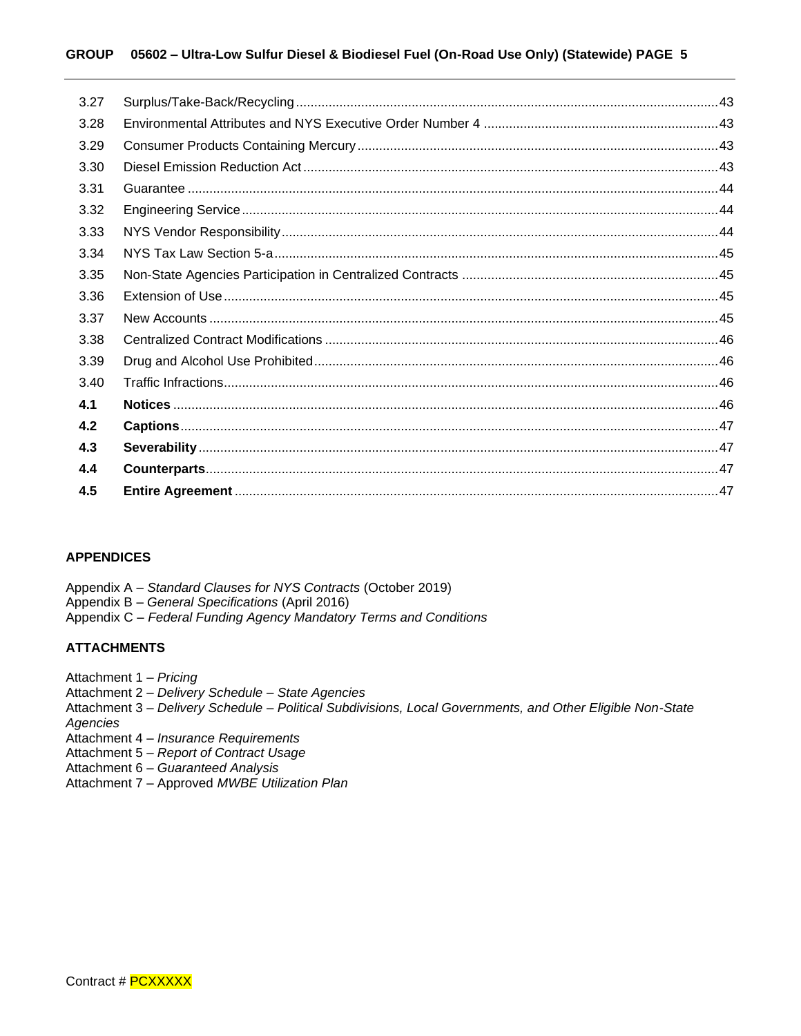| | | |
|---|---|---|
| 3.27 | Surplus/Take-Back/Recycling | 43 |
| 3.28 | Environmental Attributes and NYS Executive Order Number 4 | 43 |
| 3.29 | Consumer Products Containing Mercury | 43 |
| 3.30 | Diesel Emission Reduction Act | 43 |
| 3.31 | Guarantee | 44 |
| 3.32 | Engineering Service | 44 |
| 3.33 | NYS Vendor Responsibility | 44 |
| 3.34 | NYS Tax Law Section 5-a | 45 |
| 3.35 | Non-State Agencies Participation in Centralized Contracts | 45 |
| 3.36 | Extension of Use | 45 |
| 3.37 | New Accounts | 45 |
| 3.38 | Centralized Contract Modifications | 46 |
| 3.39 | Drug and Alcohol Use Prohibited | 46 |
| 3.40 | Traffic Infractions | 46 |
| **4.1** | **Notices** | 46 |
| **4.2** | **Captions** | 47 |
| **4.3** | **Severability** | 47 |
| **4.4** | **Counterparts** | 47 |
| **4.5** | **Entire Agreement** | 47 |

**APPENDICES**

Appendix A – *Standard Clauses for NYS Contracts* (October 2019)
Appendix B – *General Specifications* (April 2016)
Appendix C – *Federal Funding Agency Mandatory Terms and Conditions*

**ATTACHMENTS**

Attachment 1 – *Pricing*
Attachment 2 – *Delivery Schedule – State Agencies*
Attachment 3 – *Delivery Schedule – Political Subdivisions, Local Governments, and Other Eligible Non-State Agencies*
Attachment 4 – *Insurance Requirements*
Attachment 5 – *Report of Contract Usage*
Attachment 6 – *Guaranteed Analysis*
Attachment 7 – Approved *MWBE Utilization Plan*

Contract # PCXXXXX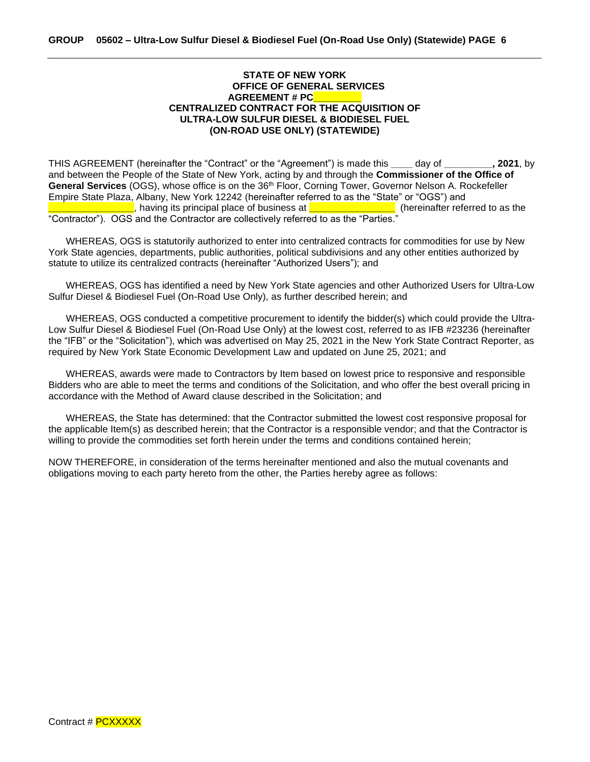**STATE OF NEW YORK**
**OFFICE OF GENERAL SERVICES**
**AGREEMENT # PC________**
**CENTRALIZED CONTRACT FOR THE ACQUISITION OF**
**ULTRA-LOW SULFUR DIESEL & BIODIESEL FUEL**
**(ON-ROAD USE ONLY) (STATEWIDE)**

THIS AGREEMENT (hereinafter the "Contract" or the "Agreement") is made this ____ day of _________**, 2021**, by and between the People of the State of New York, acting by and through the **Commissioner of the Office of General Services** (OGS), whose office is on the 36th Floor, Corning Tower, Governor Nelson A. Rockefeller Empire State Plaza, Albany, New York 12242 (hereinafter referred to as the "State" or "OGS") and ________________, having its principal place of business at ________________ (hereinafter referred to as the "Contractor"). OGS and the Contractor are collectively referred to as the "Parties."

WHEREAS, OGS is statutorily authorized to enter into centralized contracts for commodities for use by New York State agencies, departments, public authorities, political subdivisions and any other entities authorized by statute to utilize its centralized contracts (hereinafter "Authorized Users"); and

WHEREAS, OGS has identified a need by New York State agencies and other Authorized Users for Ultra-Low Sulfur Diesel & Biodiesel Fuel (On-Road Use Only), as further described herein; and

WHEREAS, OGS conducted a competitive procurement to identify the bidder(s) which could provide the Ultra-Low Sulfur Diesel & Biodiesel Fuel (On-Road Use Only) at the lowest cost, referred to as IFB #23236 (hereinafter the "IFB" or the "Solicitation"), which was advertised on May 25, 2021 in the New York State Contract Reporter, as required by New York State Economic Development Law and updated on June 25, 2021; and

WHEREAS, awards were made to Contractors by Item based on lowest price to responsive and responsible Bidders who are able to meet the terms and conditions of the Solicitation, and who offer the best overall pricing in accordance with the Method of Award clause described in the Solicitation; and

WHEREAS, the State has determined: that the Contractor submitted the lowest cost responsive proposal for the applicable Item(s) as described herein; that the Contractor is a responsible vendor; and that the Contractor is willing to provide the commodities set forth herein under the terms and conditions contained herein;

NOW THEREFORE, in consideration of the terms hereinafter mentioned and also the mutual covenants and obligations moving to each party hereto from the other, the Parties hereby agree as follows:

Contract # PCXXXXX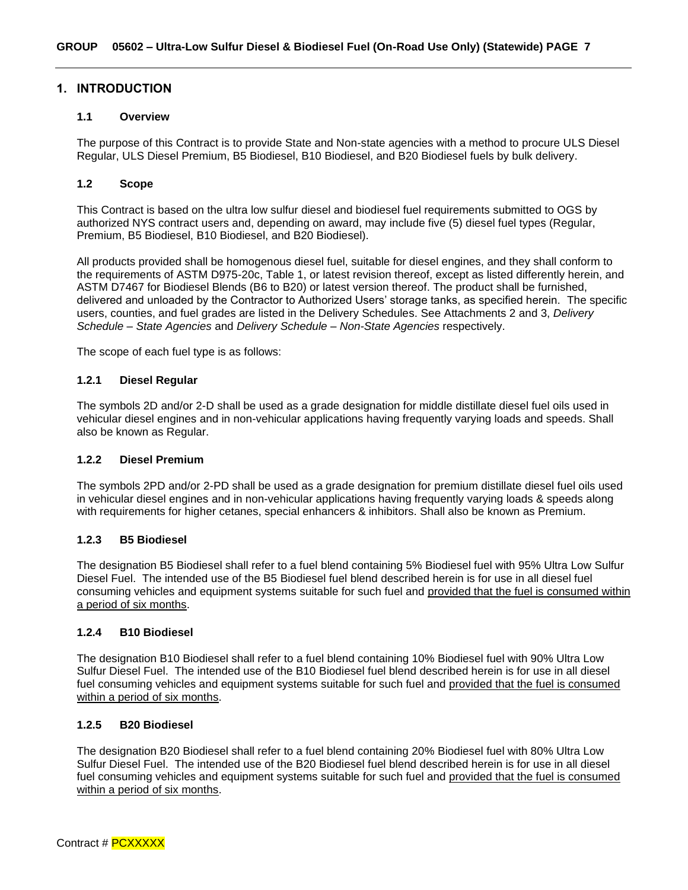## 1. INTRODUCTION

### 1.1 Overview

The purpose of this Contract is to provide State and Non-state agencies with a method to procure ULS Diesel Regular, ULS Diesel Premium, B5 Biodiesel, B10 Biodiesel, and B20 Biodiesel fuels by bulk delivery.

### 1.2 Scope

This Contract is based on the ultra low sulfur diesel and biodiesel fuel requirements submitted to OGS by authorized NYS contract users and, depending on award, may include five (5) diesel fuel types (Regular, Premium, B5 Biodiesel, B10 Biodiesel, and B20 Biodiesel).

All products provided shall be homogenous diesel fuel, suitable for diesel engines, and they shall conform to the requirements of ASTM D975-20c, Table 1, or latest revision thereof, except as listed differently herein, and ASTM D7467 for Biodiesel Blends (B6 to B20) or latest version thereof. The product shall be furnished, delivered and unloaded by the Contractor to Authorized Users' storage tanks, as specified herein. The specific users, counties, and fuel grades are listed in the Delivery Schedules. See Attachments 2 and 3, *Delivery Schedule – State Agencies* and *Delivery Schedule – Non-State Agencies* respectively.

The scope of each fuel type is as follows:

#### 1.2.1 Diesel Regular

The symbols 2D and/or 2-D shall be used as a grade designation for middle distillate diesel fuel oils used in vehicular diesel engines and in non-vehicular applications having frequently varying loads and speeds. Shall also be known as Regular.

#### 1.2.2 Diesel Premium

The symbols 2PD and/or 2-PD shall be used as a grade designation for premium distillate diesel fuel oils used in vehicular diesel engines and in non-vehicular applications having frequently varying loads & speeds along with requirements for higher cetanes, special enhancers & inhibitors. Shall also be known as Premium.

#### 1.2.3 B5 Biodiesel

The designation B5 Biodiesel shall refer to a fuel blend containing 5% Biodiesel fuel with 95% Ultra Low Sulfur Diesel Fuel. The intended use of the B5 Biodiesel fuel blend described herein is for use in all diesel fuel consuming vehicles and equipment systems suitable for such fuel and provided that the fuel is consumed within a period of six months.

#### 1.2.4 B10 Biodiesel

The designation B10 Biodiesel shall refer to a fuel blend containing 10% Biodiesel fuel with 90% Ultra Low Sulfur Diesel Fuel. The intended use of the B10 Biodiesel fuel blend described herein is for use in all diesel fuel consuming vehicles and equipment systems suitable for such fuel and provided that the fuel is consumed within a period of six months.

#### 1.2.5 B20 Biodiesel

The designation B20 Biodiesel shall refer to a fuel blend containing 20% Biodiesel fuel with 80% Ultra Low Sulfur Diesel Fuel. The intended use of the B20 Biodiesel fuel blend described herein is for use in all diesel fuel consuming vehicles and equipment systems suitable for such fuel and provided that the fuel is consumed within a period of six months.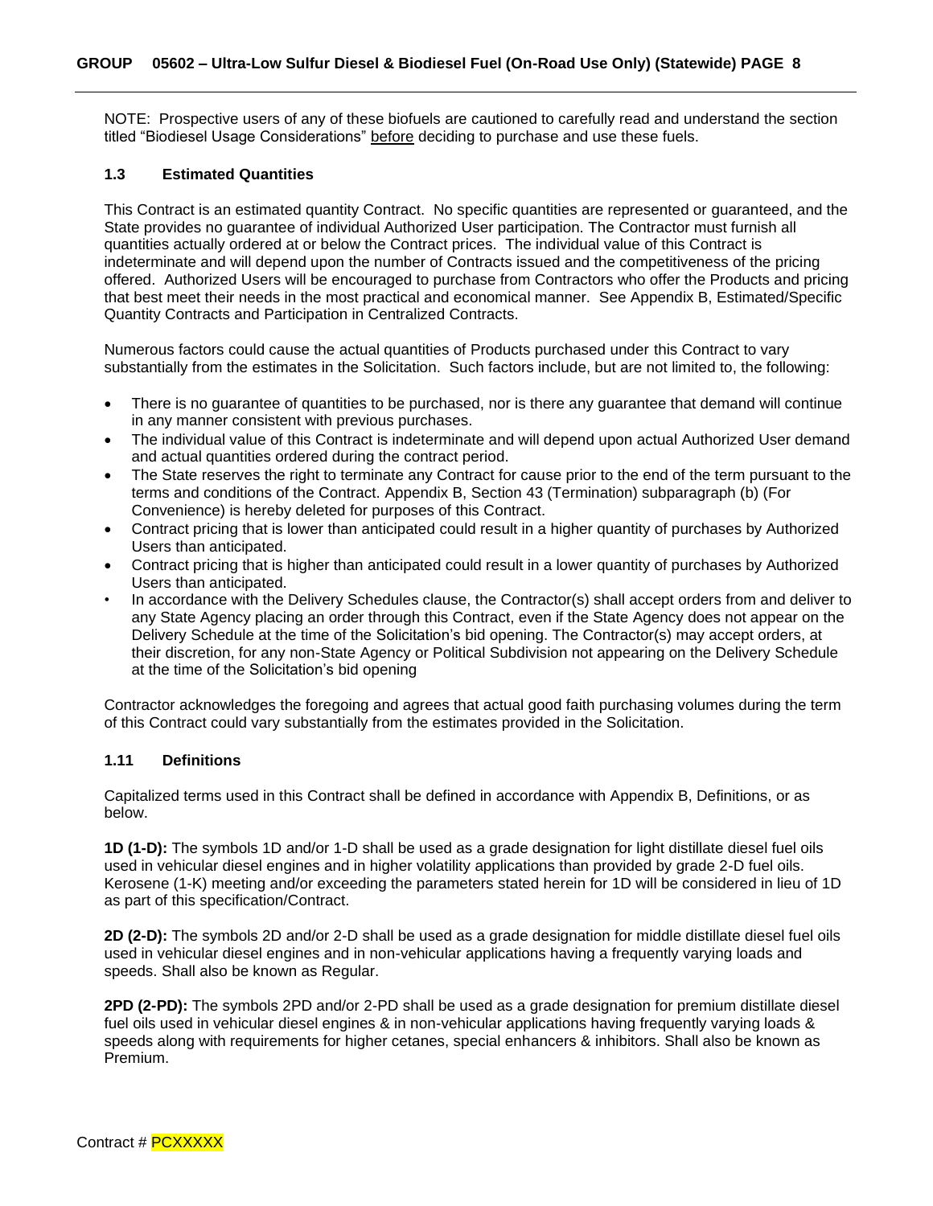NOTE: Prospective users of any of these biofuels are cautioned to carefully read and understand the section titled “Biodiesel Usage Considerations” before deciding to purchase and use these fuels.

### 1.3 Estimated Quantities

This Contract is an estimated quantity Contract. No specific quantities are represented or guaranteed, and the State provides no guarantee of individual Authorized User participation. The Contractor must furnish all quantities actually ordered at or below the Contract prices. The individual value of this Contract is indeterminate and will depend upon the number of Contracts issued and the competitiveness of the pricing offered. Authorized Users will be encouraged to purchase from Contractors who offer the Products and pricing that best meet their needs in the most practical and economical manner. See Appendix B, Estimated/Specific Quantity Contracts and Participation in Centralized Contracts.

Numerous factors could cause the actual quantities of Products purchased under this Contract to vary substantially from the estimates in the Solicitation. Such factors include, but are not limited to, the following:

- There is no guarantee of quantities to be purchased, nor is there any guarantee that demand will continue in any manner consistent with previous purchases.
- The individual value of this Contract is indeterminate and will depend upon actual Authorized User demand and actual quantities ordered during the contract period.
- The State reserves the right to terminate any Contract for cause prior to the end of the term pursuant to the terms and conditions of the Contract. Appendix B, Section 43 (Termination) subparagraph (b) (For Convenience) is hereby deleted for purposes of this Contract.
- Contract pricing that is lower than anticipated could result in a higher quantity of purchases by Authorized Users than anticipated.
- Contract pricing that is higher than anticipated could result in a lower quantity of purchases by Authorized Users than anticipated.
- In accordance with the Delivery Schedules clause, the Contractor(s) shall accept orders from and deliver to any State Agency placing an order through this Contract, even if the State Agency does not appear on the Delivery Schedule at the time of the Solicitation’s bid opening. The Contractor(s) may accept orders, at their discretion, for any non-State Agency or Political Subdivision not appearing on the Delivery Schedule at the time of the Solicitation’s bid opening

Contractor acknowledges the foregoing and agrees that actual good faith purchasing volumes during the term of this Contract could vary substantially from the estimates provided in the Solicitation.

### 1.11 Definitions

Capitalized terms used in this Contract shall be defined in accordance with Appendix B, Definitions, or as below.

**1D (1-D):** The symbols 1D and/or 1-D shall be used as a grade designation for light distillate diesel fuel oils used in vehicular diesel engines and in higher volatility applications than provided by grade 2-D fuel oils. Kerosene (1-K) meeting and/or exceeding the parameters stated herein for 1D will be considered in lieu of 1D as part of this specification/Contract.

**2D (2-D):** The symbols 2D and/or 2-D shall be used as a grade designation for middle distillate diesel fuel oils used in vehicular diesel engines and in non-vehicular applications having a frequently varying loads and speeds. Shall also be known as Regular.

**2PD (2-PD):** The symbols 2PD and/or 2-PD shall be used as a grade designation for premium distillate diesel fuel oils used in vehicular diesel engines & in non-vehicular applications having frequently varying loads & speeds along with requirements for higher cetanes, special enhancers & inhibitors. Shall also be known as Premium.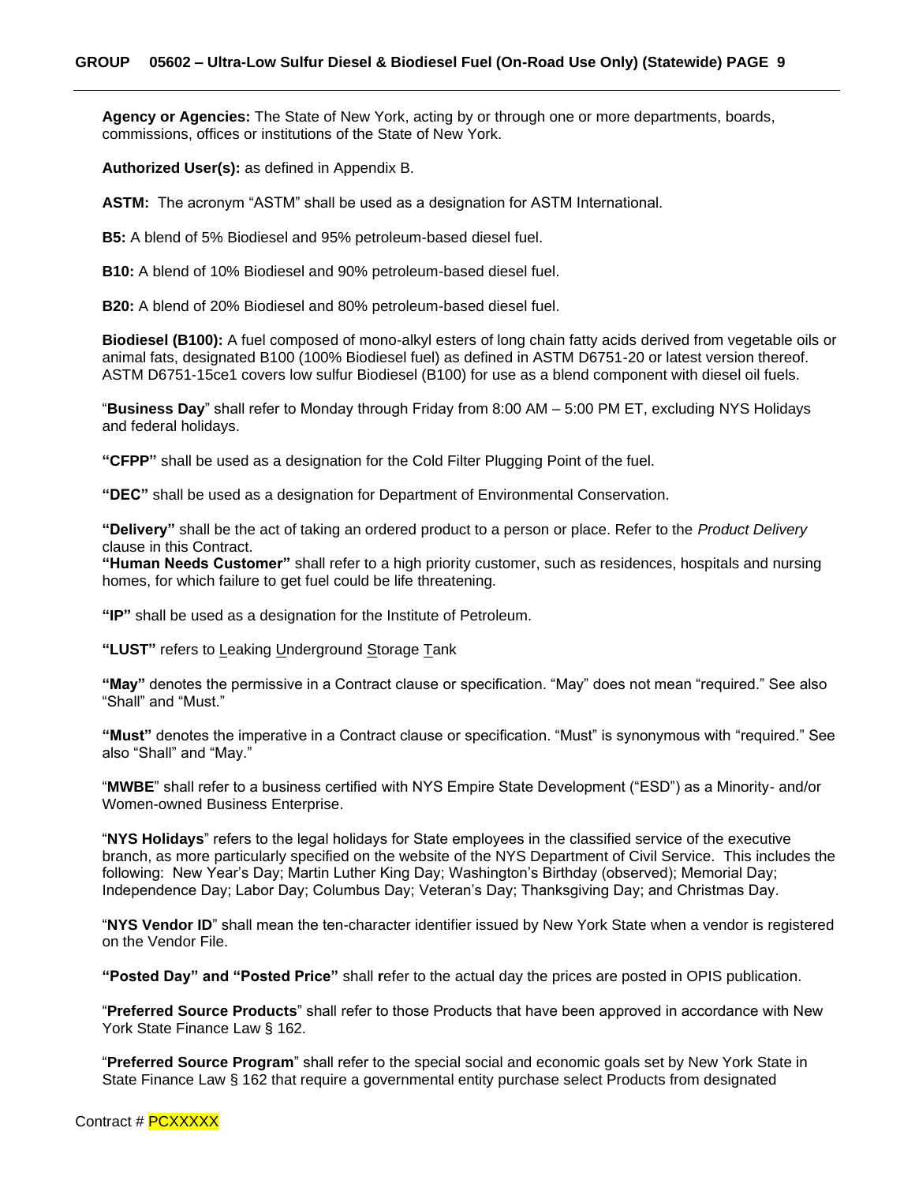**Agency or Agencies:** The State of New York, acting by or through one or more departments, boards, commissions, offices or institutions of the State of New York.

**Authorized User(s):** as defined in Appendix B.

**ASTM:** The acronym "ASTM" shall be used as a designation for ASTM International.

**B5:** A blend of 5% Biodiesel and 95% petroleum-based diesel fuel.

**B10:** A blend of 10% Biodiesel and 90% petroleum-based diesel fuel.

**B20:** A blend of 20% Biodiesel and 80% petroleum-based diesel fuel.

**Biodiesel (B100):** A fuel composed of mono-alkyl esters of long chain fatty acids derived from vegetable oils or animal fats, designated B100 (100% Biodiesel fuel) as defined in ASTM D6751-20 or latest version thereof. ASTM D6751-15ce1 covers low sulfur Biodiesel (B100) for use as a blend component with diesel oil fuels.

"**Business Day**" shall refer to Monday through Friday from 8:00 AM – 5:00 PM ET, excluding NYS Holidays and federal holidays.

**"CFPP"** shall be used as a designation for the Cold Filter Plugging Point of the fuel.

**"DEC"** shall be used as a designation for Department of Environmental Conservation.

**"Delivery"** shall be the act of taking an ordered product to a person or place. Refer to the *Product Delivery* clause in this Contract.

**"Human Needs Customer"** shall refer to a high priority customer, such as residences, hospitals and nursing homes, for which failure to get fuel could be life threatening.

**"IP"** shall be used as a designation for the Institute of Petroleum.

**"LUST"** refers to Leaking Underground Storage Tank

**"May"** denotes the permissive in a Contract clause or specification. "May" does not mean "required." See also "Shall" and "Must."

**"Must"** denotes the imperative in a Contract clause or specification. "Must" is synonymous with "required." See also "Shall" and "May."

"**MWBE**" shall refer to a business certified with NYS Empire State Development ("ESD") as a Minority- and/or Women-owned Business Enterprise.

"**NYS Holidays**" refers to the legal holidays for State employees in the classified service of the executive branch, as more particularly specified on the website of the NYS Department of Civil Service. This includes the following: New Year's Day; Martin Luther King Day; Washington's Birthday (observed); Memorial Day; Independence Day; Labor Day; Columbus Day; Veteran's Day; Thanksgiving Day; and Christmas Day.

"**NYS Vendor ID**" shall mean the ten-character identifier issued by New York State when a vendor is registered on the Vendor File.

**"Posted Day" and "Posted Price"** shall refer to the actual day the prices are posted in OPIS publication.

"**Preferred Source Products**" shall refer to those Products that have been approved in accordance with New York State Finance Law § 162.

"**Preferred Source Program**" shall refer to the special social and economic goals set by New York State in State Finance Law § 162 that require a governmental entity purchase select Products from designated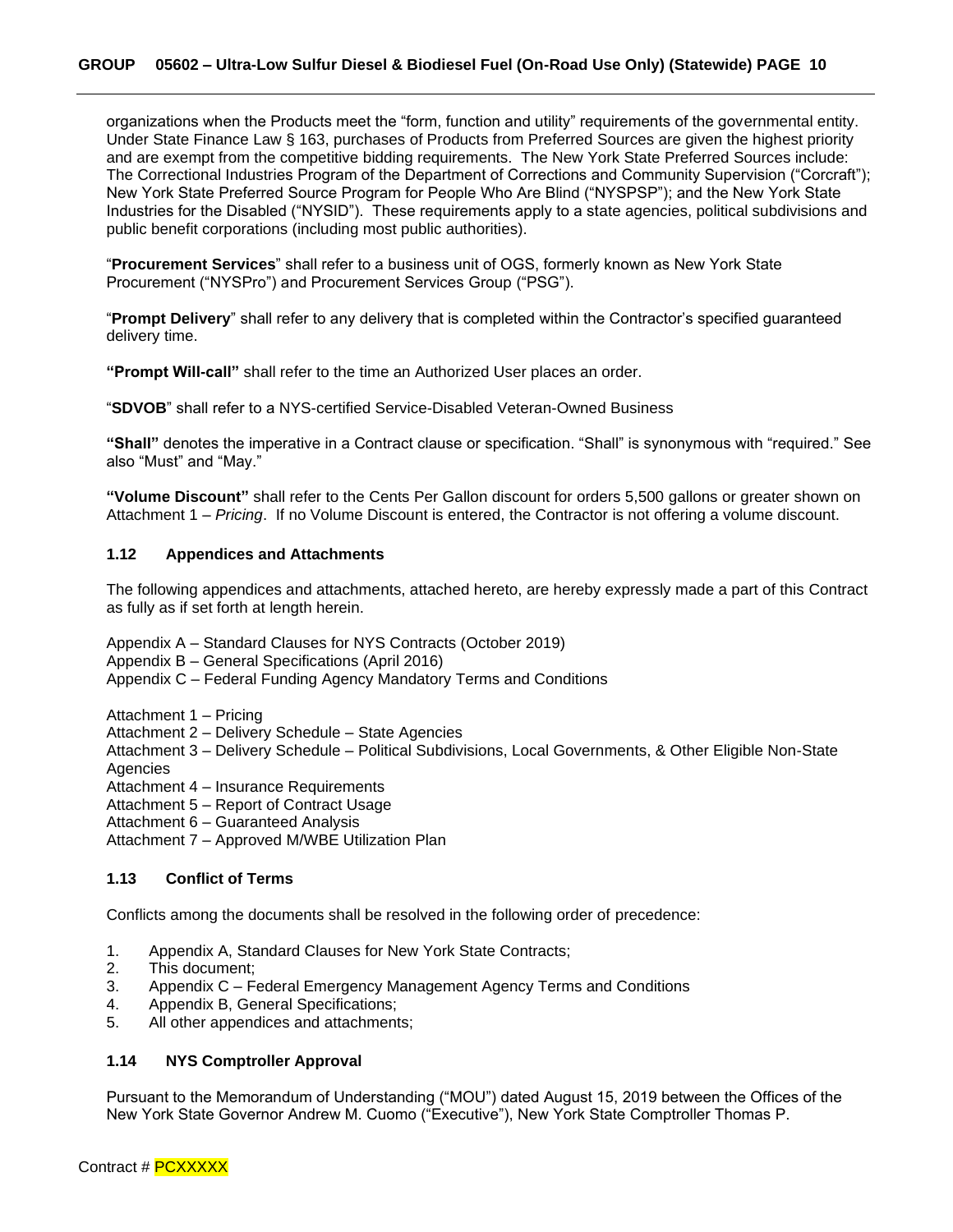organizations when the Products meet the "form, function and utility" requirements of the governmental entity. Under State Finance Law § 163, purchases of Products from Preferred Sources are given the highest priority and are exempt from the competitive bidding requirements. The New York State Preferred Sources include: The Correctional Industries Program of the Department of Corrections and Community Supervision ("Corcraft"); New York State Preferred Source Program for People Who Are Blind ("NYSPSP"); and the New York State Industries for the Disabled ("NYSID"). These requirements apply to a state agencies, political subdivisions and public benefit corporations (including most public authorities).

"**Procurement Services**" shall refer to a business unit of OGS, formerly known as New York State Procurement ("NYSPro") and Procurement Services Group ("PSG").

"**Prompt Delivery**" shall refer to any delivery that is completed within the Contractor's specified guaranteed delivery time.

**"Prompt Will-call"** shall refer to the time an Authorized User places an order.

"**SDVOB**" shall refer to a NYS-certified Service-Disabled Veteran-Owned Business

**"Shall"** denotes the imperative in a Contract clause or specification. "Shall" is synonymous with "required." See also "Must" and "May."

**"Volume Discount"** shall refer to the Cents Per Gallon discount for orders 5,500 gallons or greater shown on Attachment 1 – *Pricing*. If no Volume Discount is entered, the Contractor is not offering a volume discount.

### 1.12 Appendices and Attachments

The following appendices and attachments, attached hereto, are hereby expressly made a part of this Contract as fully as if set forth at length herein.

Appendix A – Standard Clauses for NYS Contracts (October 2019)
Appendix B – General Specifications (April 2016)
Appendix C – Federal Funding Agency Mandatory Terms and Conditions

Attachment 1 – Pricing
Attachment 2 – Delivery Schedule – State Agencies
Attachment 3 – Delivery Schedule – Political Subdivisions, Local Governments, & Other Eligible Non-State Agencies
Attachment 4 – Insurance Requirements
Attachment 5 – Report of Contract Usage
Attachment 6 – Guaranteed Analysis
Attachment 7 – Approved M/WBE Utilization Plan

### 1.13 Conflict of Terms

Conflicts among the documents shall be resolved in the following order of precedence:

1. Appendix A, Standard Clauses for New York State Contracts;
2. This document;
3. Appendix C – Federal Emergency Management Agency Terms and Conditions
4. Appendix B, General Specifications;
5. All other appendices and attachments;

### 1.14 NYS Comptroller Approval

Pursuant to the Memorandum of Understanding ("MOU") dated August 15, 2019 between the Offices of the New York State Governor Andrew M. Cuomo ("Executive"), New York State Comptroller Thomas P.

Contract # PCXXXXX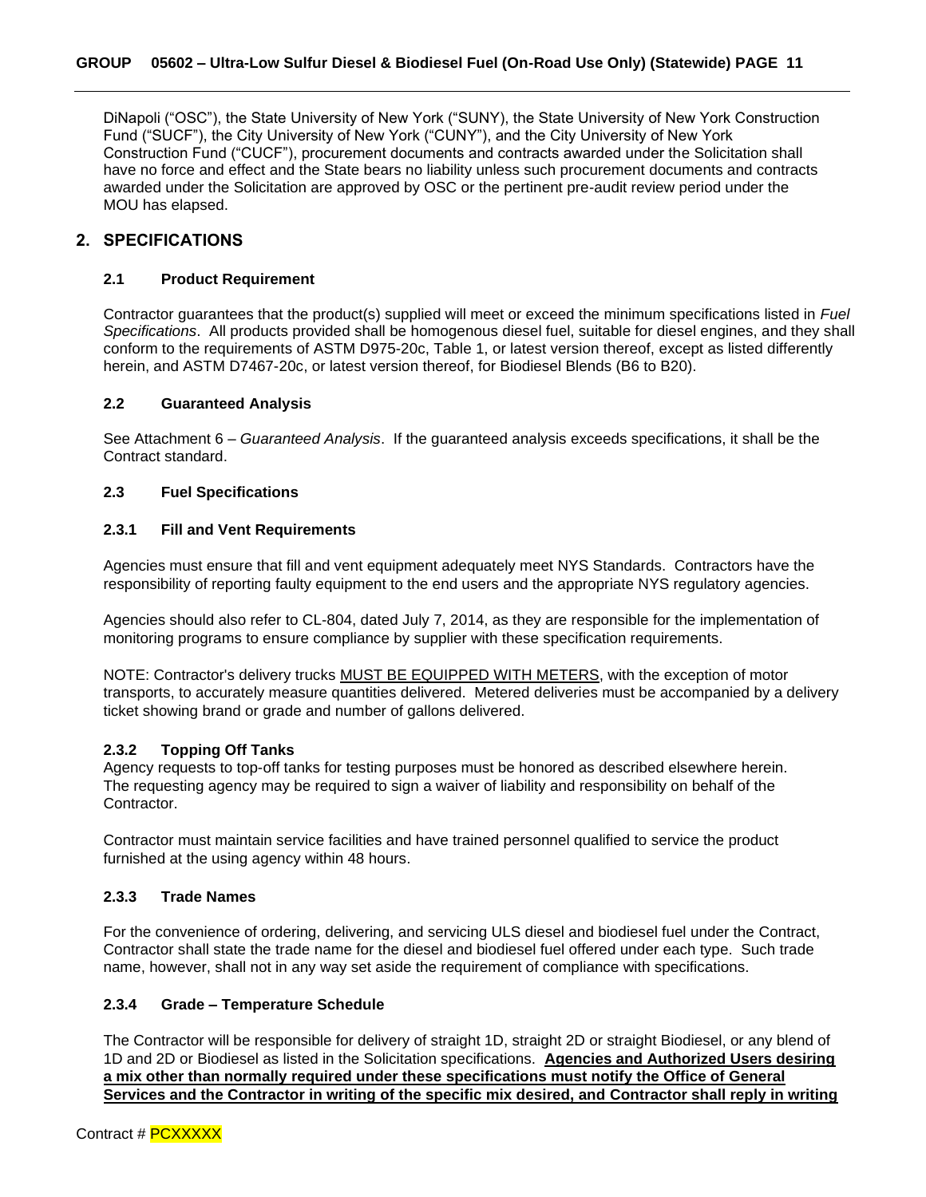DiNapoli ("OSC"), the State University of New York ("SUNY"), the State University of New York Construction Fund ("SUCF"), the City University of New York ("CUNY"), and the City University of New York Construction Fund ("CUCF"), procurement documents and contracts awarded under the Solicitation shall have no force and effect and the State bears no liability unless such procurement documents and contracts awarded under the Solicitation are approved by OSC or the pertinent pre-audit review period under the MOU has elapsed.

## 2. SPECIFICATIONS

### 2.1 Product Requirement

Contractor guarantees that the product(s) supplied will meet or exceed the minimum specifications listed in *Fuel Specifications*. All products provided shall be homogenous diesel fuel, suitable for diesel engines, and they shall conform to the requirements of ASTM D975-20c, Table 1, or latest version thereof, except as listed differently herein, and ASTM D7467-20c, or latest version thereof, for Biodiesel Blends (B6 to B20).

### 2.2 Guaranteed Analysis

See Attachment 6 – *Guaranteed Analysis*. If the guaranteed analysis exceeds specifications, it shall be the Contract standard.

### 2.3 Fuel Specifications

#### 2.3.1 Fill and Vent Requirements

Agencies must ensure that fill and vent equipment adequately meet NYS Standards. Contractors have the responsibility of reporting faulty equipment to the end users and the appropriate NYS regulatory agencies.

Agencies should also refer to CL-804, dated July 7, 2014, as they are responsible for the implementation of monitoring programs to ensure compliance by supplier with these specification requirements.

NOTE: Contractor's delivery trucks MUST BE EQUIPPED WITH METERS, with the exception of motor transports, to accurately measure quantities delivered. Metered deliveries must be accompanied by a delivery ticket showing brand or grade and number of gallons delivered.

#### 2.3.2 Topping Off Tanks

Agency requests to top-off tanks for testing purposes must be honored as described elsewhere herein. The requesting agency may be required to sign a waiver of liability and responsibility on behalf of the Contractor.

Contractor must maintain service facilities and have trained personnel qualified to service the product furnished at the using agency within 48 hours.

#### 2.3.3 Trade Names

For the convenience of ordering, delivering, and servicing ULS diesel and biodiesel fuel under the Contract, Contractor shall state the trade name for the diesel and biodiesel fuel offered under each type. Such trade name, however, shall not in any way set aside the requirement of compliance with specifications.

#### 2.3.4 Grade – Temperature Schedule

The Contractor will be responsible for delivery of straight 1D, straight 2D or straight Biodiesel, or any blend of 1D and 2D or Biodiesel as listed in the Solicitation specifications. **Agencies and Authorized Users desiring a mix other than normally required under these specifications must notify the Office of General Services and the Contractor in writing of the specific mix desired, and Contractor shall reply in writing**

Contract # PCXXXXX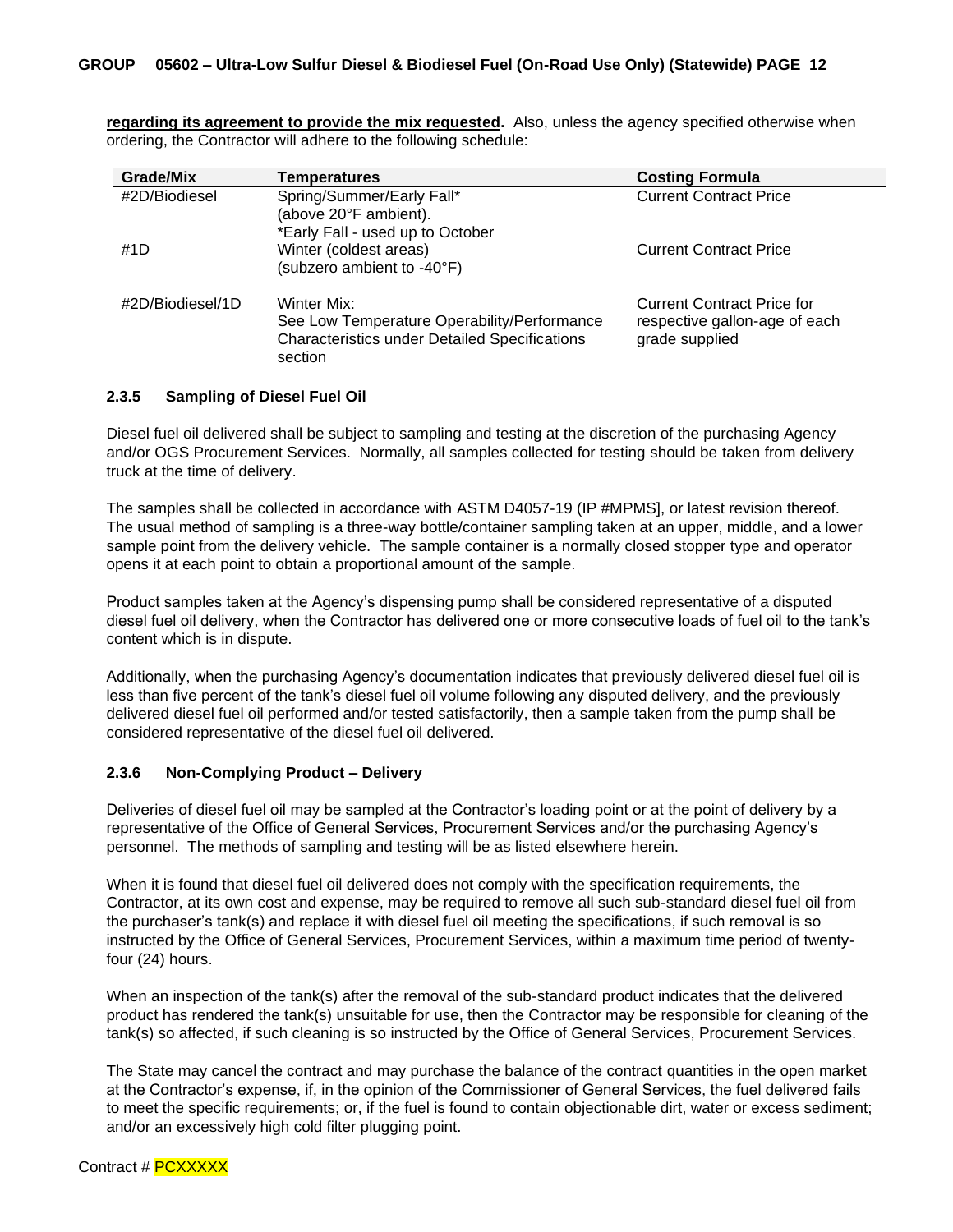**regarding its agreement to provide the mix requested.** Also, unless the agency specified otherwise when ordering, the Contractor will adhere to the following schedule:

| Grade/Mix | Temperatures | Costing Formula |
|---|---|---|
| #2D/Biodiesel | Spring/Summer/Early Fall* (above 20°F ambient). *Early Fall - used up to October | Current Contract Price |
| #1D | Winter (coldest areas) (subzero ambient to -40°F) | Current Contract Price |
| #2D/Biodiesel/1D | Winter Mix: See Low Temperature Operability/Performance Characteristics under Detailed Specifications section | Current Contract Price for respective gallon-age of each grade supplied |

### 2.3.5 Sampling of Diesel Fuel Oil

Diesel fuel oil delivered shall be subject to sampling and testing at the discretion of the purchasing Agency and/or OGS Procurement Services. Normally, all samples collected for testing should be taken from delivery truck at the time of delivery.

The samples shall be collected in accordance with ASTM D4057-19 (IP #MPMS], or latest revision thereof. The usual method of sampling is a three-way bottle/container sampling taken at an upper, middle, and a lower sample point from the delivery vehicle. The sample container is a normally closed stopper type and operator opens it at each point to obtain a proportional amount of the sample.

Product samples taken at the Agency's dispensing pump shall be considered representative of a disputed diesel fuel oil delivery, when the Contractor has delivered one or more consecutive loads of fuel oil to the tank's content which is in dispute.

Additionally, when the purchasing Agency's documentation indicates that previously delivered diesel fuel oil is less than five percent of the tank's diesel fuel oil volume following any disputed delivery, and the previously delivered diesel fuel oil performed and/or tested satisfactorily, then a sample taken from the pump shall be considered representative of the diesel fuel oil delivered.

### 2.3.6 Non-Complying Product – Delivery

Deliveries of diesel fuel oil may be sampled at the Contractor's loading point or at the point of delivery by a representative of the Office of General Services, Procurement Services and/or the purchasing Agency's personnel. The methods of sampling and testing will be as listed elsewhere herein.

When it is found that diesel fuel oil delivered does not comply with the specification requirements, the Contractor, at its own cost and expense, may be required to remove all such sub-standard diesel fuel oil from the purchaser's tank(s) and replace it with diesel fuel oil meeting the specifications, if such removal is so instructed by the Office of General Services, Procurement Services, within a maximum time period of twenty-four (24) hours.

When an inspection of the tank(s) after the removal of the sub-standard product indicates that the delivered product has rendered the tank(s) unsuitable for use, then the Contractor may be responsible for cleaning of the tank(s) so affected, if such cleaning is so instructed by the Office of General Services, Procurement Services.

The State may cancel the contract and may purchase the balance of the contract quantities in the open market at the Contractor's expense, if, in the opinion of the Commissioner of General Services, the fuel delivered fails to meet the specific requirements; or, if the fuel is found to contain objectionable dirt, water or excess sediment; and/or an excessively high cold filter plugging point.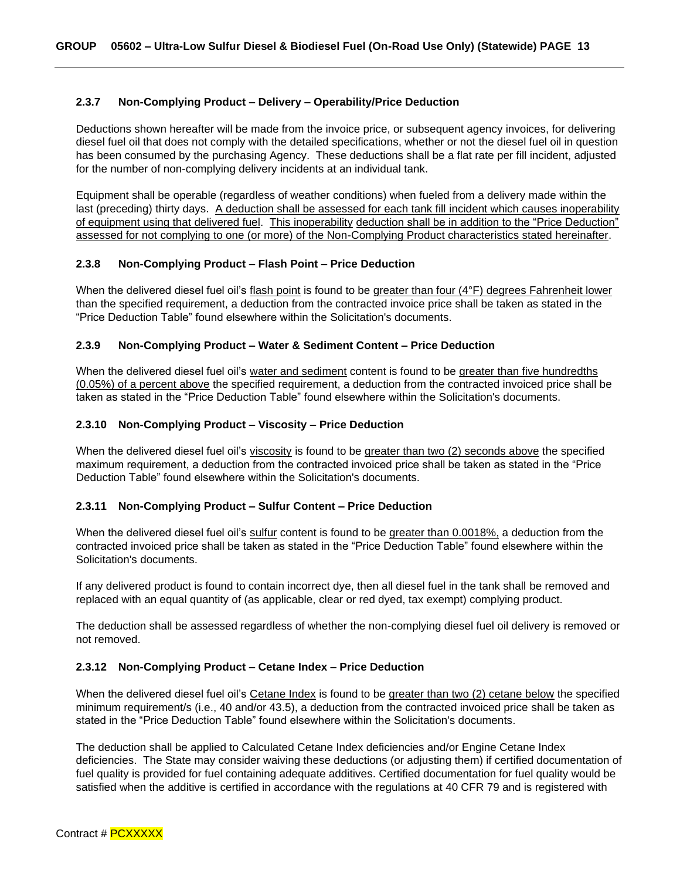### 2.3.7 Non-Complying Product – Delivery – Operability/Price Deduction

Deductions shown hereafter will be made from the invoice price, or subsequent agency invoices, for delivering diesel fuel oil that does not comply with the detailed specifications, whether or not the diesel fuel oil in question has been consumed by the purchasing Agency. These deductions shall be a flat rate per fill incident, adjusted for the number of non-complying delivery incidents at an individual tank.

Equipment shall be operable (regardless of weather conditions) when fueled from a delivery made within the last (preceding) thirty days. A deduction shall be assessed for each tank fill incident which causes inoperability of equipment using that delivered fuel. This inoperability deduction shall be in addition to the "Price Deduction" assessed for not complying to one (or more) of the Non-Complying Product characteristics stated hereinafter.

### 2.3.8 Non-Complying Product – Flash Point – Price Deduction

When the delivered diesel fuel oil's flash point is found to be greater than four (4°F) degrees Fahrenheit lower than the specified requirement, a deduction from the contracted invoice price shall be taken as stated in the "Price Deduction Table" found elsewhere within the Solicitation's documents.

### 2.3.9 Non-Complying Product – Water & Sediment Content – Price Deduction

When the delivered diesel fuel oil's water and sediment content is found to be greater than five hundredths (0.05%) of a percent above the specified requirement, a deduction from the contracted invoiced price shall be taken as stated in the "Price Deduction Table" found elsewhere within the Solicitation's documents.

### 2.3.10 Non-Complying Product – Viscosity – Price Deduction

When the delivered diesel fuel oil's viscosity is found to be greater than two (2) seconds above the specified maximum requirement, a deduction from the contracted invoiced price shall be taken as stated in the "Price Deduction Table" found elsewhere within the Solicitation's documents.

### 2.3.11 Non-Complying Product – Sulfur Content – Price Deduction

When the delivered diesel fuel oil's sulfur content is found to be greater than 0.0018%, a deduction from the contracted invoiced price shall be taken as stated in the "Price Deduction Table" found elsewhere within the Solicitation's documents.

If any delivered product is found to contain incorrect dye, then all diesel fuel in the tank shall be removed and replaced with an equal quantity of (as applicable, clear or red dyed, tax exempt) complying product.

The deduction shall be assessed regardless of whether the non-complying diesel fuel oil delivery is removed or not removed.

### 2.3.12 Non-Complying Product – Cetane Index – Price Deduction

When the delivered diesel fuel oil's Cetane Index is found to be greater than two (2) cetane below the specified minimum requirement/s (i.e., 40 and/or 43.5), a deduction from the contracted invoiced price shall be taken as stated in the "Price Deduction Table" found elsewhere within the Solicitation's documents.

The deduction shall be applied to Calculated Cetane Index deficiencies and/or Engine Cetane Index deficiencies. The State may consider waiving these deductions (or adjusting them) if certified documentation of fuel quality is provided for fuel containing adequate additives. Certified documentation for fuel quality would be satisfied when the additive is certified in accordance with the regulations at 40 CFR 79 and is registered with

Contract # PCXXXXX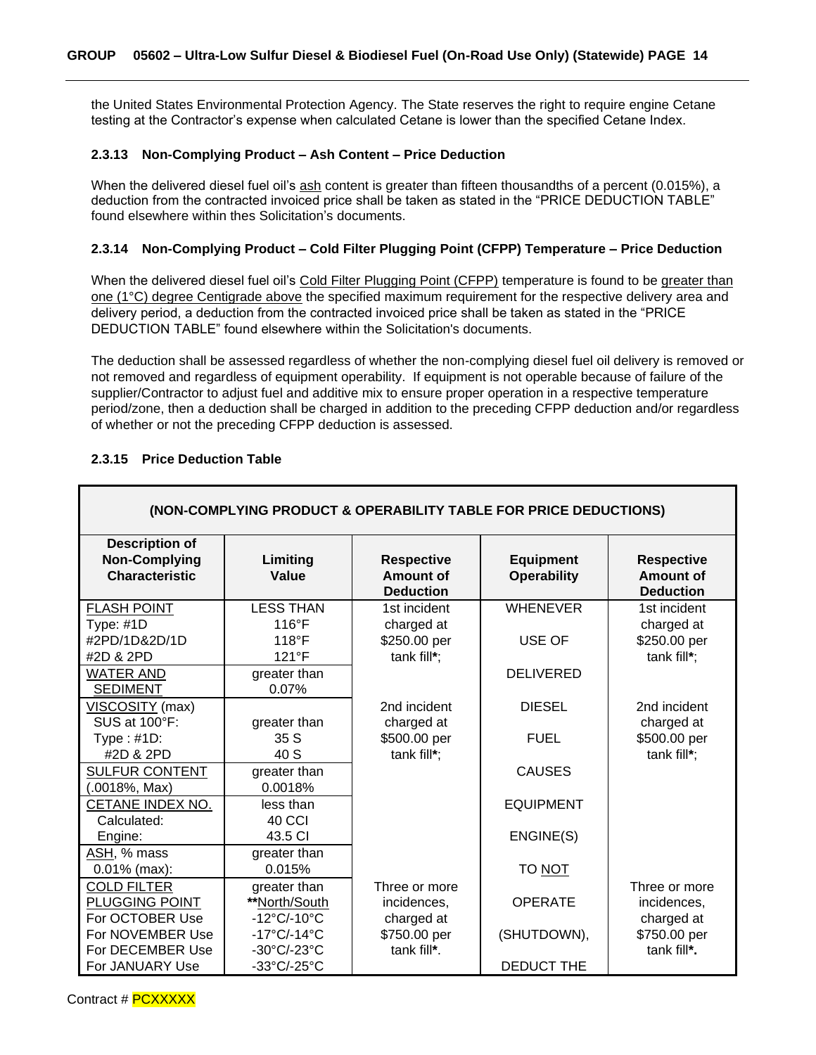the United States Environmental Protection Agency. The State reserves the right to require engine Cetane testing at the Contractor's expense when calculated Cetane is lower than the specified Cetane Index.

### 2.3.13 Non-Complying Product – Ash Content – Price Deduction

When the delivered diesel fuel oil's ash content is greater than fifteen thousandths of a percent (0.015%), a deduction from the contracted invoiced price shall be taken as stated in the "PRICE DEDUCTION TABLE" found elsewhere within thes Solicitation's documents.

### 2.3.14 Non-Complying Product – Cold Filter Plugging Point (CFPP) Temperature – Price Deduction

When the delivered diesel fuel oil's Cold Filter Plugging Point (CFPP) temperature is found to be greater than one (1°C) degree Centigrade above the specified maximum requirement for the respective delivery area and delivery period, a deduction from the contracted invoiced price shall be taken as stated in the "PRICE DEDUCTION TABLE" found elsewhere within the Solicitation's documents.

The deduction shall be assessed regardless of whether the non-complying diesel fuel oil delivery is removed or not removed and regardless of equipment operability. If equipment is not operable because of failure of the supplier/Contractor to adjust fuel and additive mix to ensure proper operation in a respective temperature period/zone, then a deduction shall be charged in addition to the preceding CFPP deduction and/or regardless of whether or not the preceding CFPP deduction is assessed.

### 2.3.15 Price Deduction Table

| (NON-COMPLYING PRODUCT & OPERABILITY TABLE FOR PRICE DEDUCTIONS) | | | | |
|---|---|---|---|---|
| **Description of Non-Complying Characteristic** | **Limiting Value** | **Respective Amount of Deduction** | **Equipment Operability** | **Respective Amount of Deduction** |
| FLASH POINT<br>Type: #1D<br>#2PD/1D&2D/1D<br>#2D & 2PD | LESS THAN<br>116°F<br>118°F<br>121°F | 1st incident charged at $250.00 per tank fill*; | WHENEVER<br>USE OF | 1st incident charged at $250.00 per tank fill*; |
| WATER AND SEDIMENT | greater than 0.07% | | DELIVERED | |
| VISCOSITY (max)<br>SUS at 100°F:<br>Type : #1D:<br>#2D & 2PD | greater than<br>35 S<br>40 S | 2nd incident charged at $500.00 per tank fill*; | DIESEL<br>FUEL | 2nd incident charged at $500.00 per tank fill*; |
| SULFUR CONTENT (.0018%, Max) | greater than 0.0018% | | CAUSES | |
| CETANE INDEX NO.<br>Calculated:<br>Engine: | less than<br>40 CCI<br>43.5 CI | | EQUIPMENT<br>ENGINE(S) | |
| ASH, % mass 0.01% (max): | greater than 0.015% | | TO NOT | |
| COLD FILTER PLUGGING POINT<br>For OCTOBER Use<br>For NOVEMBER Use<br>For DECEMBER Use<br>For JANUARY Use | greater than<br>**North/South<br>-12°C/-10°C<br>-17°C/-14°C<br>-30°C/-23°C<br>-33°C/-25°C | Three or more incidences, charged at $750.00 per tank fill*. | OPERATE<br>(SHUTDOWN),<br>DEDUCT THE | Three or more incidences, charged at $750.00 per tank fill*. |

Contract # PCXXXXX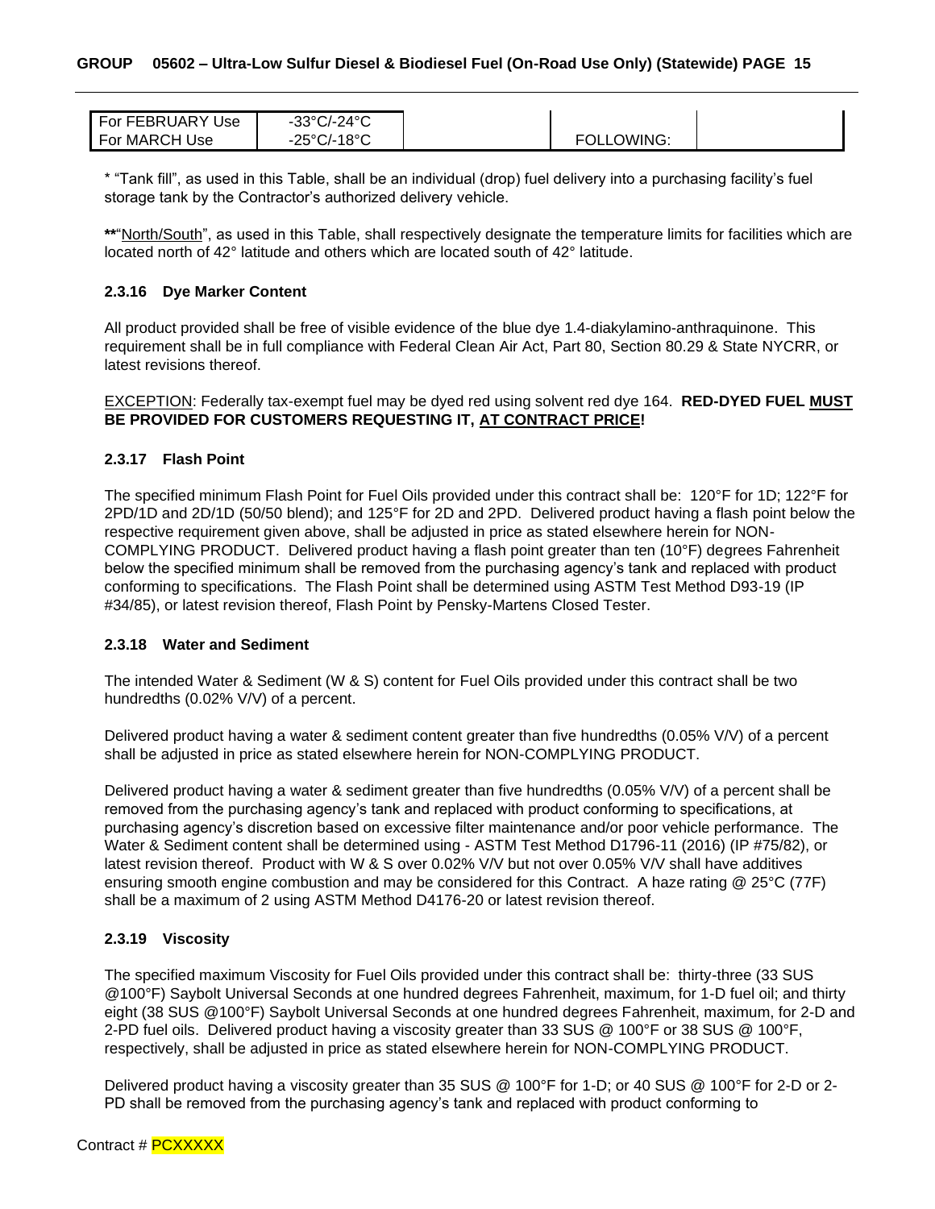| For FEBRUARY Use | -33°C/-24°C | | FOLLOWING: | |
|---|---|---|---|---|
| For MARCH Use | -25°C/-18°C | | | |

* "Tank fill", as used in this Table, shall be an individual (drop) fuel delivery into a purchasing facility's fuel storage tank by the Contractor's authorized delivery vehicle.

**"North/South", as used in this Table, shall respectively designate the temperature limits for facilities which are located north of 42° latitude and others which are located south of 42° latitude.

### 2.3.16 Dye Marker Content

All product provided shall be free of visible evidence of the blue dye 1.4-diakylamino-anthraquinone. This requirement shall be in full compliance with Federal Clean Air Act, Part 80, Section 80.29 & State NYCRR, or latest revisions thereof.

EXCEPTION: Federally tax-exempt fuel may be dyed red using solvent red dye 164. **RED-DYED FUEL MUST BE PROVIDED FOR CUSTOMERS REQUESTING IT, AT CONTRACT PRICE!**

### 2.3.17 Flash Point

The specified minimum Flash Point for Fuel Oils provided under this contract shall be: 120°F for 1D; 122°F for 2PD/1D and 2D/1D (50/50 blend); and 125°F for 2D and 2PD. Delivered product having a flash point below the respective requirement given above, shall be adjusted in price as stated elsewhere herein for NON-COMPLYING PRODUCT. Delivered product having a flash point greater than ten (10°F) degrees Fahrenheit below the specified minimum shall be removed from the purchasing agency's tank and replaced with product conforming to specifications. The Flash Point shall be determined using ASTM Test Method D93-19 (IP #34/85), or latest revision thereof, Flash Point by Pensky-Martens Closed Tester.

### 2.3.18 Water and Sediment

The intended Water & Sediment (W & S) content for Fuel Oils provided under this contract shall be two hundredths (0.02% V/V) of a percent.

Delivered product having a water & sediment content greater than five hundredths (0.05% V/V) of a percent shall be adjusted in price as stated elsewhere herein for NON-COMPLYING PRODUCT.

Delivered product having a water & sediment greater than five hundredths (0.05% V/V) of a percent shall be removed from the purchasing agency's tank and replaced with product conforming to specifications, at purchasing agency's discretion based on excessive filter maintenance and/or poor vehicle performance. The Water & Sediment content shall be determined using - ASTM Test Method D1796-11 (2016) (IP #75/82), or latest revision thereof. Product with W & S over 0.02% V/V but not over 0.05% V/V shall have additives ensuring smooth engine combustion and may be considered for this Contract. A haze rating @ 25°C (77F) shall be a maximum of 2 using ASTM Method D4176-20 or latest revision thereof.

### 2.3.19 Viscosity

The specified maximum Viscosity for Fuel Oils provided under this contract shall be: thirty-three (33 SUS @100°F) Saybolt Universal Seconds at one hundred degrees Fahrenheit, maximum, for 1-D fuel oil; and thirty eight (38 SUS @100°F) Saybolt Universal Seconds at one hundred degrees Fahrenheit, maximum, for 2-D and 2-PD fuel oils. Delivered product having a viscosity greater than 33 SUS @ 100°F or 38 SUS @ 100°F, respectively, shall be adjusted in price as stated elsewhere herein for NON-COMPLYING PRODUCT.

Delivered product having a viscosity greater than 35 SUS @ 100°F for 1-D; or 40 SUS @ 100°F for 2-D or 2-PD shall be removed from the purchasing agency's tank and replaced with product conforming to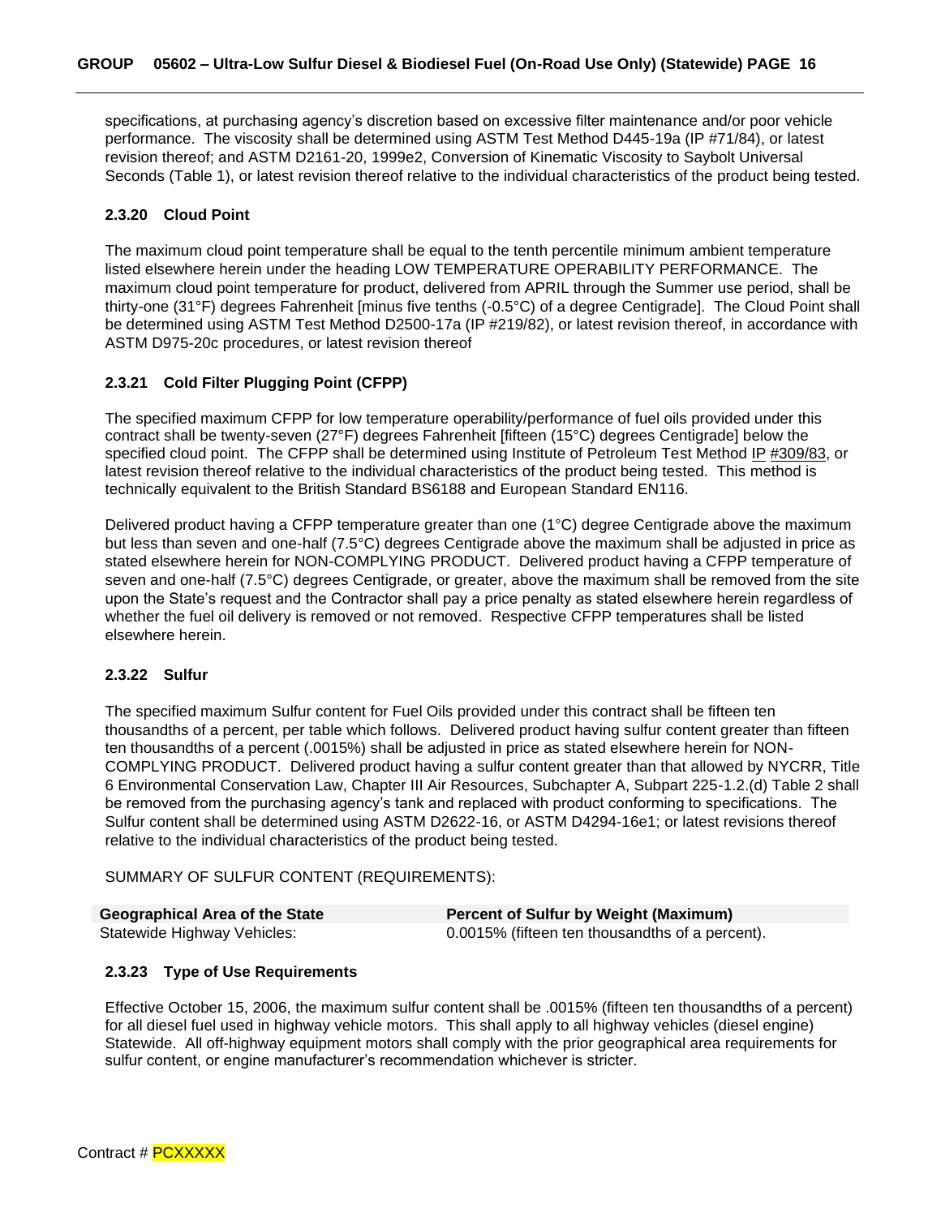specifications, at purchasing agency's discretion based on excessive filter maintenance and/or poor vehicle performance. The viscosity shall be determined using ASTM Test Method D445-19a (IP #71/84), or latest revision thereof; and ASTM D2161-20, 1999e2, Conversion of Kinematic Viscosity to Saybolt Universal Seconds (Table 1), or latest revision thereof relative to the individual characteristics of the product being tested.

### 2.3.20 Cloud Point

The maximum cloud point temperature shall be equal to the tenth percentile minimum ambient temperature listed elsewhere herein under the heading LOW TEMPERATURE OPERABILITY PERFORMANCE. The maximum cloud point temperature for product, delivered from APRIL through the Summer use period, shall be thirty-one (31°F) degrees Fahrenheit [minus five tenths (-0.5°C) of a degree Centigrade]. The Cloud Point shall be determined using ASTM Test Method D2500-17a (IP #219/82), or latest revision thereof, in accordance with ASTM D975-20c procedures, or latest revision thereof

### 2.3.21 Cold Filter Plugging Point (CFPP)

The specified maximum CFPP for low temperature operability/performance of fuel oils provided under this contract shall be twenty-seven (27°F) degrees Fahrenheit [fifteen (15°C) degrees Centigrade] below the specified cloud point. The CFPP shall be determined using Institute of Petroleum Test Method IP #309/83, or latest revision thereof relative to the individual characteristics of the product being tested. This method is technically equivalent to the British Standard BS6188 and European Standard EN116.

Delivered product having a CFPP temperature greater than one (1°C) degree Centigrade above the maximum but less than seven and one-half (7.5°C) degrees Centigrade above the maximum shall be adjusted in price as stated elsewhere herein for NON-COMPLYING PRODUCT. Delivered product having a CFPP temperature of seven and one-half (7.5°C) degrees Centigrade, or greater, above the maximum shall be removed from the site upon the State's request and the Contractor shall pay a price penalty as stated elsewhere herein regardless of whether the fuel oil delivery is removed or not removed. Respective CFPP temperatures shall be listed elsewhere herein.

### 2.3.22 Sulfur

The specified maximum Sulfur content for Fuel Oils provided under this contract shall be fifteen ten thousandths of a percent, per table which follows. Delivered product having sulfur content greater than fifteen ten thousandths of a percent (.0015%) shall be adjusted in price as stated elsewhere herein for NON-COMPLYING PRODUCT. Delivered product having a sulfur content greater than that allowed by NYCRR, Title 6 Environmental Conservation Law, Chapter III Air Resources, Subchapter A, Subpart 225-1.2.(d) Table 2 shall be removed from the purchasing agency's tank and replaced with product conforming to specifications. The Sulfur content shall be determined using ASTM D2622-16, or ASTM D4294-16e1; or latest revisions thereof relative to the individual characteristics of the product being tested.

SUMMARY OF SULFUR CONTENT (REQUIREMENTS):

| Geographical Area of the State | Percent of Sulfur by Weight (Maximum) |
|---|---|
| Statewide Highway Vehicles: | 0.0015% (fifteen ten thousandths of a percent). |

### 2.3.23 Type of Use Requirements

Effective October 15, 2006, the maximum sulfur content shall be .0015% (fifteen ten thousandths of a percent) for all diesel fuel used in highway vehicle motors. This shall apply to all highway vehicles (diesel engine) Statewide. All off-highway equipment motors shall comply with the prior geographical area requirements for sulfur content, or engine manufacturer's recommendation whichever is stricter.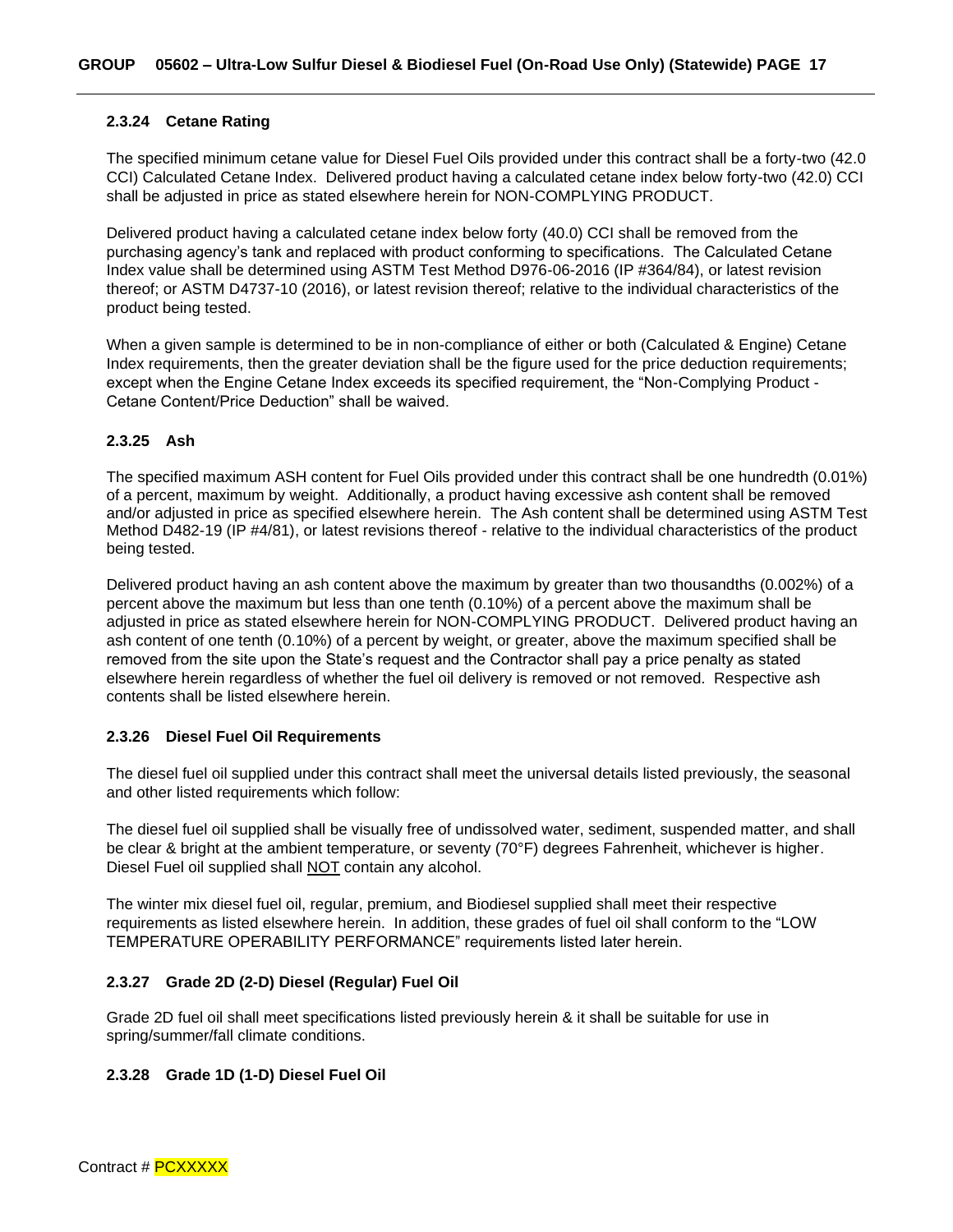### 2.3.24 Cetane Rating

The specified minimum cetane value for Diesel Fuel Oils provided under this contract shall be a forty-two (42.0 CCI) Calculated Cetane Index. Delivered product having a calculated cetane index below forty-two (42.0) CCI shall be adjusted in price as stated elsewhere herein for NON-COMPLYING PRODUCT.

Delivered product having a calculated cetane index below forty (40.0) CCI shall be removed from the purchasing agency's tank and replaced with product conforming to specifications. The Calculated Cetane Index value shall be determined using ASTM Test Method D976-06-2016 (IP #364/84), or latest revision thereof; or ASTM D4737-10 (2016), or latest revision thereof; relative to the individual characteristics of the product being tested.

When a given sample is determined to be in non-compliance of either or both (Calculated & Engine) Cetane Index requirements, then the greater deviation shall be the figure used for the price deduction requirements; except when the Engine Cetane Index exceeds its specified requirement, the "Non-Complying Product - Cetane Content/Price Deduction" shall be waived.

### 2.3.25 Ash

The specified maximum ASH content for Fuel Oils provided under this contract shall be one hundredth (0.01%) of a percent, maximum by weight. Additionally, a product having excessive ash content shall be removed and/or adjusted in price as specified elsewhere herein. The Ash content shall be determined using ASTM Test Method D482-19 (IP #4/81), or latest revisions thereof - relative to the individual characteristics of the product being tested.

Delivered product having an ash content above the maximum by greater than two thousandths (0.002%) of a percent above the maximum but less than one tenth (0.10%) of a percent above the maximum shall be adjusted in price as stated elsewhere herein for NON-COMPLYING PRODUCT. Delivered product having an ash content of one tenth (0.10%) of a percent by weight, or greater, above the maximum specified shall be removed from the site upon the State's request and the Contractor shall pay a price penalty as stated elsewhere herein regardless of whether the fuel oil delivery is removed or not removed. Respective ash contents shall be listed elsewhere herein.

### 2.3.26 Diesel Fuel Oil Requirements

The diesel fuel oil supplied under this contract shall meet the universal details listed previously, the seasonal and other listed requirements which follow:

The diesel fuel oil supplied shall be visually free of undissolved water, sediment, suspended matter, and shall be clear & bright at the ambient temperature, or seventy (70°F) degrees Fahrenheit, whichever is higher. Diesel Fuel oil supplied shall NOT contain any alcohol.

The winter mix diesel fuel oil, regular, premium, and Biodiesel supplied shall meet their respective requirements as listed elsewhere herein. In addition, these grades of fuel oil shall conform to the "LOW TEMPERATURE OPERABILITY PERFORMANCE" requirements listed later herein.

### 2.3.27 Grade 2D (2-D) Diesel (Regular) Fuel Oil

Grade 2D fuel oil shall meet specifications listed previously herein & it shall be suitable for use in spring/summer/fall climate conditions.

### 2.3.28 Grade 1D (1-D) Diesel Fuel Oil

Contract # PCXXXXX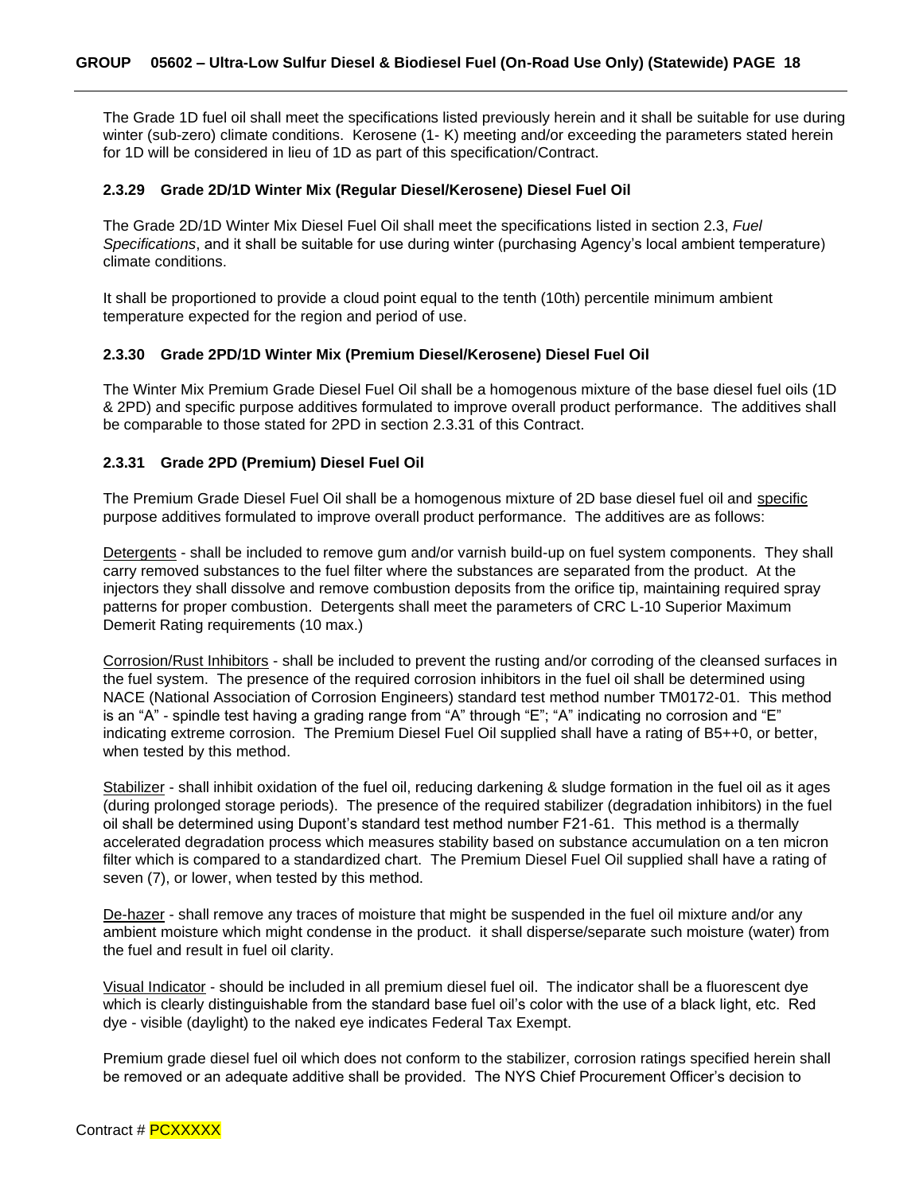The Grade 1D fuel oil shall meet the specifications listed previously herein and it shall be suitable for use during winter (sub-zero) climate conditions. Kerosene (1- K) meeting and/or exceeding the parameters stated herein for 1D will be considered in lieu of 1D as part of this specification/Contract.

### 2.3.29 Grade 2D/1D Winter Mix (Regular Diesel/Kerosene) Diesel Fuel Oil

The Grade 2D/1D Winter Mix Diesel Fuel Oil shall meet the specifications listed in section 2.3, *Fuel Specifications*, and it shall be suitable for use during winter (purchasing Agency's local ambient temperature) climate conditions.

It shall be proportioned to provide a cloud point equal to the tenth (10th) percentile minimum ambient temperature expected for the region and period of use.

### 2.3.30 Grade 2PD/1D Winter Mix (Premium Diesel/Kerosene) Diesel Fuel Oil

The Winter Mix Premium Grade Diesel Fuel Oil shall be a homogenous mixture of the base diesel fuel oils (1D & 2PD) and specific purpose additives formulated to improve overall product performance. The additives shall be comparable to those stated for 2PD in section 2.3.31 of this Contract.

### 2.3.31 Grade 2PD (Premium) Diesel Fuel Oil

The Premium Grade Diesel Fuel Oil shall be a homogenous mixture of 2D base diesel fuel oil and <u>specific</u> purpose additives formulated to improve overall product performance. The additives are as follows:

<u>Detergents</u> - shall be included to remove gum and/or varnish build-up on fuel system components. They shall carry removed substances to the fuel filter where the substances are separated from the product. At the injectors they shall dissolve and remove combustion deposits from the orifice tip, maintaining required spray patterns for proper combustion. Detergents shall meet the parameters of CRC L-10 Superior Maximum Demerit Rating requirements (10 max.)

<u>Corrosion/Rust Inhibitors</u> - shall be included to prevent the rusting and/or corroding of the cleansed surfaces in the fuel system. The presence of the required corrosion inhibitors in the fuel oil shall be determined using NACE (National Association of Corrosion Engineers) standard test method number TM0172-01. This method is an "A" - spindle test having a grading range from "A" through "E"; "A" indicating no corrosion and "E" indicating extreme corrosion. The Premium Diesel Fuel Oil supplied shall have a rating of B5++0, or better, when tested by this method.

<u>Stabilizer</u> - shall inhibit oxidation of the fuel oil, reducing darkening & sludge formation in the fuel oil as it ages (during prolonged storage periods). The presence of the required stabilizer (degradation inhibitors) in the fuel oil shall be determined using Dupont's standard test method number F21-61. This method is a thermally accelerated degradation process which measures stability based on substance accumulation on a ten micron filter which is compared to a standardized chart. The Premium Diesel Fuel Oil supplied shall have a rating of seven (7), or lower, when tested by this method.

<u>De-hazer</u> - shall remove any traces of moisture that might be suspended in the fuel oil mixture and/or any ambient moisture which might condense in the product. it shall disperse/separate such moisture (water) from the fuel and result in fuel oil clarity.

<u>Visual Indicator</u> - should be included in all premium diesel fuel oil. The indicator shall be a fluorescent dye which is clearly distinguishable from the standard base fuel oil's color with the use of a black light, etc. Red dye - visible (daylight) to the naked eye indicates Federal Tax Exempt.

Premium grade diesel fuel oil which does not conform to the stabilizer, corrosion ratings specified herein shall be removed or an adequate additive shall be provided. The NYS Chief Procurement Officer's decision to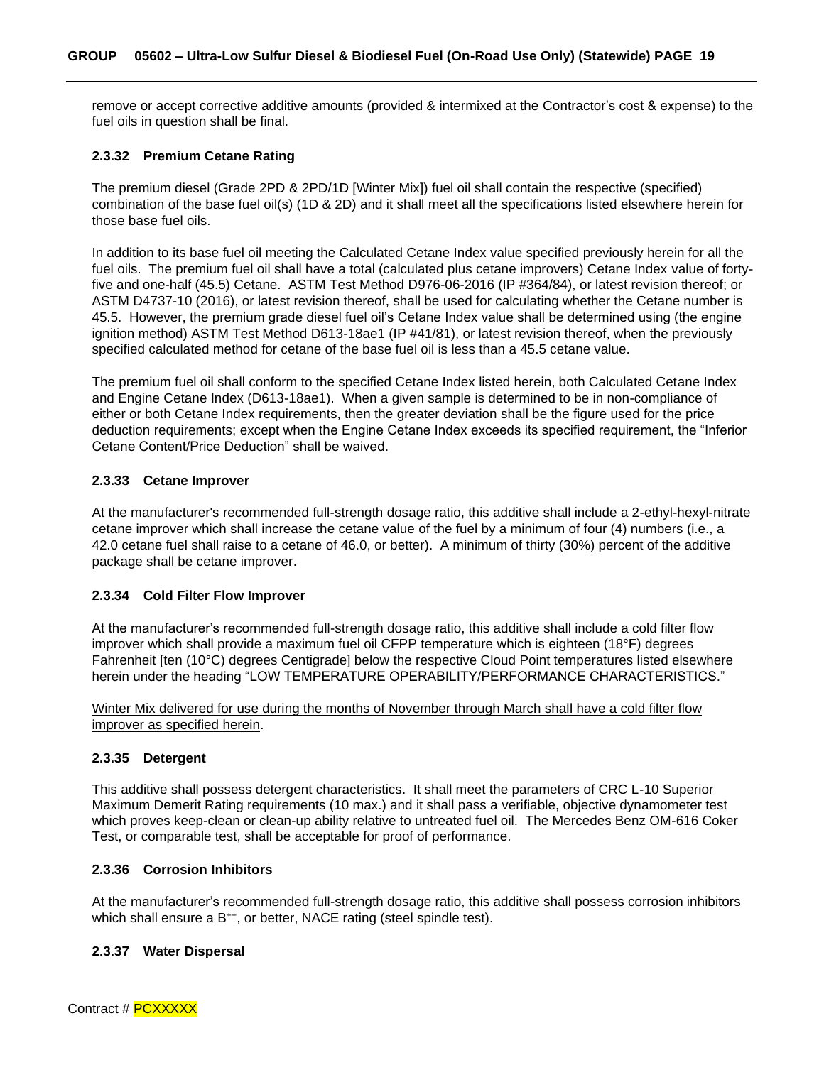remove or accept corrective additive amounts (provided & intermixed at the Contractor's cost & expense) to the fuel oils in question shall be final.

### 2.3.32 Premium Cetane Rating

The premium diesel (Grade 2PD & 2PD/1D [Winter Mix]) fuel oil shall contain the respective (specified) combination of the base fuel oil(s) (1D & 2D) and it shall meet all the specifications listed elsewhere herein for those base fuel oils.

In addition to its base fuel oil meeting the Calculated Cetane Index value specified previously herein for all the fuel oils. The premium fuel oil shall have a total (calculated plus cetane improvers) Cetane Index value of forty-five and one-half (45.5) Cetane. ASTM Test Method D976-06-2016 (IP #364/84), or latest revision thereof; or ASTM D4737-10 (2016), or latest revision thereof, shall be used for calculating whether the Cetane number is 45.5. However, the premium grade diesel fuel oil's Cetane Index value shall be determined using (the engine ignition method) ASTM Test Method D613-18ae1 (IP #41/81), or latest revision thereof, when the previously specified calculated method for cetane of the base fuel oil is less than a 45.5 cetane value.

The premium fuel oil shall conform to the specified Cetane Index listed herein, both Calculated Cetane Index and Engine Cetane Index (D613-18ae1). When a given sample is determined to be in non-compliance of either or both Cetane Index requirements, then the greater deviation shall be the figure used for the price deduction requirements; except when the Engine Cetane Index exceeds its specified requirement, the "Inferior Cetane Content/Price Deduction" shall be waived.

### 2.3.33 Cetane Improver

At the manufacturer's recommended full-strength dosage ratio, this additive shall include a 2-ethyl-hexyl-nitrate cetane improver which shall increase the cetane value of the fuel by a minimum of four (4) numbers (i.e., a 42.0 cetane fuel shall raise to a cetane of 46.0, or better). A minimum of thirty (30%) percent of the additive package shall be cetane improver.

### 2.3.34 Cold Filter Flow Improver

At the manufacturer's recommended full-strength dosage ratio, this additive shall include a cold filter flow improver which shall provide a maximum fuel oil CFPP temperature which is eighteen (18°F) degrees Fahrenheit [ten (10°C) degrees Centigrade] below the respective Cloud Point temperatures listed elsewhere herein under the heading "LOW TEMPERATURE OPERABILITY/PERFORMANCE CHARACTERISTICS."

<u>Winter Mix delivered for use during the months of November through March shall have a cold filter flow improver as specified herein</u>.

### 2.3.35 Detergent

This additive shall possess detergent characteristics. It shall meet the parameters of CRC L-10 Superior Maximum Demerit Rating requirements (10 max.) and it shall pass a verifiable, objective dynamometer test which proves keep-clean or clean-up ability relative to untreated fuel oil. The Mercedes Benz OM-616 Coker Test, or comparable test, shall be acceptable for proof of performance.

### 2.3.36 Corrosion Inhibitors

At the manufacturer's recommended full-strength dosage ratio, this additive shall possess corrosion inhibitors which shall ensure a $B^{++}$, or better, NACE rating (steel spindle test).

### 2.3.37 Water Dispersal

Contract # PCXXXXX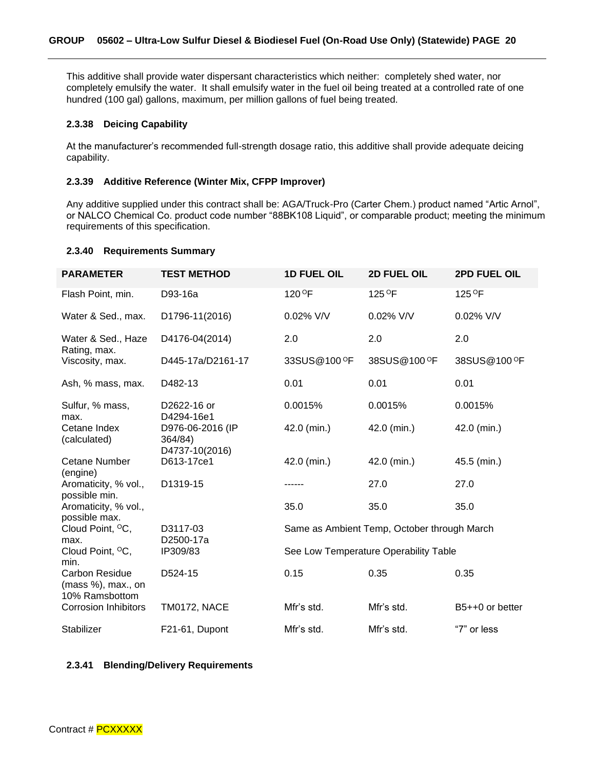This additive shall provide water dispersant characteristics which neither: completely shed water, nor completely emulsify the water. It shall emulsify water in the fuel oil being treated at a controlled rate of one hundred (100 gal) gallons, maximum, per million gallons of fuel being treated.

#### 2.3.38 Deicing Capability

At the manufacturer's recommended full-strength dosage ratio, this additive shall provide adequate deicing capability.

#### 2.3.39 Additive Reference (Winter Mix, CFPP Improver)

Any additive supplied under this contract shall be: AGA/Truck-Pro (Carter Chem.) product named "Artic Arnol", or NALCO Chemical Co. product code number "88BK108 Liquid", or comparable product; meeting the minimum requirements of this specification.

#### 2.3.40 Requirements Summary

| PARAMETER | TEST METHOD | 1D FUEL OIL | 2D FUEL OIL | 2PD FUEL OIL |
|---|---|---|---|---|
| Flash Point, min. | D93-16a | 120 °F | 125 °F | 125 °F |
| Water & Sed., max. | D1796-11(2016) | 0.02% V/V | 0.02% V/V | 0.02% V/V |
| Water & Sed., Haze Rating, max. | D4176-04(2014) | 2.0 | 2.0 | 2.0 |
| Viscosity, max. | D445-17a/D2161-17 | 33SUS@100 °F | 38SUS@100 °F | 38SUS@100 °F |
| Ash, % mass, max. | D482-13 | 0.01 | 0.01 | 0.01 |
| Sulfur, % mass, max. | D2622-16 or D4294-16e1 | 0.0015% | 0.0015% | 0.0015% |
| Cetane Index (calculated) | D976-06-2016 (IP 364/84) D4737-10(2016) | 42.0 (min.) | 42.0 (min.) | 42.0 (min.) |
| Cetane Number (engine) | D613-17ce1 | 42.0 (min.) | 42.0 (min.) | 45.5 (min.) |
| Aromaticity, % vol., possible min. | D1319-15 | ------ | 27.0 | 27.0 |
| Aromaticity, % vol., possible max. | | 35.0 | 35.0 | 35.0 |
| Cloud Point, °C, max. | D3117-03 D2500-17a | Same as Ambient Temp, October through March | | |
| Cloud Point, °C, min. | IP309/83 | See Low Temperature Operability Table | | |
| Carbon Residue (mass %), max., on 10% Ramsbottom | D524-15 | 0.15 | 0.35 | 0.35 |
| Corrosion Inhibitors | TM0172, NACE | Mfr's std. | Mfr's std. | B5++0 or better |
| Stabilizer | F21-61, Dupont | Mfr's std. | Mfr's std. | "7" or less |

#### 2.3.41 Blending/Delivery Requirements

Contract # PCXXXXX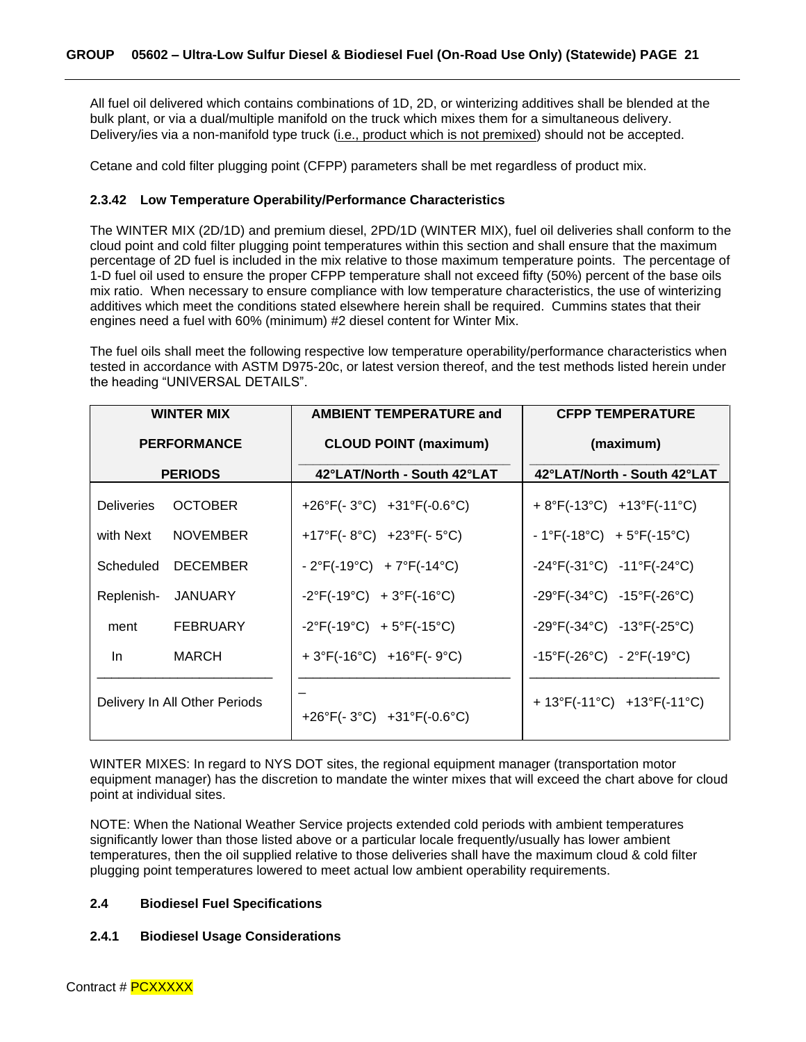All fuel oil delivered which contains combinations of 1D, 2D, or winterizing additives shall be blended at the bulk plant, or via a dual/multiple manifold on the truck which mixes them for a simultaneous delivery. Delivery/ies via a non-manifold type truck (i.e., product which is not premixed) should not be accepted.

Cetane and cold filter plugging point (CFPP) parameters shall be met regardless of product mix.

### 2.3.42 Low Temperature Operability/Performance Characteristics

The WINTER MIX (2D/1D) and premium diesel, 2PD/1D (WINTER MIX), fuel oil deliveries shall conform to the cloud point and cold filter plugging point temperatures within this section and shall ensure that the maximum percentage of 2D fuel is included in the mix relative to those maximum temperature points. The percentage of 1-D fuel oil used to ensure the proper CFPP temperature shall not exceed fifty (50%) percent of the base oils mix ratio. When necessary to ensure compliance with low temperature characteristics, the use of winterizing additives which meet the conditions stated elsewhere herein shall be required. Cummins states that their engines need a fuel with 60% (minimum) #2 diesel content for Winter Mix.

The fuel oils shall meet the following respective low temperature operability/performance characteristics when tested in accordance with ASTM D975-20c, or latest version thereof, and the test methods listed herein under the heading “UNIVERSAL DETAILS”.

| WINTER MIX PERFORMANCE PERIODS | | AMBIENT TEMPERATURE and CLOUD POINT (maximum) | | CFPP TEMPERATURE (maximum) | |
|---|---|---|---|---|---|
| | | 42°LAT/North | South 42°LAT | 42°LAT/North | South 42°LAT |
| Deliveries | OCTOBER | +26°F(- 3°C) | +31°F(-0.6°C) | + 8°F(-13°C) | +13°F(-11°C) |
| with Next | NOVEMBER | +17°F(- 8°C) | +23°F(- 5°C) | - 1°F(-18°C) | + 5°F(-15°C) |
| Scheduled | DECEMBER | - 2°F(-19°C) | + 7°F(-14°C) | -24°F(-31°C) | -11°F(-24°C) |
| Replenish- | JANUARY | -2°F(-19°C) | + 3°F(-16°C) | -29°F(-34°C) | -15°F(-26°C) |
| ment | FEBRUARY | -2°F(-19°C) | + 5°F(-15°C) | -29°F(-34°C) | -13°F(-25°C) |
| In | MARCH | + 3°F(-16°C) | +16°F(- 9°C) | -15°F(-26°C) | - 2°F(-19°C) |
| Delivery In All Other Periods | | +26°F(- 3°C) | +31°F(-0.6°C) | + 13°F(-11°C) | +13°F(-11°C) |

WINTER MIXES: In regard to NYS DOT sites, the regional equipment manager (transportation motor equipment manager) has the discretion to mandate the winter mixes that will exceed the chart above for cloud point at individual sites.

NOTE: When the National Weather Service projects extended cold periods with ambient temperatures significantly lower than those listed above or a particular locale frequently/usually has lower ambient temperatures, then the oil supplied relative to those deliveries shall have the maximum cloud & cold filter plugging point temperatures lowered to meet actual low ambient operability requirements.

## 2.4 Biodiesel Fuel Specifications

### 2.4.1 Biodiesel Usage Considerations

Contract # PCXXXXX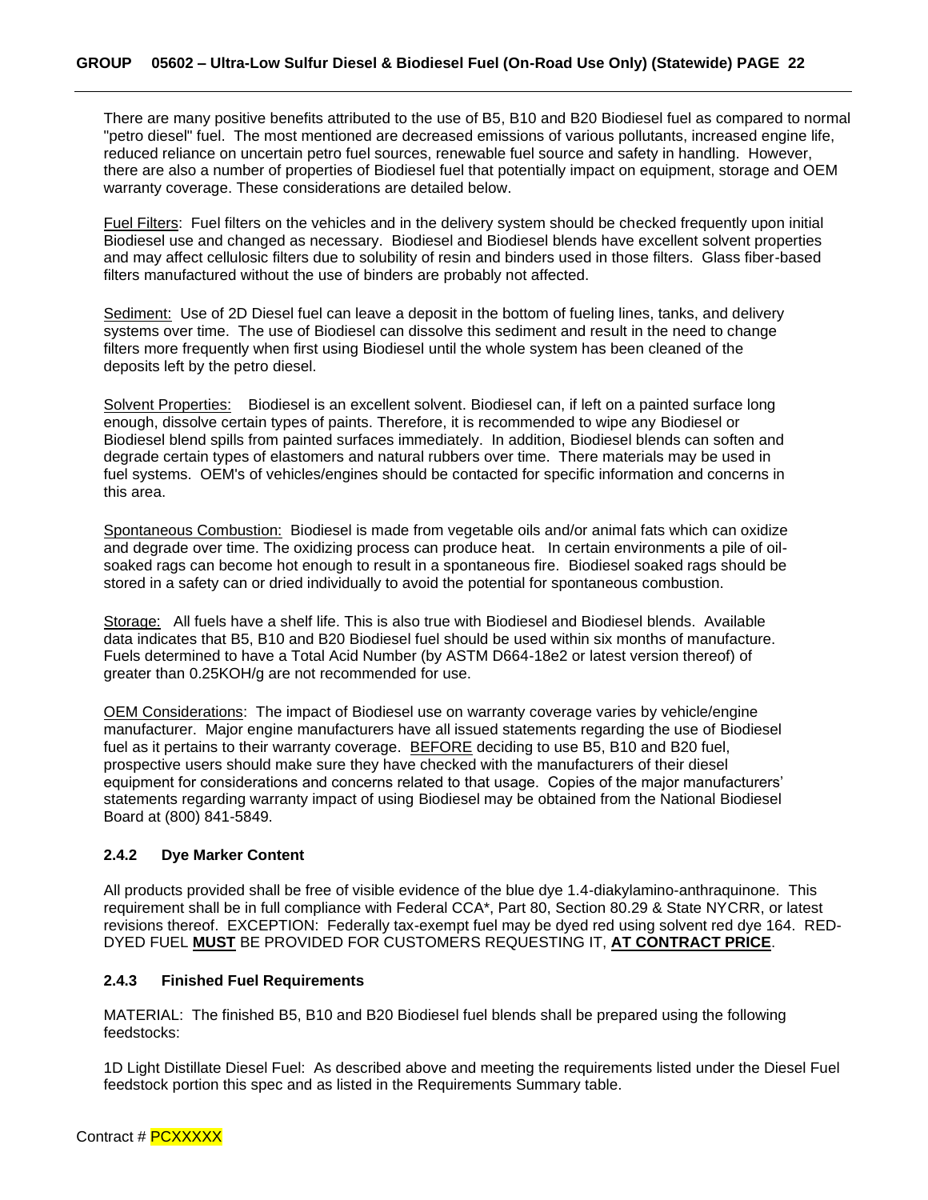There are many positive benefits attributed to the use of B5, B10 and B20 Biodiesel fuel as compared to normal "petro diesel" fuel. The most mentioned are decreased emissions of various pollutants, increased engine life, reduced reliance on uncertain petro fuel sources, renewable fuel source and safety in handling. However, there are also a number of properties of Biodiesel fuel that potentially impact on equipment, storage and OEM warranty coverage. These considerations are detailed below.

Fuel Filters: Fuel filters on the vehicles and in the delivery system should be checked frequently upon initial Biodiesel use and changed as necessary. Biodiesel and Biodiesel blends have excellent solvent properties and may affect cellulosic filters due to solubility of resin and binders used in those filters. Glass fiber-based filters manufactured without the use of binders are probably not affected.

Sediment: Use of 2D Diesel fuel can leave a deposit in the bottom of fueling lines, tanks, and delivery systems over time. The use of Biodiesel can dissolve this sediment and result in the need to change filters more frequently when first using Biodiesel until the whole system has been cleaned of the deposits left by the petro diesel.

Solvent Properties: Biodiesel is an excellent solvent. Biodiesel can, if left on a painted surface long enough, dissolve certain types of paints. Therefore, it is recommended to wipe any Biodiesel or Biodiesel blend spills from painted surfaces immediately. In addition, Biodiesel blends can soften and degrade certain types of elastomers and natural rubbers over time. There materials may be used in fuel systems. OEM's of vehicles/engines should be contacted for specific information and concerns in this area.

Spontaneous Combustion: Biodiesel is made from vegetable oils and/or animal fats which can oxidize and degrade over time. The oxidizing process can produce heat. In certain environments a pile of oil-soaked rags can become hot enough to result in a spontaneous fire. Biodiesel soaked rags should be stored in a safety can or dried individually to avoid the potential for spontaneous combustion.

Storage: All fuels have a shelf life. This is also true with Biodiesel and Biodiesel blends. Available data indicates that B5, B10 and B20 Biodiesel fuel should be used within six months of manufacture. Fuels determined to have a Total Acid Number (by ASTM D664-18e2 or latest version thereof) of greater than 0.25KOH/g are not recommended for use.

OEM Considerations: The impact of Biodiesel use on warranty coverage varies by vehicle/engine manufacturer. Major engine manufacturers have all issued statements regarding the use of Biodiesel fuel as it pertains to their warranty coverage. BEFORE deciding to use B5, B10 and B20 fuel, prospective users should make sure they have checked with the manufacturers of their diesel equipment for considerations and concerns related to that usage. Copies of the major manufacturers' statements regarding warranty impact of using Biodiesel may be obtained from the National Biodiesel Board at (800) 841-5849.

### 2.4.2 Dye Marker Content

All products provided shall be free of visible evidence of the blue dye 1.4-diakylamino-anthraquinone. This requirement shall be in full compliance with Federal CCA*, Part 80, Section 80.29 & State NYCRR, or latest revisions thereof. EXCEPTION: Federally tax-exempt fuel may be dyed red using solvent red dye 164. RED-DYED FUEL **MUST** BE PROVIDED FOR CUSTOMERS REQUESTING IT, **AT CONTRACT PRICE**.

### 2.4.3 Finished Fuel Requirements

MATERIAL: The finished B5, B10 and B20 Biodiesel fuel blends shall be prepared using the following feedstocks:

1D Light Distillate Diesel Fuel: As described above and meeting the requirements listed under the Diesel Fuel feedstock portion this spec and as listed in the Requirements Summary table.

Contract # PCXXXXX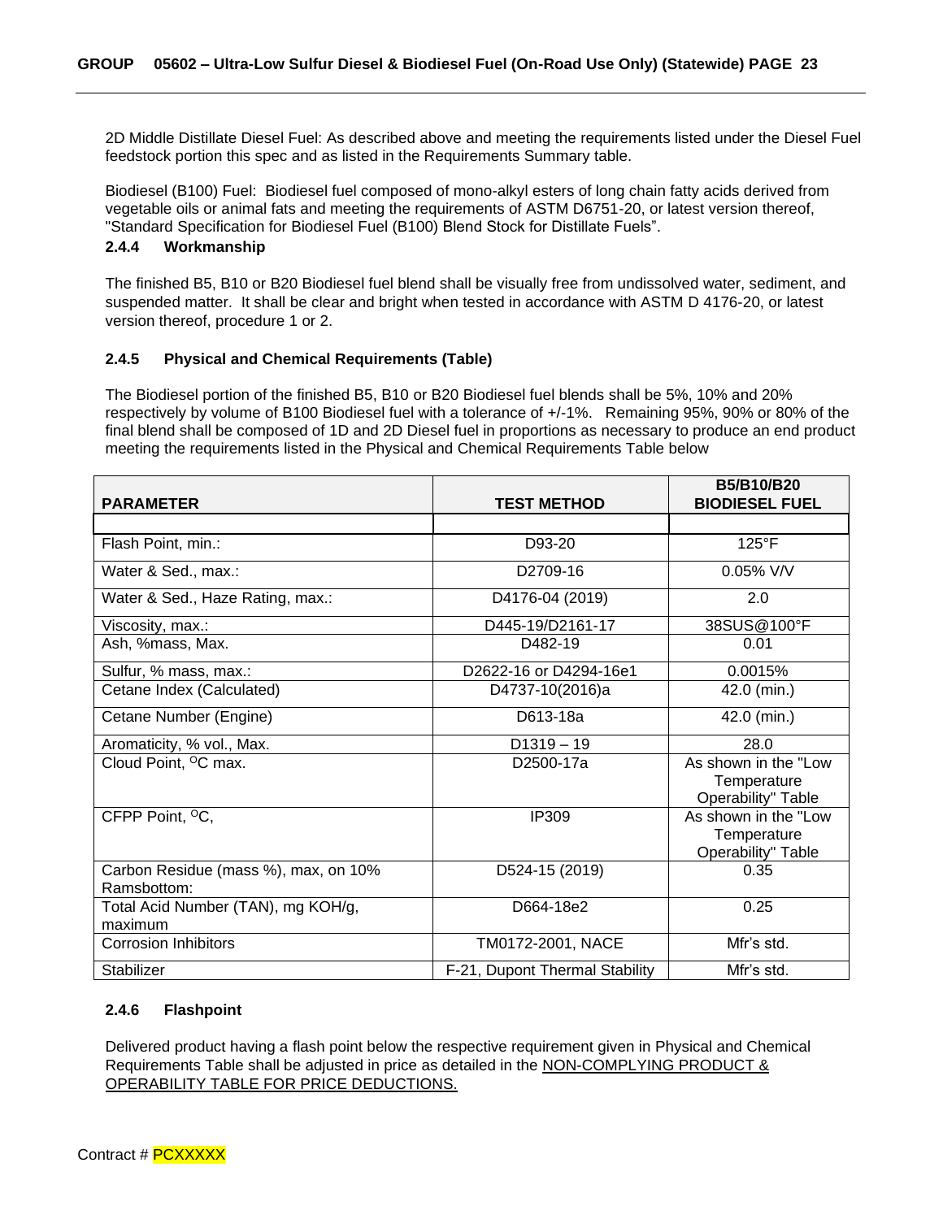2D Middle Distillate Diesel Fuel: As described above and meeting the requirements listed under the Diesel Fuel feedstock portion this spec and as listed in the Requirements Summary table.

Biodiesel (B100) Fuel: Biodiesel fuel composed of mono-alkyl esters of long chain fatty acids derived from vegetable oils or animal fats and meeting the requirements of ASTM D6751-20, or latest version thereof, "Standard Specification for Biodiesel Fuel (B100) Blend Stock for Distillate Fuels".

### 2.4.4 Workmanship

The finished B5, B10 or B20 Biodiesel fuel blend shall be visually free from undissolved water, sediment, and suspended matter. It shall be clear and bright when tested in accordance with ASTM D 4176-20, or latest version thereof, procedure 1 or 2.

### 2.4.5 Physical and Chemical Requirements (Table)

The Biodiesel portion of the finished B5, B10 or B20 Biodiesel fuel blends shall be 5%, 10% and 20% respectively by volume of B100 Biodiesel fuel with a tolerance of +/-1%. Remaining 95%, 90% or 80% of the final blend shall be composed of 1D and 2D Diesel fuel in proportions as necessary to produce an end product meeting the requirements listed in the Physical and Chemical Requirements Table below

| PARAMETER | TEST METHOD | B5/B10/B20 BIODIESEL FUEL |
|---|---|---|
| | | |
| Flash Point, min.: | D93-20 | 125°F |
| Water & Sed., max.: | D2709-16 | 0.05% V/V |
| Water & Sed., Haze Rating, max.: | D4176-04 (2019) | 2.0 |
| Viscosity, max.: | D445-19/D2161-17 | 38SUS@100°F |
| Ash, %mass, Max. | D482-19 | 0.01 |
| Sulfur, % mass, max.: | D2622-16 or D4294-16e1 | 0.0015% |
| Cetane Index (Calculated) | D4737-10(2016)a | 42.0 (min.) |
| Cetane Number (Engine) | D613-18a | 42.0 (min.) |
| Aromaticity, % vol., Max. | D1319 – 19 | 28.0 |
| Cloud Point, °C max. | D2500-17a | As shown in the "Low Temperature Operability" Table |
| CFPP Point, °C, | IP309 | As shown in the "Low Temperature Operability" Table |
| Carbon Residue (mass %), max, on 10% Ramsbottom: | D524-15 (2019) | 0.35 |
| Total Acid Number (TAN), mg KOH/g, maximum | D664-18e2 | 0.25 |
| Corrosion Inhibitors | TM0172-2001, NACE | Mfr's std. |
| Stabilizer | F-21, Dupont Thermal Stability | Mfr's std. |

### 2.4.6 Flashpoint

Delivered product having a flash point below the respective requirement given in Physical and Chemical Requirements Table shall be adjusted in price as detailed in the NON-COMPLYING PRODUCT & OPERABILITY TABLE FOR PRICE DEDUCTIONS.

Contract # PCXXXXX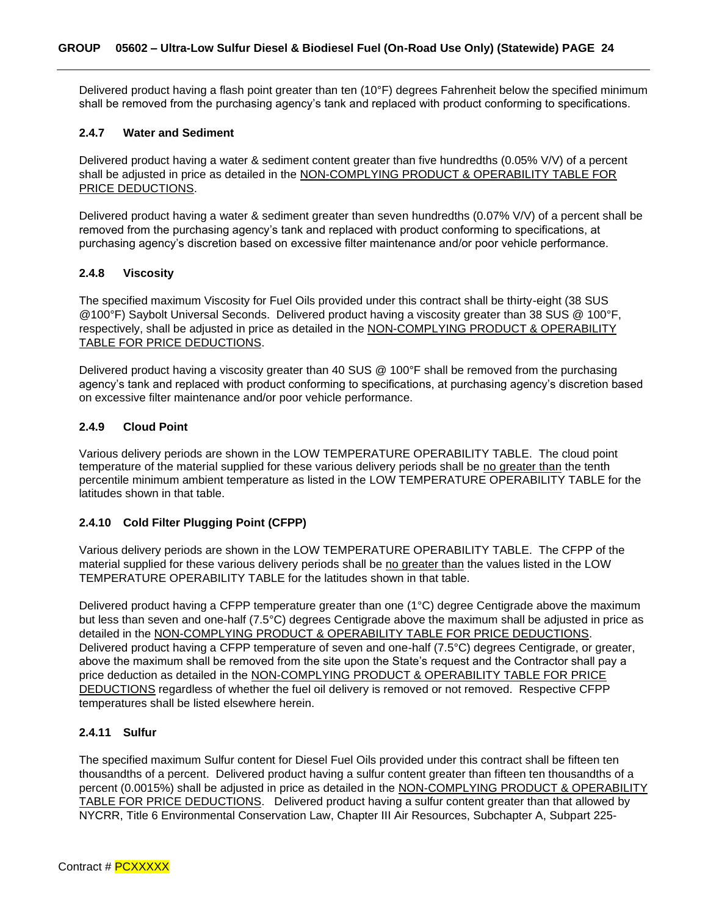Delivered product having a flash point greater than ten (10°F) degrees Fahrenheit below the specified minimum shall be removed from the purchasing agency's tank and replaced with product conforming to specifications.

### 2.4.7 Water and Sediment

Delivered product having a water & sediment content greater than five hundredths (0.05% V/V) of a percent shall be adjusted in price as detailed in the NON-COMPLYING PRODUCT & OPERABILITY TABLE FOR PRICE DEDUCTIONS.

Delivered product having a water & sediment greater than seven hundredths (0.07% V/V) of a percent shall be removed from the purchasing agency's tank and replaced with product conforming to specifications, at purchasing agency's discretion based on excessive filter maintenance and/or poor vehicle performance.

### 2.4.8 Viscosity

The specified maximum Viscosity for Fuel Oils provided under this contract shall be thirty-eight (38 SUS @100°F) Saybolt Universal Seconds. Delivered product having a viscosity greater than 38 SUS @ 100°F, respectively, shall be adjusted in price as detailed in the NON-COMPLYING PRODUCT & OPERABILITY TABLE FOR PRICE DEDUCTIONS.

Delivered product having a viscosity greater than 40 SUS @ 100°F shall be removed from the purchasing agency's tank and replaced with product conforming to specifications, at purchasing agency's discretion based on excessive filter maintenance and/or poor vehicle performance.

### 2.4.9 Cloud Point

Various delivery periods are shown in the LOW TEMPERATURE OPERABILITY TABLE. The cloud point temperature of the material supplied for these various delivery periods shall be no greater than the tenth percentile minimum ambient temperature as listed in the LOW TEMPERATURE OPERABILITY TABLE for the latitudes shown in that table.

### 2.4.10 Cold Filter Plugging Point (CFPP)

Various delivery periods are shown in the LOW TEMPERATURE OPERABILITY TABLE. The CFPP of the material supplied for these various delivery periods shall be no greater than the values listed in the LOW TEMPERATURE OPERABILITY TABLE for the latitudes shown in that table.

Delivered product having a CFPP temperature greater than one (1°C) degree Centigrade above the maximum but less than seven and one-half (7.5°C) degrees Centigrade above the maximum shall be adjusted in price as detailed in the NON-COMPLYING PRODUCT & OPERABILITY TABLE FOR PRICE DEDUCTIONS. Delivered product having a CFPP temperature of seven and one-half (7.5°C) degrees Centigrade, or greater, above the maximum shall be removed from the site upon the State's request and the Contractor shall pay a price deduction as detailed in the NON-COMPLYING PRODUCT & OPERABILITY TABLE FOR PRICE DEDUCTIONS regardless of whether the fuel oil delivery is removed or not removed. Respective CFPP temperatures shall be listed elsewhere herein.

### 2.4.11 Sulfur

The specified maximum Sulfur content for Diesel Fuel Oils provided under this contract shall be fifteen ten thousandths of a percent. Delivered product having a sulfur content greater than fifteen ten thousandths of a percent (0.0015%) shall be adjusted in price as detailed in the NON-COMPLYING PRODUCT & OPERABILITY TABLE FOR PRICE DEDUCTIONS. Delivered product having a sulfur content greater than that allowed by NYCRR, Title 6 Environmental Conservation Law, Chapter III Air Resources, Subchapter A, Subpart 225-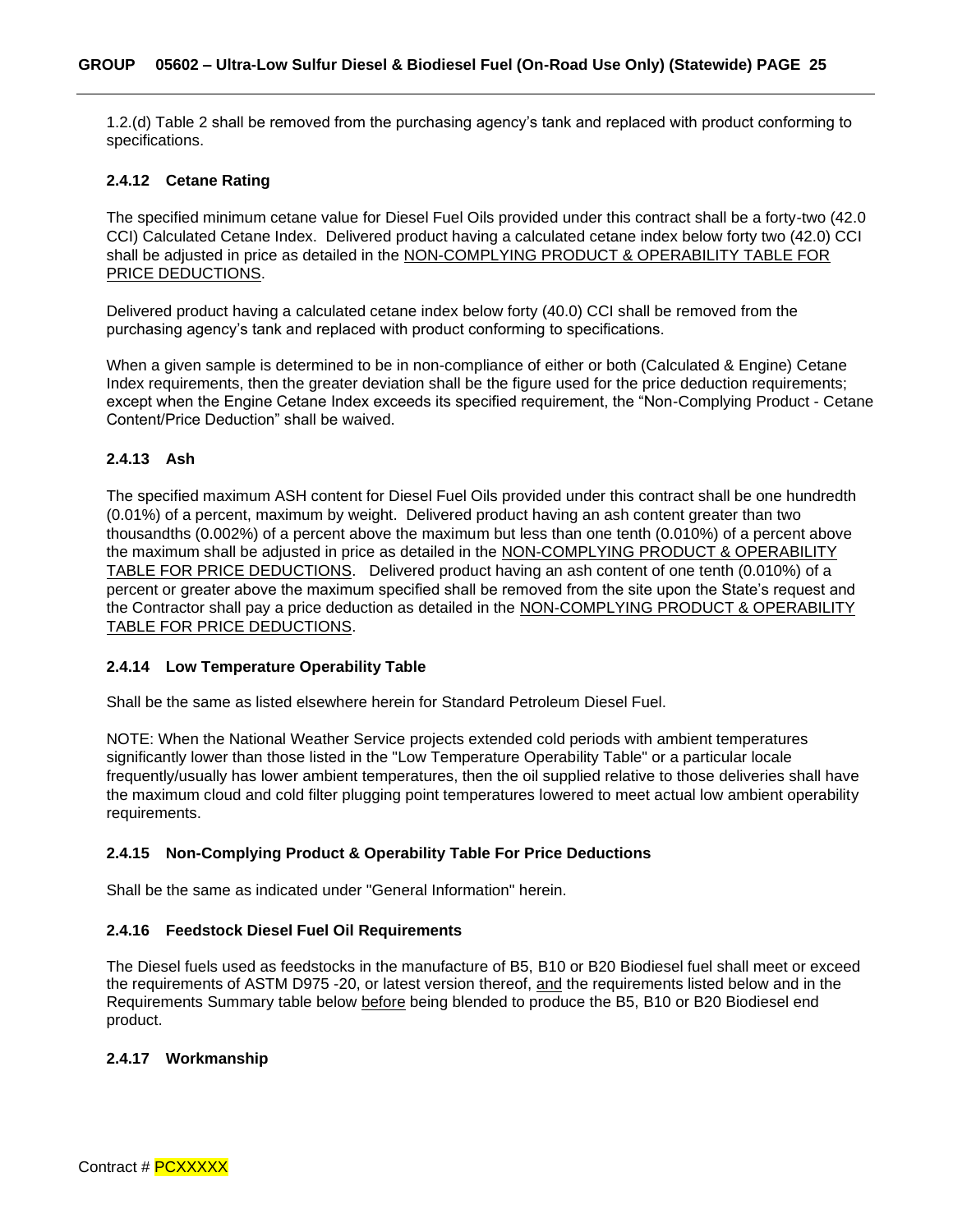1.2.(d) Table 2 shall be removed from the purchasing agency's tank and replaced with product conforming to specifications.

### 2.4.12 Cetane Rating

The specified minimum cetane value for Diesel Fuel Oils provided under this contract shall be a forty-two (42.0 CCI) Calculated Cetane Index. Delivered product having a calculated cetane index below forty two (42.0) CCI shall be adjusted in price as detailed in the NON-COMPLYING PRODUCT & OPERABILITY TABLE FOR PRICE DEDUCTIONS.

Delivered product having a calculated cetane index below forty (40.0) CCI shall be removed from the purchasing agency's tank and replaced with product conforming to specifications.

When a given sample is determined to be in non-compliance of either or both (Calculated & Engine) Cetane Index requirements, then the greater deviation shall be the figure used for the price deduction requirements; except when the Engine Cetane Index exceeds its specified requirement, the "Non-Complying Product - Cetane Content/Price Deduction" shall be waived.

### 2.4.13 Ash

The specified maximum ASH content for Diesel Fuel Oils provided under this contract shall be one hundredth (0.01%) of a percent, maximum by weight. Delivered product having an ash content greater than two thousandths (0.002%) of a percent above the maximum but less than one tenth (0.010%) of a percent above the maximum shall be adjusted in price as detailed in the NON-COMPLYING PRODUCT & OPERABILITY TABLE FOR PRICE DEDUCTIONS. Delivered product having an ash content of one tenth (0.010%) of a percent or greater above the maximum specified shall be removed from the site upon the State's request and the Contractor shall pay a price deduction as detailed in the NON-COMPLYING PRODUCT & OPERABILITY TABLE FOR PRICE DEDUCTIONS.

### 2.4.14 Low Temperature Operability Table

Shall be the same as listed elsewhere herein for Standard Petroleum Diesel Fuel.

NOTE: When the National Weather Service projects extended cold periods with ambient temperatures significantly lower than those listed in the "Low Temperature Operability Table" or a particular locale frequently/usually has lower ambient temperatures, then the oil supplied relative to those deliveries shall have the maximum cloud and cold filter plugging point temperatures lowered to meet actual low ambient operability requirements.

### 2.4.15 Non-Complying Product & Operability Table For Price Deductions

Shall be the same as indicated under "General Information" herein.

### 2.4.16 Feedstock Diesel Fuel Oil Requirements

The Diesel fuels used as feedstocks in the manufacture of B5, B10 or B20 Biodiesel fuel shall meet or exceed the requirements of ASTM D975 -20, or latest version thereof, and the requirements listed below and in the Requirements Summary table below before being blended to produce the B5, B10 or B20 Biodiesel end product.

### 2.4.17 Workmanship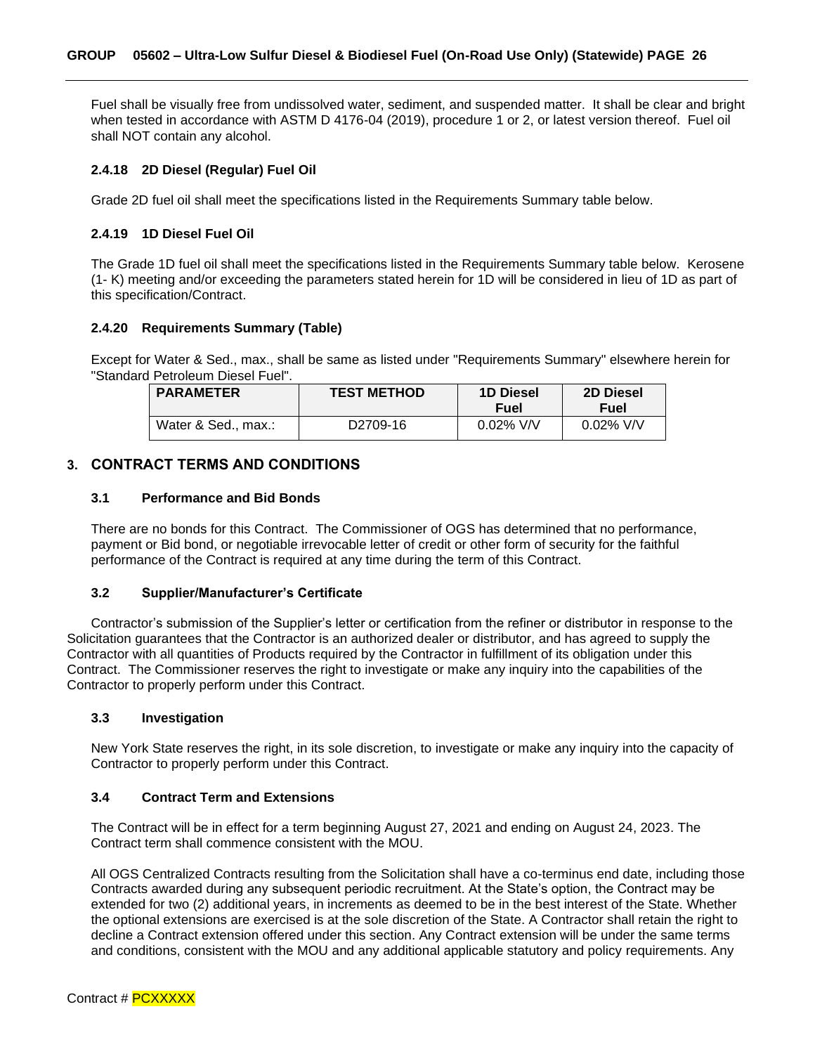Fuel shall be visually free from undissolved water, sediment, and suspended matter. It shall be clear and bright when tested in accordance with ASTM D 4176-04 (2019), procedure 1 or 2, or latest version thereof. Fuel oil shall NOT contain any alcohol.

### 2.4.18 2D Diesel (Regular) Fuel Oil

Grade 2D fuel oil shall meet the specifications listed in the Requirements Summary table below.

### 2.4.19 1D Diesel Fuel Oil

The Grade 1D fuel oil shall meet the specifications listed in the Requirements Summary table below. Kerosene (1- K) meeting and/or exceeding the parameters stated herein for 1D will be considered in lieu of 1D as part of this specification/Contract.

### 2.4.20 Requirements Summary (Table)

Except for Water & Sed., max., shall be same as listed under "Requirements Summary" elsewhere herein for "Standard Petroleum Diesel Fuel".

| PARAMETER | TEST METHOD | 1D Diesel Fuel | 2D Diesel Fuel |
|---|---|---|---|
| Water & Sed., max.: | D2709-16 | 0.02% V/V | 0.02% V/V |

## 3. CONTRACT TERMS AND CONDITIONS

### 3.1 Performance and Bid Bonds

There are no bonds for this Contract. The Commissioner of OGS has determined that no performance, payment or Bid bond, or negotiable irrevocable letter of credit or other form of security for the faithful performance of the Contract is required at any time during the term of this Contract.

### 3.2 Supplier/Manufacturer's Certificate

Contractor's submission of the Supplier's letter or certification from the refiner or distributor in response to the Solicitation guarantees that the Contractor is an authorized dealer or distributor, and has agreed to supply the Contractor with all quantities of Products required by the Contractor in fulfillment of its obligation under this Contract. The Commissioner reserves the right to investigate or make any inquiry into the capabilities of the Contractor to properly perform under this Contract.

### 3.3 Investigation

New York State reserves the right, in its sole discretion, to investigate or make any inquiry into the capacity of Contractor to properly perform under this Contract.

### 3.4 Contract Term and Extensions

The Contract will be in effect for a term beginning August 27, 2021 and ending on August 24, 2023. The Contract term shall commence consistent with the MOU.

All OGS Centralized Contracts resulting from the Solicitation shall have a co-terminus end date, including those Contracts awarded during any subsequent periodic recruitment. At the State's option, the Contract may be extended for two (2) additional years, in increments as deemed to be in the best interest of the State. Whether the optional extensions are exercised is at the sole discretion of the State. A Contractor shall retain the right to decline a Contract extension offered under this section. Any Contract extension will be under the same terms and conditions, consistent with the MOU and any additional applicable statutory and policy requirements. Any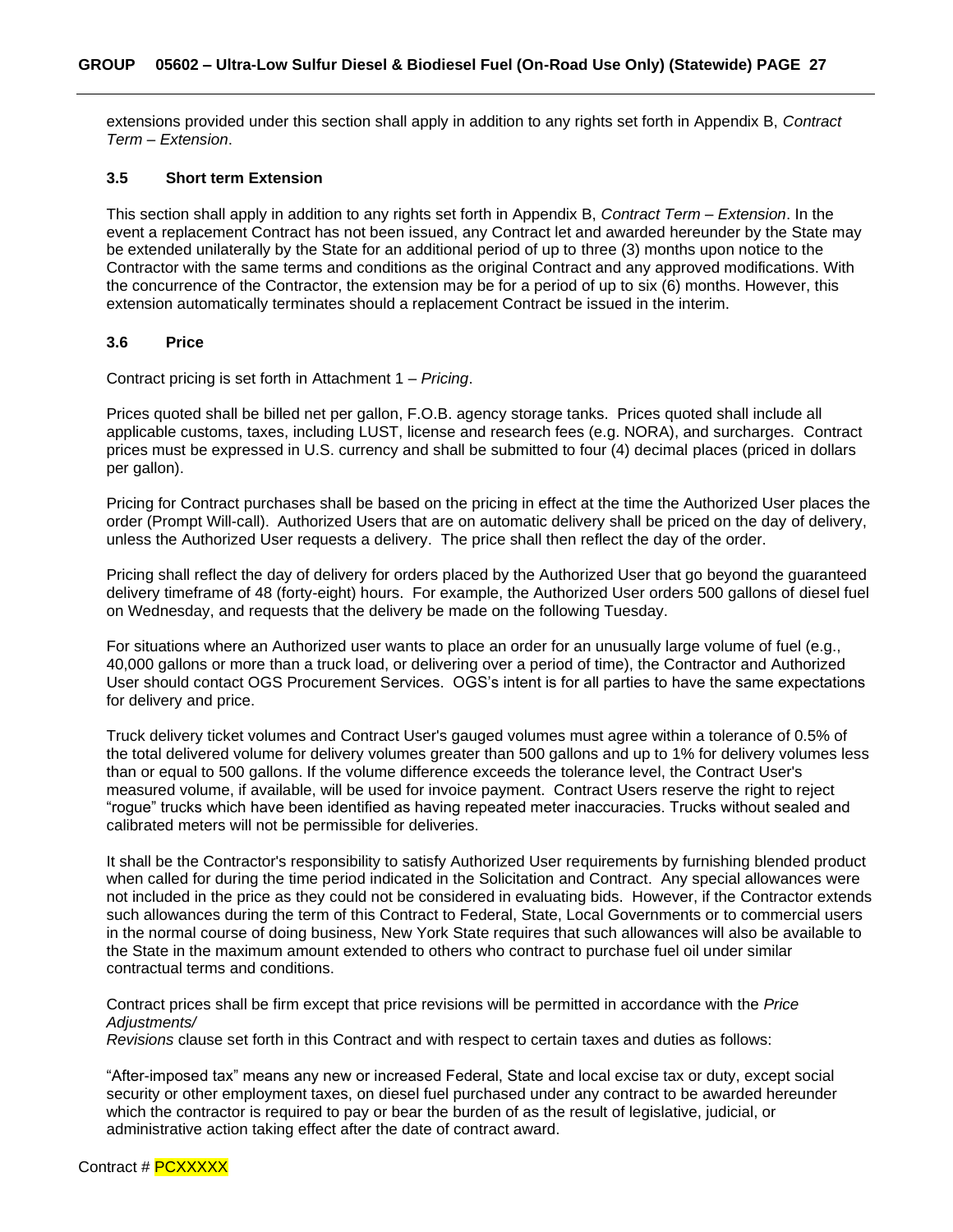extensions provided under this section shall apply in addition to any rights set forth in Appendix B, *Contract Term – Extension*.

### 3.5 Short term Extension

This section shall apply in addition to any rights set forth in Appendix B, *Contract Term – Extension*. In the event a replacement Contract has not been issued, any Contract let and awarded hereunder by the State may be extended unilaterally by the State for an additional period of up to three (3) months upon notice to the Contractor with the same terms and conditions as the original Contract and any approved modifications. With the concurrence of the Contractor, the extension may be for a period of up to six (6) months. However, this extension automatically terminates should a replacement Contract be issued in the interim.

### 3.6 Price

Contract pricing is set forth in Attachment 1 – *Pricing*.

Prices quoted shall be billed net per gallon, F.O.B. agency storage tanks. Prices quoted shall include all applicable customs, taxes, including LUST, license and research fees (e.g. NORA), and surcharges. Contract prices must be expressed in U.S. currency and shall be submitted to four (4) decimal places (priced in dollars per gallon).

Pricing for Contract purchases shall be based on the pricing in effect at the time the Authorized User places the order (Prompt Will-call). Authorized Users that are on automatic delivery shall be priced on the day of delivery, unless the Authorized User requests a delivery. The price shall then reflect the day of the order.

Pricing shall reflect the day of delivery for orders placed by the Authorized User that go beyond the guaranteed delivery timeframe of 48 (forty-eight) hours. For example, the Authorized User orders 500 gallons of diesel fuel on Wednesday, and requests that the delivery be made on the following Tuesday.

For situations where an Authorized user wants to place an order for an unusually large volume of fuel (e.g., 40,000 gallons or more than a truck load, or delivering over a period of time), the Contractor and Authorized User should contact OGS Procurement Services. OGS's intent is for all parties to have the same expectations for delivery and price.

Truck delivery ticket volumes and Contract User's gauged volumes must agree within a tolerance of 0.5% of the total delivered volume for delivery volumes greater than 500 gallons and up to 1% for delivery volumes less than or equal to 500 gallons. If the volume difference exceeds the tolerance level, the Contract User's measured volume, if available, will be used for invoice payment. Contract Users reserve the right to reject "rogue" trucks which have been identified as having repeated meter inaccuracies. Trucks without sealed and calibrated meters will not be permissible for deliveries.

It shall be the Contractor's responsibility to satisfy Authorized User requirements by furnishing blended product when called for during the time period indicated in the Solicitation and Contract. Any special allowances were not included in the price as they could not be considered in evaluating bids. However, if the Contractor extends such allowances during the term of this Contract to Federal, State, Local Governments or to commercial users in the normal course of doing business, New York State requires that such allowances will also be available to the State in the maximum amount extended to others who contract to purchase fuel oil under similar contractual terms and conditions.

Contract prices shall be firm except that price revisions will be permitted in accordance with the *Price Adjustments/ Revisions* clause set forth in this Contract and with respect to certain taxes and duties as follows:

"After-imposed tax" means any new or increased Federal, State and local excise tax or duty, except social security or other employment taxes, on diesel fuel purchased under any contract to be awarded hereunder which the contractor is required to pay or bear the burden of as the result of legislative, judicial, or administrative action taking effect after the date of contract award.

Contract # PCXXXXX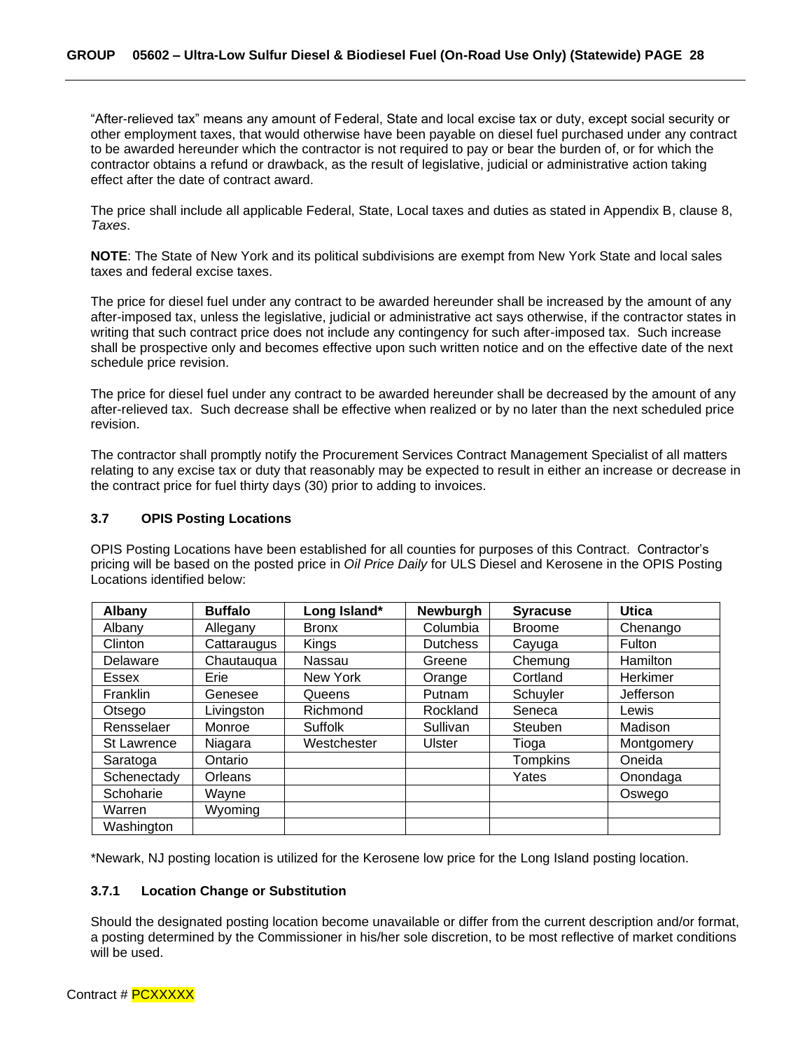"After-relieved tax" means any amount of Federal, State and local excise tax or duty, except social security or other employment taxes, that would otherwise have been payable on diesel fuel purchased under any contract to be awarded hereunder which the contractor is not required to pay or bear the burden of, or for which the contractor obtains a refund or drawback, as the result of legislative, judicial or administrative action taking effect after the date of contract award.

The price shall include all applicable Federal, State, Local taxes and duties as stated in Appendix B, clause 8, *Taxes*.

**NOTE**: The State of New York and its political subdivisions are exempt from New York State and local sales taxes and federal excise taxes.

The price for diesel fuel under any contract to be awarded hereunder shall be increased by the amount of any after-imposed tax, unless the legislative, judicial or administrative act says otherwise, if the contractor states in writing that such contract price does not include any contingency for such after-imposed tax. Such increase shall be prospective only and becomes effective upon such written notice and on the effective date of the next schedule price revision.

The price for diesel fuel under any contract to be awarded hereunder shall be decreased by the amount of any after-relieved tax. Such decrease shall be effective when realized or by no later than the next scheduled price revision.

The contractor shall promptly notify the Procurement Services Contract Management Specialist of all matters relating to any excise tax or duty that reasonably may be expected to result in either an increase or decrease in the contract price for fuel thirty days (30) prior to adding to invoices.

### 3.7 OPIS Posting Locations

OPIS Posting Locations have been established for all counties for purposes of this Contract. Contractor's pricing will be based on the posted price in *Oil Price Daily* for ULS Diesel and Kerosene in the OPIS Posting Locations identified below:

| Albany | Buffalo | Long Island* | Newburgh | Syracuse | Utica |
|---|---|---|---|---|---|
| Albany | Allegany | Bronx | Columbia | Broome | Chenango |
| Clinton | Cattaraugus | Kings | Dutchess | Cayuga | Fulton |
| Delaware | Chautauqua | Nassau | Greene | Chemung | Hamilton |
| Essex | Erie | New York | Orange | Cortland | Herkimer |
| Franklin | Genesee | Queens | Putnam | Schuyler | Jefferson |
| Otsego | Livingston | Richmond | Rockland | Seneca | Lewis |
| Rensselaer | Monroe | Suffolk | Sullivan | Steuben | Madison |
| St Lawrence | Niagara | Westchester | Ulster | Tioga | Montgomery |
| Saratoga | Ontario | | | Tompkins | Oneida |
| Schenectady | Orleans | | | Yates | Onondaga |
| Schoharie | Wayne | | | | Oswego |
| Warren | Wyoming | | | | |
| Washington | | | | | |

*Newark, NJ posting location is utilized for the Kerosene low price for the Long Island posting location.

#### 3.7.1 Location Change or Substitution

Should the designated posting location become unavailable or differ from the current description and/or format, a posting determined by the Commissioner in his/her sole discretion, to be most reflective of market conditions will be used.

Contract # PCXXXXX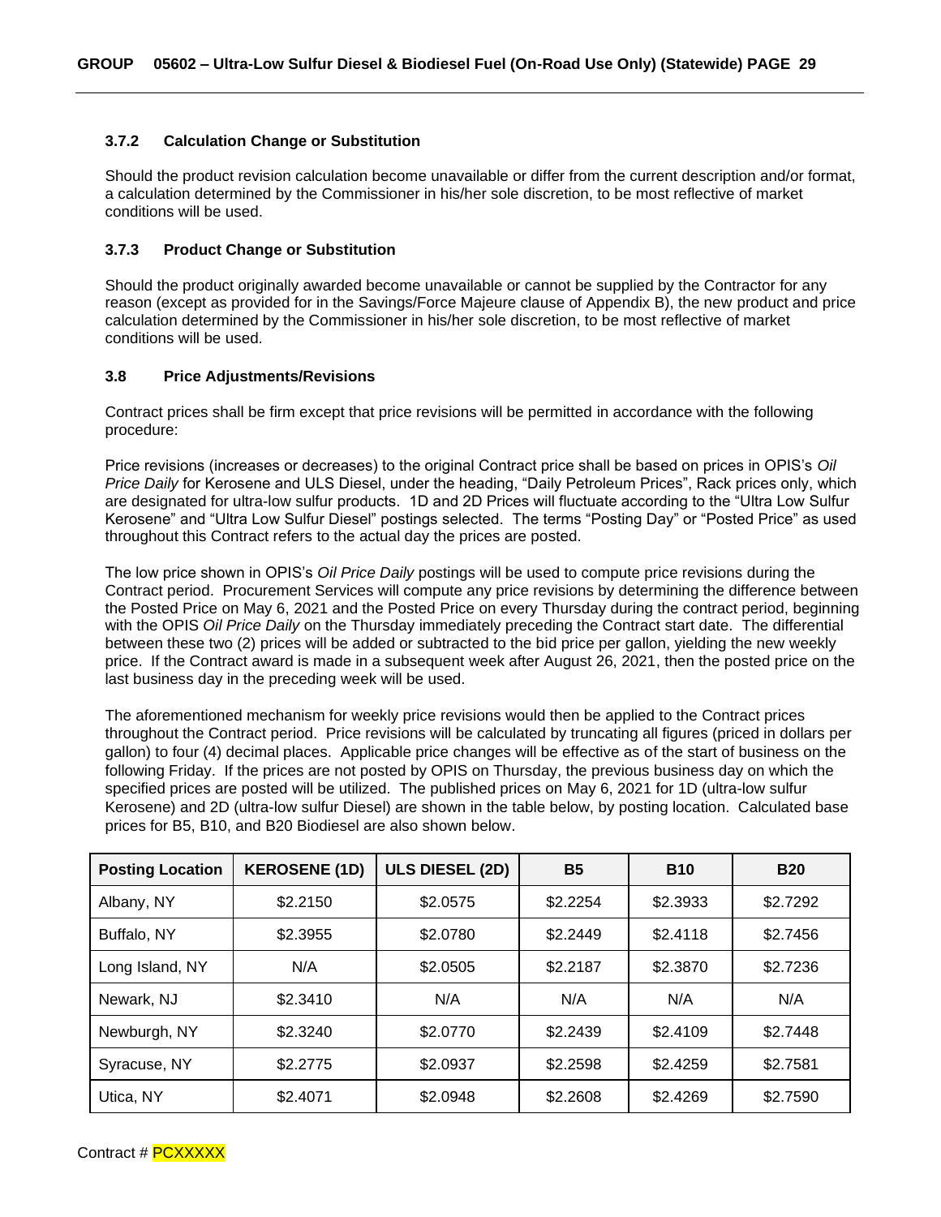### 3.7.2 Calculation Change or Substitution

Should the product revision calculation become unavailable or differ from the current description and/or format, a calculation determined by the Commissioner in his/her sole discretion, to be most reflective of market conditions will be used.

### 3.7.3 Product Change or Substitution

Should the product originally awarded become unavailable or cannot be supplied by the Contractor for any reason (except as provided for in the Savings/Force Majeure clause of Appendix B), the new product and price calculation determined by the Commissioner in his/her sole discretion, to be most reflective of market conditions will be used.

### 3.8 Price Adjustments/Revisions

Contract prices shall be firm except that price revisions will be permitted in accordance with the following procedure:

Price revisions (increases or decreases) to the original Contract price shall be based on prices in OPIS's *Oil Price Daily* for Kerosene and ULS Diesel, under the heading, "Daily Petroleum Prices", Rack prices only, which are designated for ultra-low sulfur products. 1D and 2D Prices will fluctuate according to the "Ultra Low Sulfur Kerosene" and "Ultra Low Sulfur Diesel" postings selected. The terms "Posting Day" or "Posted Price" as used throughout this Contract refers to the actual day the prices are posted.

The low price shown in OPIS's *Oil Price Daily* postings will be used to compute price revisions during the Contract period. Procurement Services will compute any price revisions by determining the difference between the Posted Price on May 6, 2021 and the Posted Price on every Thursday during the contract period, beginning with the OPIS *Oil Price Daily* on the Thursday immediately preceding the Contract start date. The differential between these two (2) prices will be added or subtracted to the bid price per gallon, yielding the new weekly price. If the Contract award is made in a subsequent week after August 26, 2021, then the posted price on the last business day in the preceding week will be used.

The aforementioned mechanism for weekly price revisions would then be applied to the Contract prices throughout the Contract period. Price revisions will be calculated by truncating all figures (priced in dollars per gallon) to four (4) decimal places. Applicable price changes will be effective as of the start of business on the following Friday. If the prices are not posted by OPIS on Thursday, the previous business day on which the specified prices are posted will be utilized. The published prices on May 6, 2021 for 1D (ultra-low sulfur Kerosene) and 2D (ultra-low sulfur Diesel) are shown in the table below, by posting location. Calculated base prices for B5, B10, and B20 Biodiesel are also shown below.

| Posting Location | KEROSENE (1D) | ULS DIESEL (2D) | B5 | B10 | B20 |
|---|---|---|---|---|---|
| Albany, NY | $2.2150 | $2.0575 | $2.2254 | $2.3933 | $2.7292 |
| Buffalo, NY | $2.3955 | $2.0780 | $2.2449 | $2.4118 | $2.7456 |
| Long Island, NY | N/A | $2.0505 | $2.2187 | $2.3870 | $2.7236 |
| Newark, NJ | $2.3410 | N/A | N/A | N/A | N/A |
| Newburgh, NY | $2.3240 | $2.0770 | $2.2439 | $2.4109 | $2.7448 |
| Syracuse, NY | $2.2775 | $2.0937 | $2.2598 | $2.4259 | $2.7581 |
| Utica, NY | $2.4071 | $2.0948 | $2.2608 | $2.4269 | $2.7590 |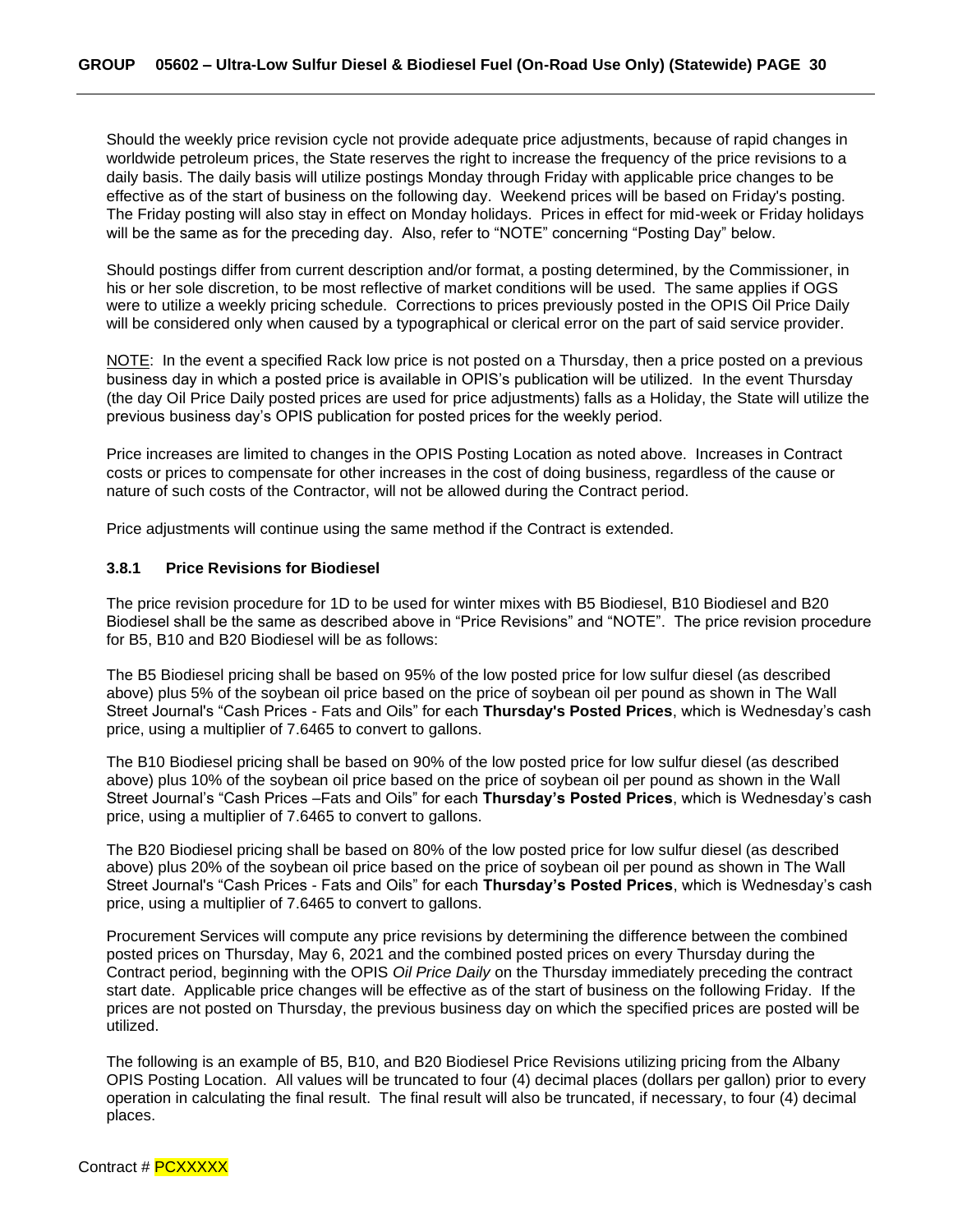Should the weekly price revision cycle not provide adequate price adjustments, because of rapid changes in worldwide petroleum prices, the State reserves the right to increase the frequency of the price revisions to a daily basis. The daily basis will utilize postings Monday through Friday with applicable price changes to be effective as of the start of business on the following day. Weekend prices will be based on Friday's posting. The Friday posting will also stay in effect on Monday holidays. Prices in effect for mid-week or Friday holidays will be the same as for the preceding day. Also, refer to "NOTE" concerning "Posting Day" below.

Should postings differ from current description and/or format, a posting determined, by the Commissioner, in his or her sole discretion, to be most reflective of market conditions will be used. The same applies if OGS were to utilize a weekly pricing schedule. Corrections to prices previously posted in the OPIS Oil Price Daily will be considered only when caused by a typographical or clerical error on the part of said service provider.

NOTE: In the event a specified Rack low price is not posted on a Thursday, then a price posted on a previous business day in which a posted price is available in OPIS's publication will be utilized. In the event Thursday (the day Oil Price Daily posted prices are used for price adjustments) falls as a Holiday, the State will utilize the previous business day's OPIS publication for posted prices for the weekly period.

Price increases are limited to changes in the OPIS Posting Location as noted above. Increases in Contract costs or prices to compensate for other increases in the cost of doing business, regardless of the cause or nature of such costs of the Contractor, will not be allowed during the Contract period.

Price adjustments will continue using the same method if the Contract is extended.

### 3.8.1 Price Revisions for Biodiesel

The price revision procedure for 1D to be used for winter mixes with B5 Biodiesel, B10 Biodiesel and B20 Biodiesel shall be the same as described above in "Price Revisions" and "NOTE". The price revision procedure for B5, B10 and B20 Biodiesel will be as follows:

The B5 Biodiesel pricing shall be based on 95% of the low posted price for low sulfur diesel (as described above) plus 5% of the soybean oil price based on the price of soybean oil per pound as shown in The Wall Street Journal's "Cash Prices - Fats and Oils" for each **Thursday's Posted Prices**, which is Wednesday's cash price, using a multiplier of 7.6465 to convert to gallons.

The B10 Biodiesel pricing shall be based on 90% of the low posted price for low sulfur diesel (as described above) plus 10% of the soybean oil price based on the price of soybean oil per pound as shown in the Wall Street Journal's "Cash Prices –Fats and Oils" for each **Thursday's Posted Prices**, which is Wednesday's cash price, using a multiplier of 7.6465 to convert to gallons.

The B20 Biodiesel pricing shall be based on 80% of the low posted price for low sulfur diesel (as described above) plus 20% of the soybean oil price based on the price of soybean oil per pound as shown in The Wall Street Journal's "Cash Prices - Fats and Oils" for each **Thursday's Posted Prices**, which is Wednesday's cash price, using a multiplier of 7.6465 to convert to gallons.

Procurement Services will compute any price revisions by determining the difference between the combined posted prices on Thursday, May 6, 2021 and the combined posted prices on every Thursday during the Contract period, beginning with the OPIS *Oil Price Daily* on the Thursday immediately preceding the contract start date. Applicable price changes will be effective as of the start of business on the following Friday. If the prices are not posted on Thursday, the previous business day on which the specified prices are posted will be utilized.

The following is an example of B5, B10, and B20 Biodiesel Price Revisions utilizing pricing from the Albany OPIS Posting Location. All values will be truncated to four (4) decimal places (dollars per gallon) prior to every operation in calculating the final result. The final result will also be truncated, if necessary, to four (4) decimal places.

Contract # PCXXXXX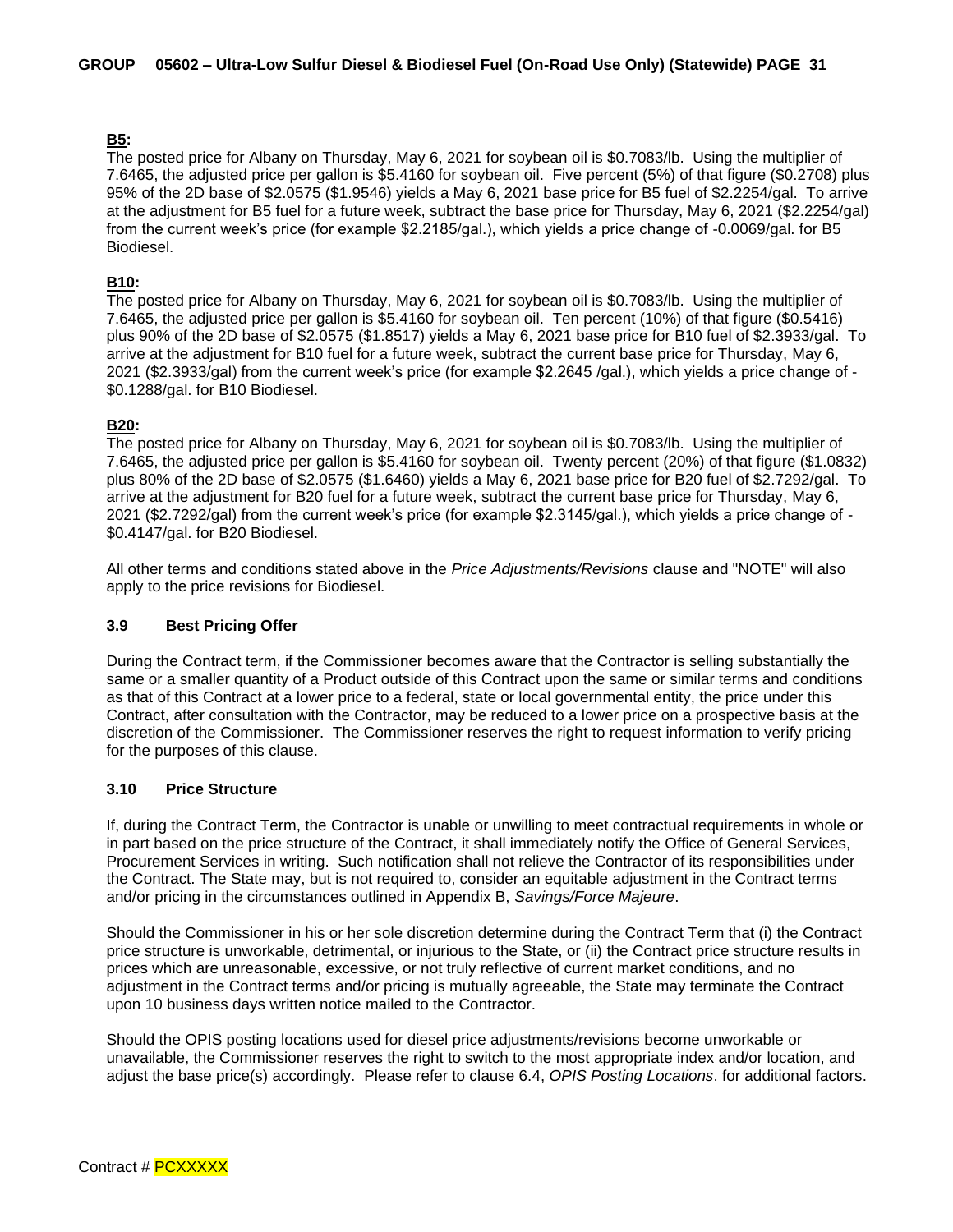**B5:**
The posted price for Albany on Thursday, May 6, 2021 for soybean oil is $0.7083/lb. Using the multiplier of 7.6465, the adjusted price per gallon is $5.4160 for soybean oil. Five percent (5%) of that figure ($0.2708) plus 95% of the 2D base of $2.0575 ($1.9546) yields a May 6, 2021 base price for B5 fuel of $2.2254/gal. To arrive at the adjustment for B5 fuel for a future week, subtract the base price for Thursday, May 6, 2021 ($2.2254/gal) from the current week's price (for example $2.2185/gal.), which yields a price change of -0.0069/gal. for B5 Biodiesel.

**B10:**
The posted price for Albany on Thursday, May 6, 2021 for soybean oil is $0.7083/lb. Using the multiplier of 7.6465, the adjusted price per gallon is $5.4160 for soybean oil. Ten percent (10%) of that figure ($0.5416) plus 90% of the 2D base of $2.0575 ($1.8517) yields a May 6, 2021 base price for B10 fuel of $2.3933/gal. To arrive at the adjustment for B10 fuel for a future week, subtract the current base price for Thursday, May 6, 2021 ($2.3933/gal) from the current week's price (for example $2.2645 /gal.), which yields a price change of -$0.1288/gal. for B10 Biodiesel.

**B20:**
The posted price for Albany on Thursday, May 6, 2021 for soybean oil is $0.7083/lb. Using the multiplier of 7.6465, the adjusted price per gallon is $5.4160 for soybean oil. Twenty percent (20%) of that figure ($1.0832) plus 80% of the 2D base of $2.0575 ($1.6460) yields a May 6, 2021 base price for B20 fuel of $2.7292/gal. To arrive at the adjustment for B20 fuel for a future week, subtract the current base price for Thursday, May 6, 2021 ($2.7292/gal) from the current week's price (for example $2.3145/gal.), which yields a price change of -$0.4147/gal. for B20 Biodiesel.

All other terms and conditions stated above in the *Price Adjustments/Revisions* clause and "NOTE" will also apply to the price revisions for Biodiesel.

### 3.9 Best Pricing Offer

During the Contract term, if the Commissioner becomes aware that the Contractor is selling substantially the same or a smaller quantity of a Product outside of this Contract upon the same or similar terms and conditions as that of this Contract at a lower price to a federal, state or local governmental entity, the price under this Contract, after consultation with the Contractor, may be reduced to a lower price on a prospective basis at the discretion of the Commissioner. The Commissioner reserves the right to request information to verify pricing for the purposes of this clause.

### 3.10 Price Structure

If, during the Contract Term, the Contractor is unable or unwilling to meet contractual requirements in whole or in part based on the price structure of the Contract, it shall immediately notify the Office of General Services, Procurement Services in writing. Such notification shall not relieve the Contractor of its responsibilities under the Contract. The State may, but is not required to, consider an equitable adjustment in the Contract terms and/or pricing in the circumstances outlined in Appendix B, *Savings/Force Majeure*.

Should the Commissioner in his or her sole discretion determine during the Contract Term that (i) the Contract price structure is unworkable, detrimental, or injurious to the State, or (ii) the Contract price structure results in prices which are unreasonable, excessive, or not truly reflective of current market conditions, and no adjustment in the Contract terms and/or pricing is mutually agreeable, the State may terminate the Contract upon 10 business days written notice mailed to the Contractor.

Should the OPIS posting locations used for diesel price adjustments/revisions become unworkable or unavailable, the Commissioner reserves the right to switch to the most appropriate index and/or location, and adjust the base price(s) accordingly. Please refer to clause 6.4, *OPIS Posting Locations*. for additional factors.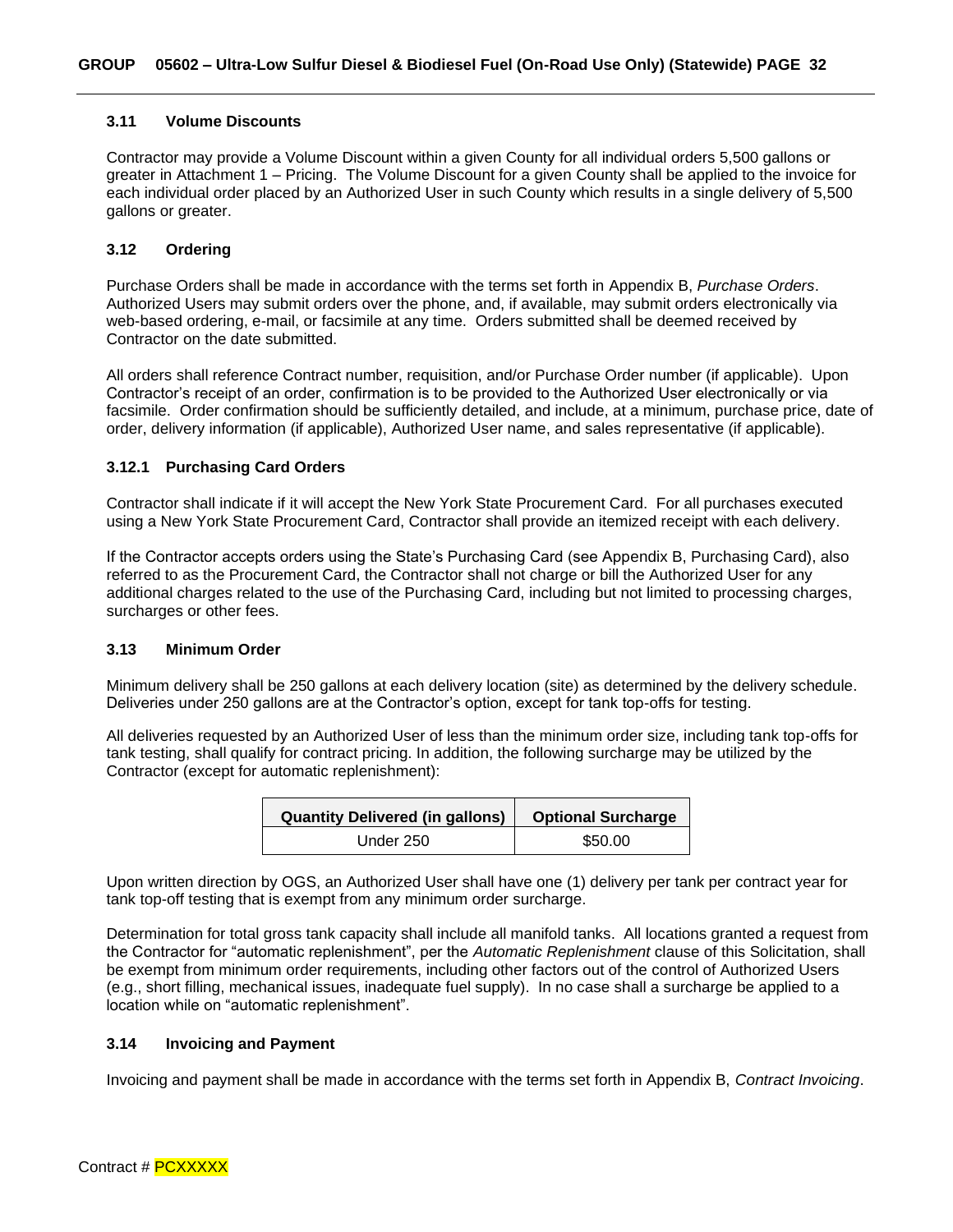### 3.11 Volume Discounts

Contractor may provide a Volume Discount within a given County for all individual orders 5,500 gallons or greater in Attachment 1 – Pricing. The Volume Discount for a given County shall be applied to the invoice for each individual order placed by an Authorized User in such County which results in a single delivery of 5,500 gallons or greater.

### 3.12 Ordering

Purchase Orders shall be made in accordance with the terms set forth in Appendix B, *Purchase Orders*. Authorized Users may submit orders over the phone, and, if available, may submit orders electronically via web-based ordering, e-mail, or facsimile at any time. Orders submitted shall be deemed received by Contractor on the date submitted.

All orders shall reference Contract number, requisition, and/or Purchase Order number (if applicable). Upon Contractor's receipt of an order, confirmation is to be provided to the Authorized User electronically or via facsimile. Order confirmation should be sufficiently detailed, and include, at a minimum, purchase price, date of order, delivery information (if applicable), Authorized User name, and sales representative (if applicable).

#### 3.12.1 Purchasing Card Orders

Contractor shall indicate if it will accept the New York State Procurement Card. For all purchases executed using a New York State Procurement Card, Contractor shall provide an itemized receipt with each delivery.

If the Contractor accepts orders using the State's Purchasing Card (see Appendix B, Purchasing Card), also referred to as the Procurement Card, the Contractor shall not charge or bill the Authorized User for any additional charges related to the use of the Purchasing Card, including but not limited to processing charges, surcharges or other fees.

### 3.13 Minimum Order

Minimum delivery shall be 250 gallons at each delivery location (site) as determined by the delivery schedule. Deliveries under 250 gallons are at the Contractor's option, except for tank top-offs for testing.

All deliveries requested by an Authorized User of less than the minimum order size, including tank top-offs for tank testing, shall qualify for contract pricing. In addition, the following surcharge may be utilized by the Contractor (except for automatic replenishment):

| Quantity Delivered (in gallons) | Optional Surcharge |
|---|---|
| Under 250 | $50.00 |

Upon written direction by OGS, an Authorized User shall have one (1) delivery per tank per contract year for tank top-off testing that is exempt from any minimum order surcharge.

Determination for total gross tank capacity shall include all manifold tanks. All locations granted a request from the Contractor for "automatic replenishment", per the *Automatic Replenishment* clause of this Solicitation, shall be exempt from minimum order requirements, including other factors out of the control of Authorized Users (e.g., short filling, mechanical issues, inadequate fuel supply). In no case shall a surcharge be applied to a location while on "automatic replenishment".

### 3.14 Invoicing and Payment

Invoicing and payment shall be made in accordance with the terms set forth in Appendix B, *Contract Invoicing*.

Contract # PCXXXXX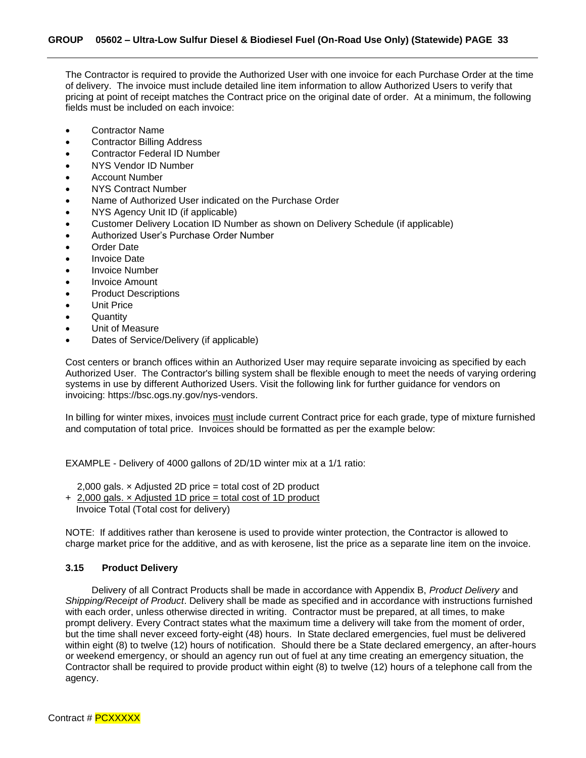The Contractor is required to provide the Authorized User with one invoice for each Purchase Order at the time of delivery. The invoice must include detailed line item information to allow Authorized Users to verify that pricing at point of receipt matches the Contract price on the original date of order. At a minimum, the following fields must be included on each invoice:

- Contractor Name
- Contractor Billing Address
- Contractor Federal ID Number
- NYS Vendor ID Number
- Account Number
- NYS Contract Number
- Name of Authorized User indicated on the Purchase Order
- NYS Agency Unit ID (if applicable)
- Customer Delivery Location ID Number as shown on Delivery Schedule (if applicable)
- Authorized User's Purchase Order Number
- Order Date
- Invoice Date
- Invoice Number
- Invoice Amount
- Product Descriptions
- Unit Price
- Quantity
- Unit of Measure
- Dates of Service/Delivery (if applicable)

Cost centers or branch offices within an Authorized User may require separate invoicing as specified by each Authorized User. The Contractor's billing system shall be flexible enough to meet the needs of varying ordering systems in use by different Authorized Users. Visit the following link for further guidance for vendors on invoicing: https://bsc.ogs.ny.gov/nys-vendors.

In billing for winter mixes, invoices <u>must</u> include current Contract price for each grade, type of mixture furnished and computation of total price. Invoices should be formatted as per the example below:

EXAMPLE - Delivery of 4000 gallons of 2D/1D winter mix at a 1/1 ratio:

  2,000 gals. × Adjusted 2D price = total cost of 2D product
+ <u>2,000 gals. × Adjusted 1D price = total cost of 1D product</u>
  Invoice Total (Total cost for delivery)

NOTE: If additives rather than kerosene is used to provide winter protection, the Contractor is allowed to charge market price for the additive, and as with kerosene, list the price as a separate line item on the invoice.

### 3.15 Product Delivery

Delivery of all Contract Products shall be made in accordance with Appendix B, *Product Delivery* and *Shipping/Receipt of Product*. Delivery shall be made as specified and in accordance with instructions furnished with each order, unless otherwise directed in writing. Contractor must be prepared, at all times, to make prompt delivery. Every Contract states what the maximum time a delivery will take from the moment of order, but the time shall never exceed forty-eight (48) hours. In State declared emergencies, fuel must be delivered within eight (8) to twelve (12) hours of notification. Should there be a State declared emergency, an after-hours or weekend emergency, or should an agency run out of fuel at any time creating an emergency situation, the Contractor shall be required to provide product within eight (8) to twelve (12) hours of a telephone call from the agency.

Contract # PCXXXXX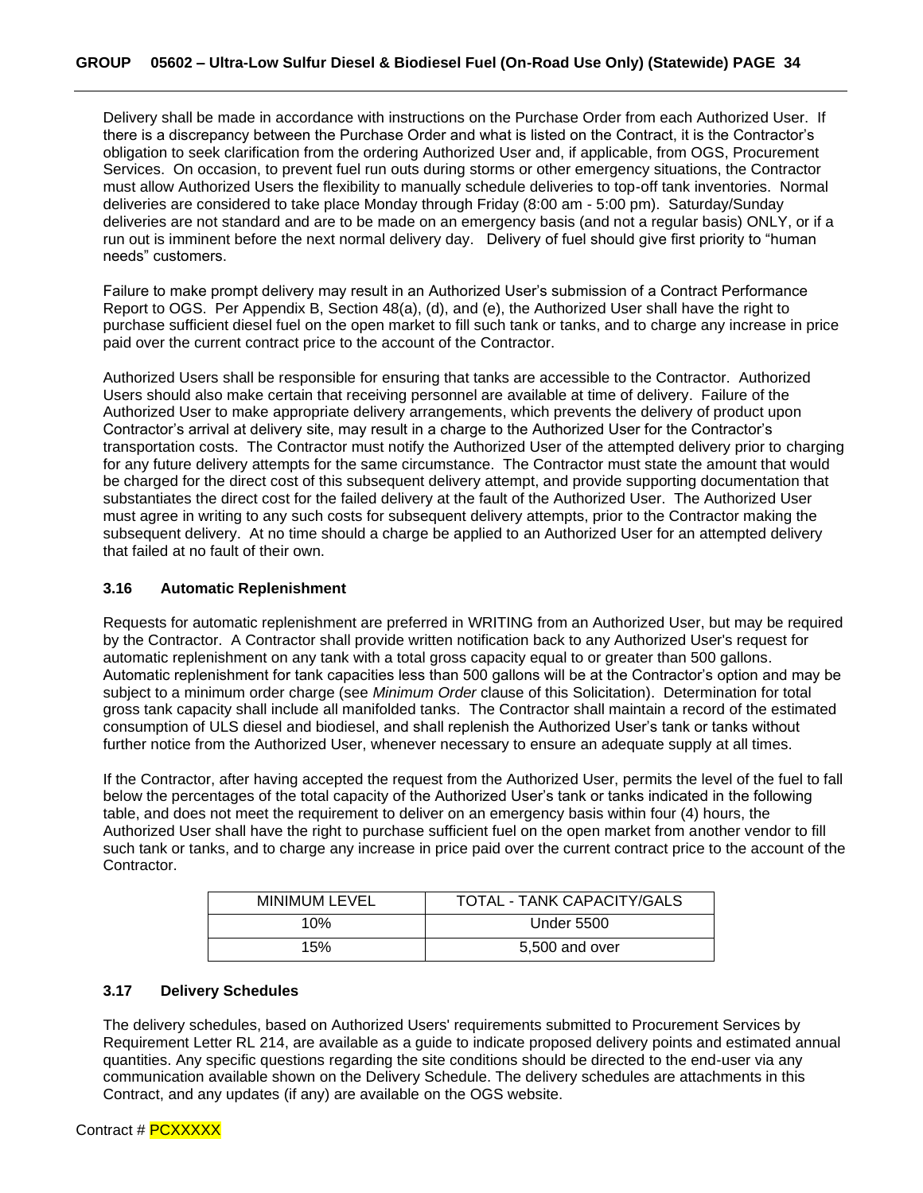Delivery shall be made in accordance with instructions on the Purchase Order from each Authorized User. If there is a discrepancy between the Purchase Order and what is listed on the Contract, it is the Contractor's obligation to seek clarification from the ordering Authorized User and, if applicable, from OGS, Procurement Services. On occasion, to prevent fuel run outs during storms or other emergency situations, the Contractor must allow Authorized Users the flexibility to manually schedule deliveries to top-off tank inventories. Normal deliveries are considered to take place Monday through Friday (8:00 am - 5:00 pm). Saturday/Sunday deliveries are not standard and are to be made on an emergency basis (and not a regular basis) ONLY, or if a run out is imminent before the next normal delivery day. Delivery of fuel should give first priority to "human needs" customers.

Failure to make prompt delivery may result in an Authorized User's submission of a Contract Performance Report to OGS. Per Appendix B, Section 48(a), (d), and (e), the Authorized User shall have the right to purchase sufficient diesel fuel on the open market to fill such tank or tanks, and to charge any increase in price paid over the current contract price to the account of the Contractor.

Authorized Users shall be responsible for ensuring that tanks are accessible to the Contractor. Authorized Users should also make certain that receiving personnel are available at time of delivery. Failure of the Authorized User to make appropriate delivery arrangements, which prevents the delivery of product upon Contractor's arrival at delivery site, may result in a charge to the Authorized User for the Contractor's transportation costs. The Contractor must notify the Authorized User of the attempted delivery prior to charging for any future delivery attempts for the same circumstance. The Contractor must state the amount that would be charged for the direct cost of this subsequent delivery attempt, and provide supporting documentation that substantiates the direct cost for the failed delivery at the fault of the Authorized User. The Authorized User must agree in writing to any such costs for subsequent delivery attempts, prior to the Contractor making the subsequent delivery. At no time should a charge be applied to an Authorized User for an attempted delivery that failed at no fault of their own.

### 3.16 Automatic Replenishment

Requests for automatic replenishment are preferred in WRITING from an Authorized User, but may be required by the Contractor. A Contractor shall provide written notification back to any Authorized User's request for automatic replenishment on any tank with a total gross capacity equal to or greater than 500 gallons. Automatic replenishment for tank capacities less than 500 gallons will be at the Contractor's option and may be subject to a minimum order charge (see *Minimum Order* clause of this Solicitation). Determination for total gross tank capacity shall include all manifolded tanks. The Contractor shall maintain a record of the estimated consumption of ULS diesel and biodiesel, and shall replenish the Authorized User's tank or tanks without further notice from the Authorized User, whenever necessary to ensure an adequate supply at all times.

If the Contractor, after having accepted the request from the Authorized User, permits the level of the fuel to fall below the percentages of the total capacity of the Authorized User's tank or tanks indicated in the following table, and does not meet the requirement to deliver on an emergency basis within four (4) hours, the Authorized User shall have the right to purchase sufficient fuel on the open market from another vendor to fill such tank or tanks, and to charge any increase in price paid over the current contract price to the account of the Contractor.

| MINIMUM LEVEL | TOTAL - TANK CAPACITY/GALS |
|---|---|
| 10% | Under 5500 |
| 15% | 5,500 and over |

### 3.17 Delivery Schedules

The delivery schedules, based on Authorized Users' requirements submitted to Procurement Services by Requirement Letter RL 214, are available as a guide to indicate proposed delivery points and estimated annual quantities. Any specific questions regarding the site conditions should be directed to the end-user via any communication available shown on the Delivery Schedule. The delivery schedules are attachments in this Contract, and any updates (if any) are available on the OGS website.

Contract # PCXXXXX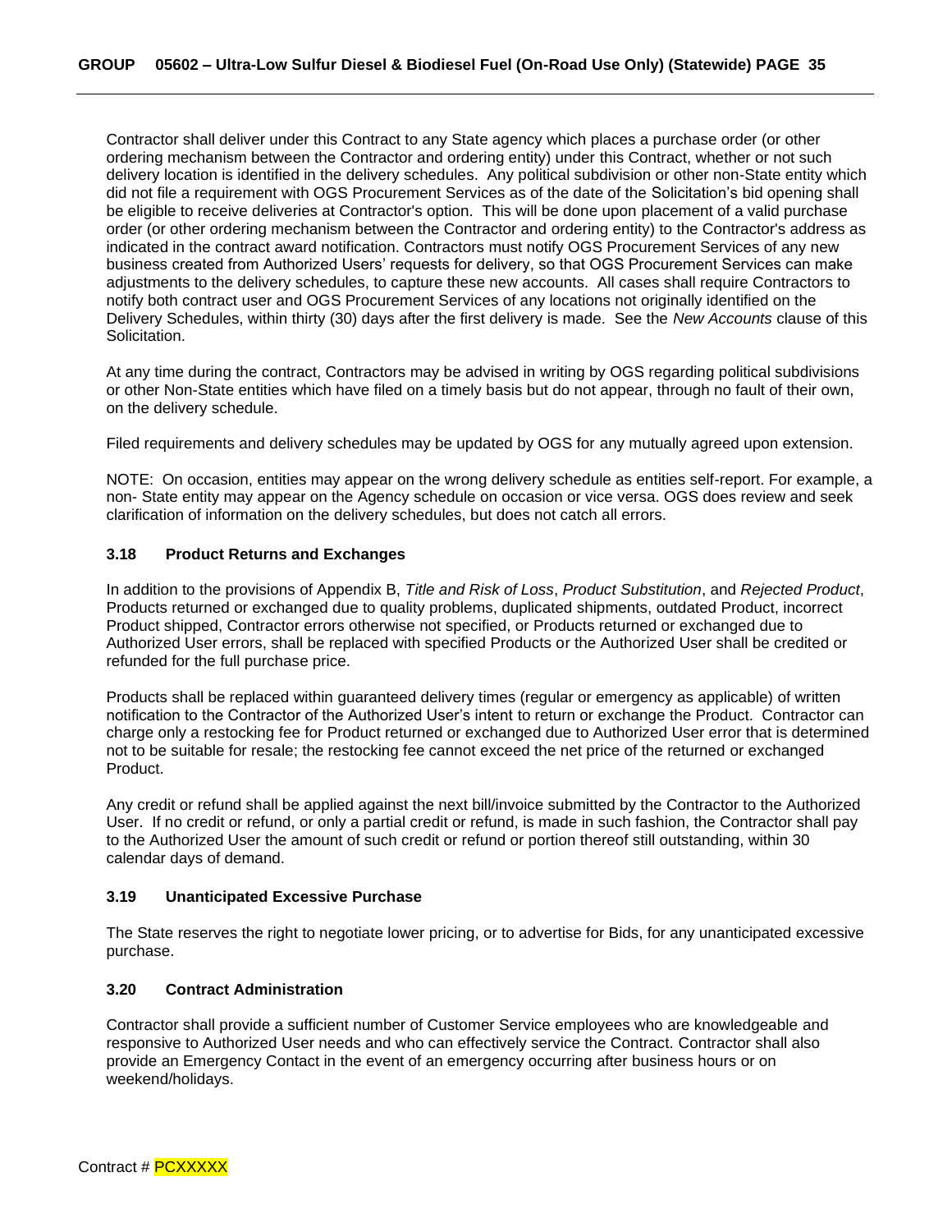Contractor shall deliver under this Contract to any State agency which places a purchase order (or other ordering mechanism between the Contractor and ordering entity) under this Contract, whether or not such delivery location is identified in the delivery schedules. Any political subdivision or other non-State entity which did not file a requirement with OGS Procurement Services as of the date of the Solicitation's bid opening shall be eligible to receive deliveries at Contractor's option. This will be done upon placement of a valid purchase order (or other ordering mechanism between the Contractor and ordering entity) to the Contractor's address as indicated in the contract award notification. Contractors must notify OGS Procurement Services of any new business created from Authorized Users' requests for delivery, so that OGS Procurement Services can make adjustments to the delivery schedules, to capture these new accounts. All cases shall require Contractors to notify both contract user and OGS Procurement Services of any locations not originally identified on the Delivery Schedules, within thirty (30) days after the first delivery is made. See the *New Accounts* clause of this Solicitation.

At any time during the contract, Contractors may be advised in writing by OGS regarding political subdivisions or other Non-State entities which have filed on a timely basis but do not appear, through no fault of their own, on the delivery schedule.

Filed requirements and delivery schedules may be updated by OGS for any mutually agreed upon extension.

NOTE: On occasion, entities may appear on the wrong delivery schedule as entities self-report. For example, a non- State entity may appear on the Agency schedule on occasion or vice versa. OGS does review and seek clarification of information on the delivery schedules, but does not catch all errors.

### 3.18 Product Returns and Exchanges

In addition to the provisions of Appendix B, *Title and Risk of Loss*, *Product Substitution*, and *Rejected Product*, Products returned or exchanged due to quality problems, duplicated shipments, outdated Product, incorrect Product shipped, Contractor errors otherwise not specified, or Products returned or exchanged due to Authorized User errors, shall be replaced with specified Products or the Authorized User shall be credited or refunded for the full purchase price.

Products shall be replaced within guaranteed delivery times (regular or emergency as applicable) of written notification to the Contractor of the Authorized User's intent to return or exchange the Product. Contractor can charge only a restocking fee for Product returned or exchanged due to Authorized User error that is determined not to be suitable for resale; the restocking fee cannot exceed the net price of the returned or exchanged Product.

Any credit or refund shall be applied against the next bill/invoice submitted by the Contractor to the Authorized User. If no credit or refund, or only a partial credit or refund, is made in such fashion, the Contractor shall pay to the Authorized User the amount of such credit or refund or portion thereof still outstanding, within 30 calendar days of demand.

### 3.19 Unanticipated Excessive Purchase

The State reserves the right to negotiate lower pricing, or to advertise for Bids, for any unanticipated excessive purchase.

### 3.20 Contract Administration

Contractor shall provide a sufficient number of Customer Service employees who are knowledgeable and responsive to Authorized User needs and who can effectively service the Contract. Contractor shall also provide an Emergency Contact in the event of an emergency occurring after business hours or on weekend/holidays.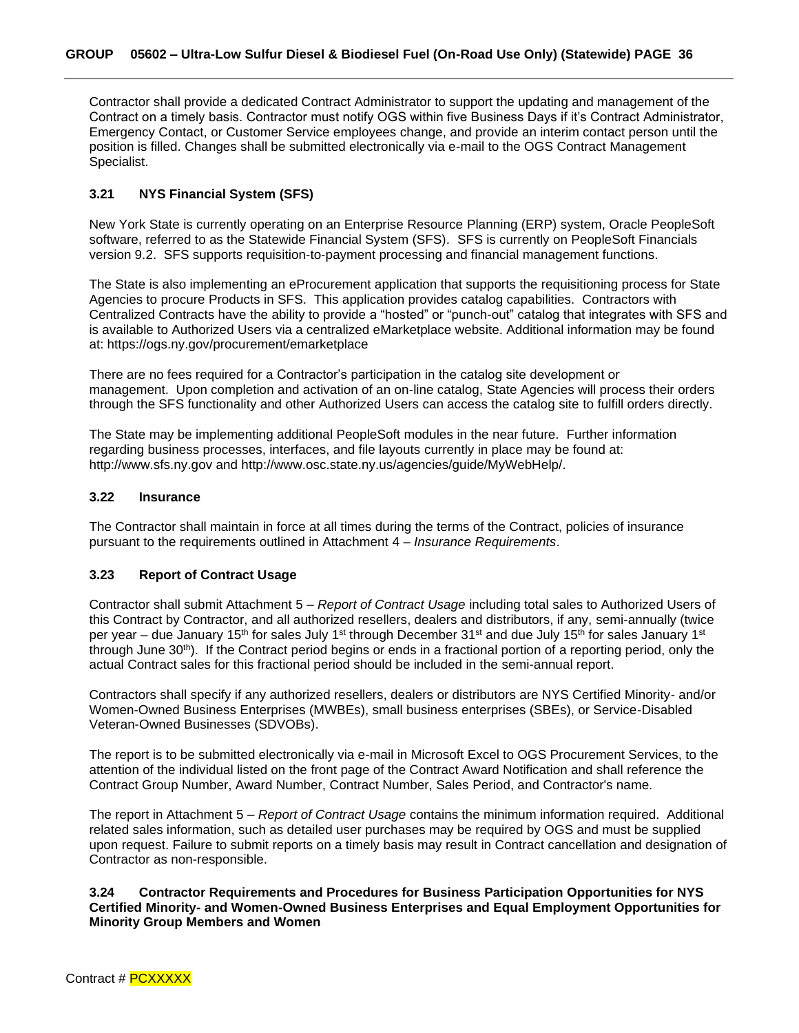Contractor shall provide a dedicated Contract Administrator to support the updating and management of the Contract on a timely basis. Contractor must notify OGS within five Business Days if it's Contract Administrator, Emergency Contact, or Customer Service employees change, and provide an interim contact person until the position is filled. Changes shall be submitted electronically via e-mail to the OGS Contract Management Specialist.

### 3.21 NYS Financial System (SFS)

New York State is currently operating on an Enterprise Resource Planning (ERP) system, Oracle PeopleSoft software, referred to as the Statewide Financial System (SFS). SFS is currently on PeopleSoft Financials version 9.2. SFS supports requisition-to-payment processing and financial management functions.

The State is also implementing an eProcurement application that supports the requisitioning process for State Agencies to procure Products in SFS. This application provides catalog capabilities. Contractors with Centralized Contracts have the ability to provide a "hosted" or "punch-out" catalog that integrates with SFS and is available to Authorized Users via a centralized eMarketplace website. Additional information may be found at: https://ogs.ny.gov/procurement/emarketplace

There are no fees required for a Contractor's participation in the catalog site development or management. Upon completion and activation of an on-line catalog, State Agencies will process their orders through the SFS functionality and other Authorized Users can access the catalog site to fulfill orders directly.

The State may be implementing additional PeopleSoft modules in the near future. Further information regarding business processes, interfaces, and file layouts currently in place may be found at: http://www.sfs.ny.gov and http://www.osc.state.ny.us/agencies/guide/MyWebHelp/.

### 3.22 Insurance

The Contractor shall maintain in force at all times during the terms of the Contract, policies of insurance pursuant to the requirements outlined in Attachment 4 – *Insurance Requirements*.

### 3.23 Report of Contract Usage

Contractor shall submit Attachment 5 – *Report of Contract Usage* including total sales to Authorized Users of this Contract by Contractor, and all authorized resellers, dealers and distributors, if any, semi-annually (twice per year – due January 15th for sales July 1st through December 31st and due July 15th for sales January 1st through June 30th). If the Contract period begins or ends in a fractional portion of a reporting period, only the actual Contract sales for this fractional period should be included in the semi-annual report.

Contractors shall specify if any authorized resellers, dealers or distributors are NYS Certified Minority- and/or Women-Owned Business Enterprises (MWBEs), small business enterprises (SBEs), or Service-Disabled Veteran-Owned Businesses (SDVOBs).

The report is to be submitted electronically via e-mail in Microsoft Excel to OGS Procurement Services, to the attention of the individual listed on the front page of the Contract Award Notification and shall reference the Contract Group Number, Award Number, Contract Number, Sales Period, and Contractor's name.

The report in Attachment 5 – *Report of Contract Usage* contains the minimum information required. Additional related sales information, such as detailed user purchases may be required by OGS and must be supplied upon request. Failure to submit reports on a timely basis may result in Contract cancellation and designation of Contractor as non-responsible.

### 3.24 Contractor Requirements and Procedures for Business Participation Opportunities for NYS Certified Minority- and Women-Owned Business Enterprises and Equal Employment Opportunities for Minority Group Members and Women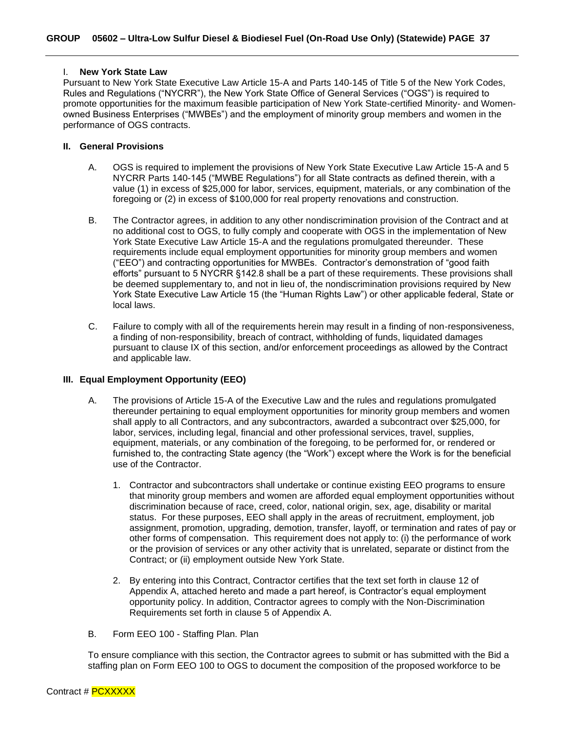## I. New York State Law

Pursuant to New York State Executive Law Article 15-A and Parts 140-145 of Title 5 of the New York Codes, Rules and Regulations ("NYCRR"), the New York State Office of General Services ("OGS") is required to promote opportunities for the maximum feasible participation of New York State-certified Minority- and Women-owned Business Enterprises ("MWBEs") and the employment of minority group members and women in the performance of OGS contracts.

## II. General Provisions

A. OGS is required to implement the provisions of New York State Executive Law Article 15-A and 5 NYCRR Parts 140-145 ("MWBE Regulations") for all State contracts as defined therein, with a value (1) in excess of $25,000 for labor, services, equipment, materials, or any combination of the foregoing or (2) in excess of $100,000 for real property renovations and construction.

B. The Contractor agrees, in addition to any other nondiscrimination provision of the Contract and at no additional cost to OGS, to fully comply and cooperate with OGS in the implementation of New York State Executive Law Article 15-A and the regulations promulgated thereunder. These requirements include equal employment opportunities for minority group members and women ("EEO") and contracting opportunities for MWBEs. Contractor's demonstration of "good faith efforts" pursuant to 5 NYCRR §142.8 shall be a part of these requirements. These provisions shall be deemed supplementary to, and not in lieu of, the nondiscrimination provisions required by New York State Executive Law Article 15 (the "Human Rights Law") or other applicable federal, State or local laws.

C. Failure to comply with all of the requirements herein may result in a finding of non-responsiveness, a finding of non-responsibility, breach of contract, withholding of funds, liquidated damages pursuant to clause IX of this section, and/or enforcement proceedings as allowed by the Contract and applicable law.

## III. Equal Employment Opportunity (EEO)

A. The provisions of Article 15-A of the Executive Law and the rules and regulations promulgated thereunder pertaining to equal employment opportunities for minority group members and women shall apply to all Contractors, and any subcontractors, awarded a subcontract over $25,000, for labor, services, including legal, financial and other professional services, travel, supplies, equipment, materials, or any combination of the foregoing, to be performed for, or rendered or furnished to, the contracting State agency (the "Work") except where the Work is for the beneficial use of the Contractor.

1. Contractor and subcontractors shall undertake or continue existing EEO programs to ensure that minority group members and women are afforded equal employment opportunities without discrimination because of race, creed, color, national origin, sex, age, disability or marital status. For these purposes, EEO shall apply in the areas of recruitment, employment, job assignment, promotion, upgrading, demotion, transfer, layoff, or termination and rates of pay or other forms of compensation. This requirement does not apply to: (i) the performance of work or the provision of services or any other activity that is unrelated, separate or distinct from the Contract; or (ii) employment outside New York State.

2. By entering into this Contract, Contractor certifies that the text set forth in clause 12 of Appendix A, attached hereto and made a part hereof, is Contractor's equal employment opportunity policy. In addition, Contractor agrees to comply with the Non-Discrimination Requirements set forth in clause 5 of Appendix A.

B. Form EEO 100 - Staffing Plan. Plan

To ensure compliance with this section, the Contractor agrees to submit or has submitted with the Bid a staffing plan on Form EEO 100 to OGS to document the composition of the proposed workforce to be

Contract # PCXXXXX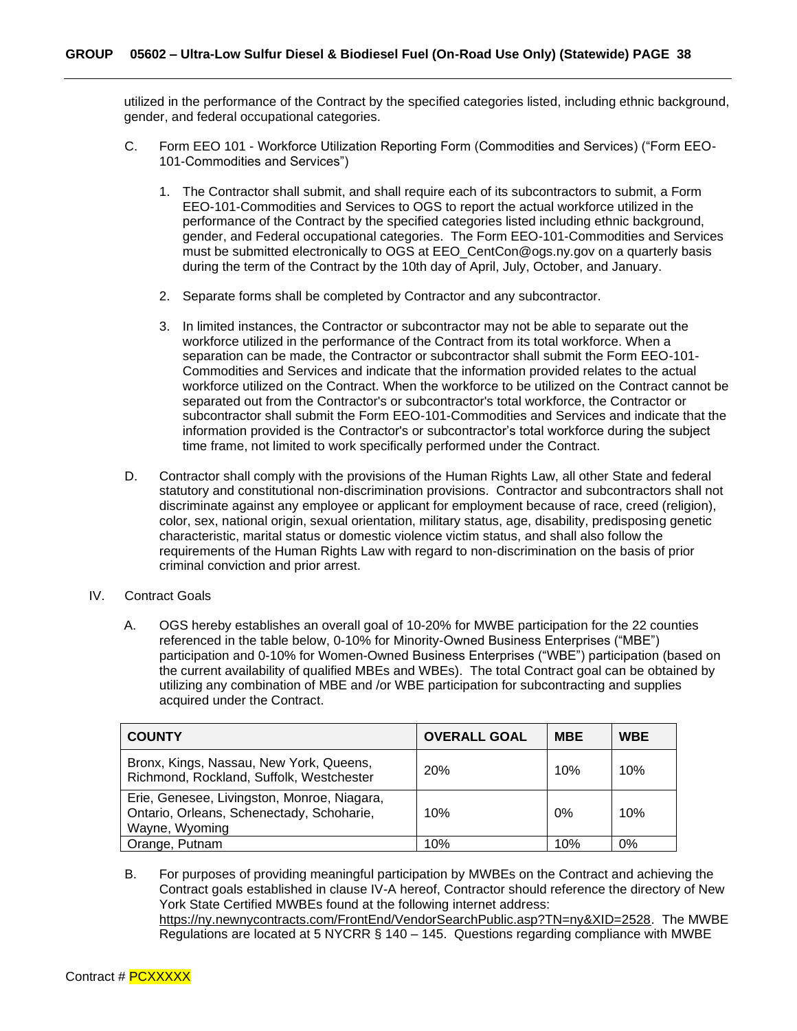utilized in the performance of the Contract by the specified categories listed, including ethnic background, gender, and federal occupational categories.

C. Form EEO 101 - Workforce Utilization Reporting Form (Commodities and Services) ("Form EEO-101-Commodities and Services")

1. The Contractor shall submit, and shall require each of its subcontractors to submit, a Form EEO-101-Commodities and Services to OGS to report the actual workforce utilized in the performance of the Contract by the specified categories listed including ethnic background, gender, and Federal occupational categories. The Form EEO-101-Commodities and Services must be submitted electronically to OGS at EEO_CentCon@ogs.ny.gov on a quarterly basis during the term of the Contract by the 10th day of April, July, October, and January.

2. Separate forms shall be completed by Contractor and any subcontractor.

3. In limited instances, the Contractor or subcontractor may not be able to separate out the workforce utilized in the performance of the Contract from its total workforce. When a separation can be made, the Contractor or subcontractor shall submit the Form EEO-101-Commodities and Services and indicate that the information provided relates to the actual workforce utilized on the Contract. When the workforce to be utilized on the Contract cannot be separated out from the Contractor's or subcontractor's total workforce, the Contractor or subcontractor shall submit the Form EEO-101-Commodities and Services and indicate that the information provided is the Contractor's or subcontractor's total workforce during the subject time frame, not limited to work specifically performed under the Contract.

D. Contractor shall comply with the provisions of the Human Rights Law, all other State and federal statutory and constitutional non-discrimination provisions. Contractor and subcontractors shall not discriminate against any employee or applicant for employment because of race, creed (religion), color, sex, national origin, sexual orientation, military status, age, disability, predisposing genetic characteristic, marital status or domestic violence victim status, and shall also follow the requirements of the Human Rights Law with regard to non-discrimination on the basis of prior criminal conviction and prior arrest.

IV. Contract Goals

A. OGS hereby establishes an overall goal of 10-20% for MWBE participation for the 22 counties referenced in the table below, 0-10% for Minority-Owned Business Enterprises ("MBE") participation and 0-10% for Women-Owned Business Enterprises ("WBE") participation (based on the current availability of qualified MBEs and WBEs). The total Contract goal can be obtained by utilizing any combination of MBE and /or WBE participation for subcontracting and supplies acquired under the Contract.

| COUNTY | OVERALL GOAL | MBE | WBE |
|---|---|---|---|
| Bronx, Kings, Nassau, New York, Queens, Richmond, Rockland, Suffolk, Westchester | 20% | 10% | 10% |
| Erie, Genesee, Livingston, Monroe, Niagara, Ontario, Orleans, Schenectady, Schoharie, Wayne, Wyoming | 10% | 0% | 10% |
| Orange, Putnam | 10% | 10% | 0% |

B. For purposes of providing meaningful participation by MWBEs on the Contract and achieving the Contract goals established in clause IV-A hereof, Contractor should reference the directory of New York State Certified MWBEs found at the following internet address: https://ny.newnycontracts.com/FrontEnd/VendorSearchPublic.asp?TN=ny&XID=2528. The MWBE Regulations are located at 5 NYCRR § 140 – 145. Questions regarding compliance with MWBE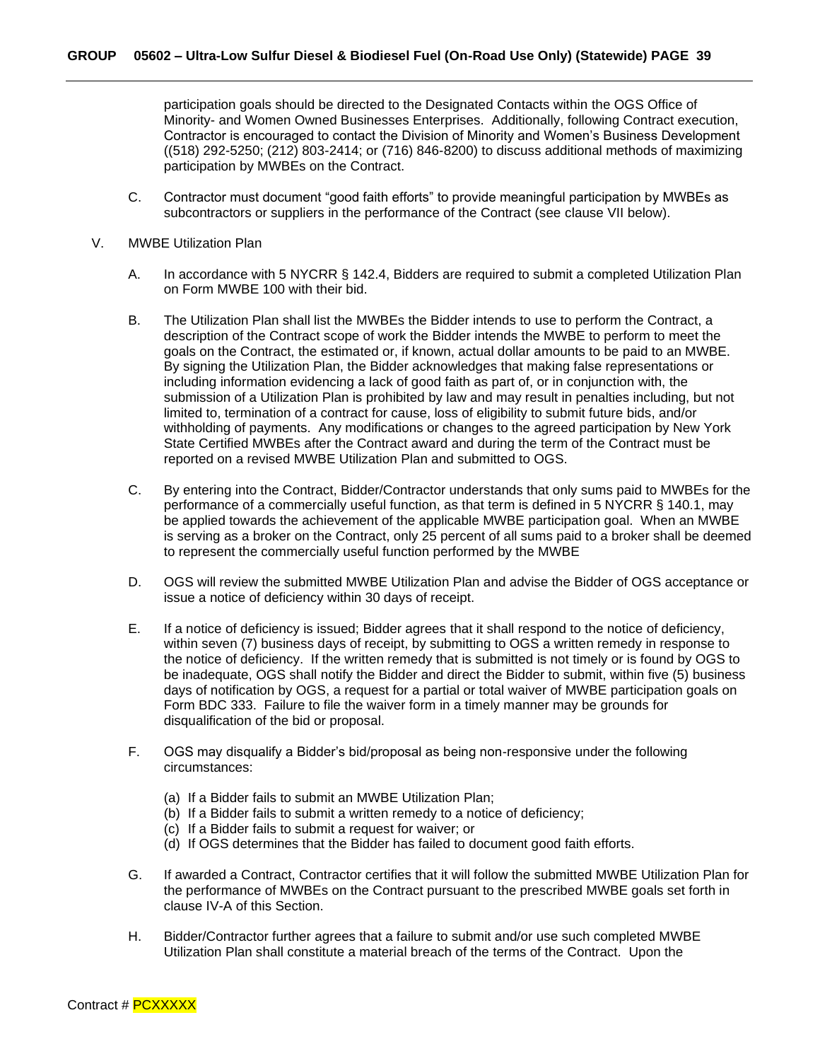participation goals should be directed to the Designated Contacts within the OGS Office of Minority- and Women Owned Businesses Enterprises. Additionally, following Contract execution, Contractor is encouraged to contact the Division of Minority and Women's Business Development ((518) 292-5250; (212) 803-2414; or (716) 846-8200) to discuss additional methods of maximizing participation by MWBEs on the Contract.

C. Contractor must document "good faith efforts" to provide meaningful participation by MWBEs as subcontractors or suppliers in the performance of the Contract (see clause VII below).

V. MWBE Utilization Plan

A. In accordance with 5 NYCRR § 142.4, Bidders are required to submit a completed Utilization Plan on Form MWBE 100 with their bid.

B. The Utilization Plan shall list the MWBEs the Bidder intends to use to perform the Contract, a description of the Contract scope of work the Bidder intends the MWBE to perform to meet the goals on the Contract, the estimated or, if known, actual dollar amounts to be paid to an MWBE. By signing the Utilization Plan, the Bidder acknowledges that making false representations or including information evidencing a lack of good faith as part of, or in conjunction with, the submission of a Utilization Plan is prohibited by law and may result in penalties including, but not limited to, termination of a contract for cause, loss of eligibility to submit future bids, and/or withholding of payments. Any modifications or changes to the agreed participation by New York State Certified MWBEs after the Contract award and during the term of the Contract must be reported on a revised MWBE Utilization Plan and submitted to OGS.

C. By entering into the Contract, Bidder/Contractor understands that only sums paid to MWBEs for the performance of a commercially useful function, as that term is defined in 5 NYCRR § 140.1, may be applied towards the achievement of the applicable MWBE participation goal. When an MWBE is serving as a broker on the Contract, only 25 percent of all sums paid to a broker shall be deemed to represent the commercially useful function performed by the MWBE

D. OGS will review the submitted MWBE Utilization Plan and advise the Bidder of OGS acceptance or issue a notice of deficiency within 30 days of receipt.

E. If a notice of deficiency is issued; Bidder agrees that it shall respond to the notice of deficiency, within seven (7) business days of receipt, by submitting to OGS a written remedy in response to the notice of deficiency. If the written remedy that is submitted is not timely or is found by OGS to be inadequate, OGS shall notify the Bidder and direct the Bidder to submit, within five (5) business days of notification by OGS, a request for a partial or total waiver of MWBE participation goals on Form BDC 333. Failure to file the waiver form in a timely manner may be grounds for disqualification of the bid or proposal.

F. OGS may disqualify a Bidder's bid/proposal as being non-responsive under the following circumstances:

(a) If a Bidder fails to submit an MWBE Utilization Plan;
(b) If a Bidder fails to submit a written remedy to a notice of deficiency;
(c) If a Bidder fails to submit a request for waiver; or
(d) If OGS determines that the Bidder has failed to document good faith efforts.

G. If awarded a Contract, Contractor certifies that it will follow the submitted MWBE Utilization Plan for the performance of MWBEs on the Contract pursuant to the prescribed MWBE goals set forth in clause IV-A of this Section.

H. Bidder/Contractor further agrees that a failure to submit and/or use such completed MWBE Utilization Plan shall constitute a material breach of the terms of the Contract. Upon the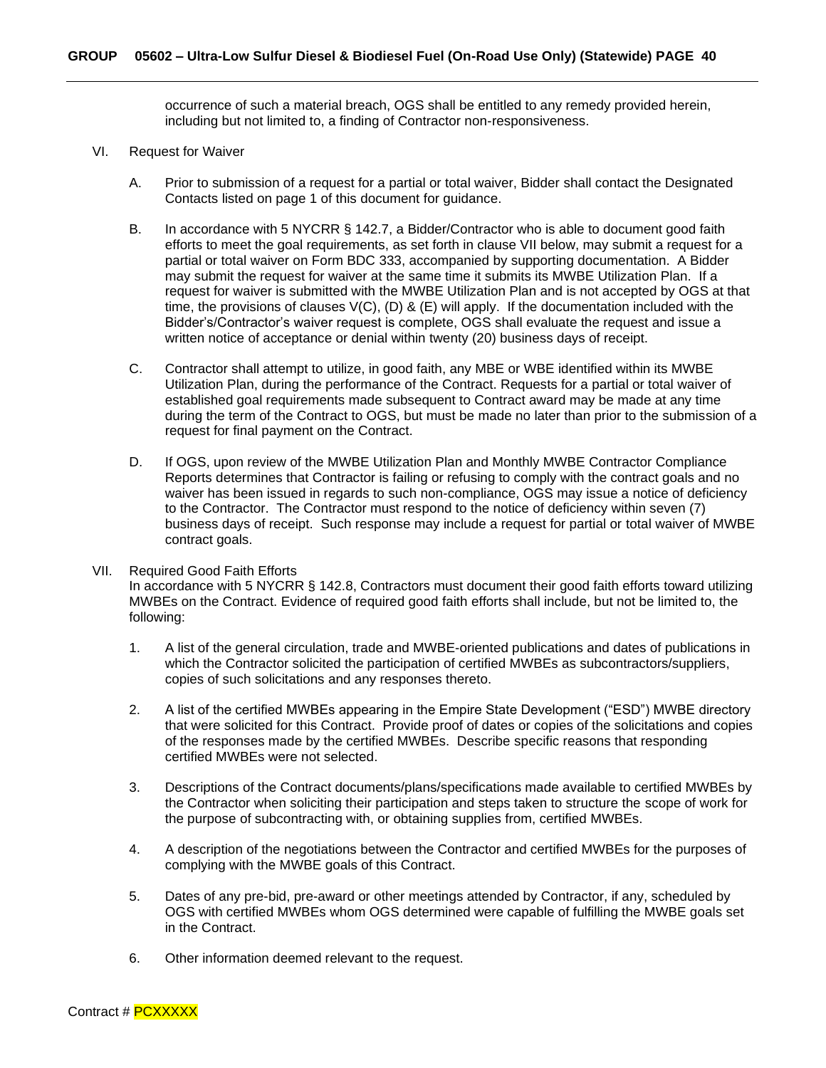occurrence of such a material breach, OGS shall be entitled to any remedy provided herein, including but not limited to, a finding of Contractor non-responsiveness.

VI. Request for Waiver

A. Prior to submission of a request for a partial or total waiver, Bidder shall contact the Designated Contacts listed on page 1 of this document for guidance.

B. In accordance with 5 NYCRR § 142.7, a Bidder/Contractor who is able to document good faith efforts to meet the goal requirements, as set forth in clause VII below, may submit a request for a partial or total waiver on Form BDC 333, accompanied by supporting documentation. A Bidder may submit the request for waiver at the same time it submits its MWBE Utilization Plan. If a request for waiver is submitted with the MWBE Utilization Plan and is not accepted by OGS at that time, the provisions of clauses V(C), (D) & (E) will apply. If the documentation included with the Bidder's/Contractor's waiver request is complete, OGS shall evaluate the request and issue a written notice of acceptance or denial within twenty (20) business days of receipt.

C. Contractor shall attempt to utilize, in good faith, any MBE or WBE identified within its MWBE Utilization Plan, during the performance of the Contract. Requests for a partial or total waiver of established goal requirements made subsequent to Contract award may be made at any time during the term of the Contract to OGS, but must be made no later than prior to the submission of a request for final payment on the Contract.

D. If OGS, upon review of the MWBE Utilization Plan and Monthly MWBE Contractor Compliance Reports determines that Contractor is failing or refusing to comply with the contract goals and no waiver has been issued in regards to such non-compliance, OGS may issue a notice of deficiency to the Contractor. The Contractor must respond to the notice of deficiency within seven (7) business days of receipt. Such response may include a request for partial or total waiver of MWBE contract goals.

VII. Required Good Faith Efforts
In accordance with 5 NYCRR § 142.8, Contractors must document their good faith efforts toward utilizing MWBEs on the Contract. Evidence of required good faith efforts shall include, but not be limited to, the following:

1. A list of the general circulation, trade and MWBE-oriented publications and dates of publications in which the Contractor solicited the participation of certified MWBEs as subcontractors/suppliers, copies of such solicitations and any responses thereto.

2. A list of the certified MWBEs appearing in the Empire State Development ("ESD") MWBE directory that were solicited for this Contract. Provide proof of dates or copies of the solicitations and copies of the responses made by the certified MWBEs. Describe specific reasons that responding certified MWBEs were not selected.

3. Descriptions of the Contract documents/plans/specifications made available to certified MWBEs by the Contractor when soliciting their participation and steps taken to structure the scope of work for the purpose of subcontracting with, or obtaining supplies from, certified MWBEs.

4. A description of the negotiations between the Contractor and certified MWBEs for the purposes of complying with the MWBE goals of this Contract.

5. Dates of any pre-bid, pre-award or other meetings attended by Contractor, if any, scheduled by OGS with certified MWBEs whom OGS determined were capable of fulfilling the MWBE goals set in the Contract.

6. Other information deemed relevant to the request.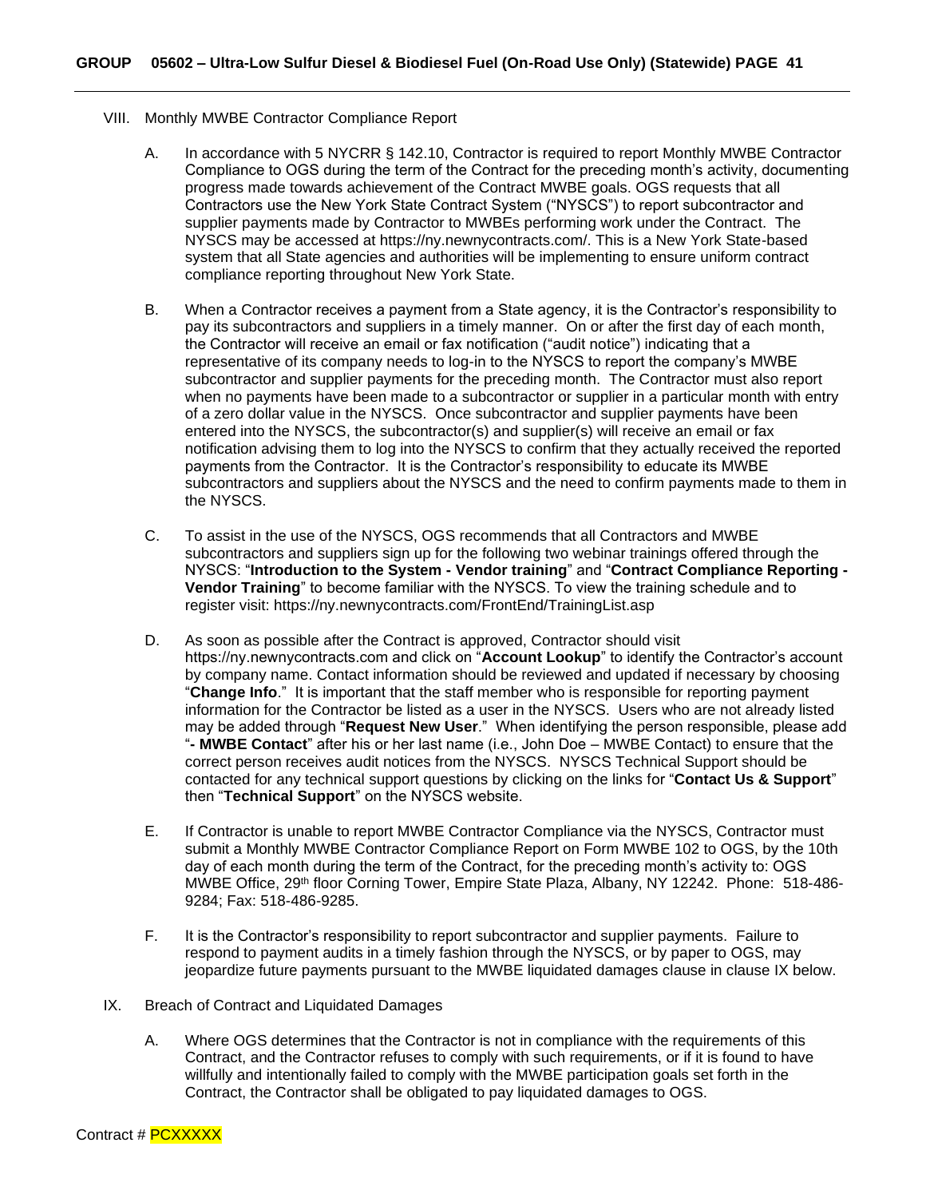VIII. Monthly MWBE Contractor Compliance Report

A. In accordance with 5 NYCRR § 142.10, Contractor is required to report Monthly MWBE Contractor Compliance to OGS during the term of the Contract for the preceding month's activity, documenting progress made towards achievement of the Contract MWBE goals. OGS requests that all Contractors use the New York State Contract System ("NYSCS") to report subcontractor and supplier payments made by Contractor to MWBEs performing work under the Contract. The NYSCS may be accessed at https://ny.newnycontracts.com/. This is a New York State-based system that all State agencies and authorities will be implementing to ensure uniform contract compliance reporting throughout New York State.

B. When a Contractor receives a payment from a State agency, it is the Contractor's responsibility to pay its subcontractors and suppliers in a timely manner. On or after the first day of each month, the Contractor will receive an email or fax notification ("audit notice") indicating that a representative of its company needs to log-in to the NYSCS to report the company's MWBE subcontractor and supplier payments for the preceding month. The Contractor must also report when no payments have been made to a subcontractor or supplier in a particular month with entry of a zero dollar value in the NYSCS. Once subcontractor and supplier payments have been entered into the NYSCS, the subcontractor(s) and supplier(s) will receive an email or fax notification advising them to log into the NYSCS to confirm that they actually received the reported payments from the Contractor. It is the Contractor's responsibility to educate its MWBE subcontractors and suppliers about the NYSCS and the need to confirm payments made to them in the NYSCS.

C. To assist in the use of the NYSCS, OGS recommends that all Contractors and MWBE subcontractors and suppliers sign up for the following two webinar trainings offered through the NYSCS: "**Introduction to the System - Vendor training**" and "**Contract Compliance Reporting - Vendor Training**" to become familiar with the NYSCS. To view the training schedule and to register visit: https://ny.newnycontracts.com/FrontEnd/TrainingList.asp

D. As soon as possible after the Contract is approved, Contractor should visit https://ny.newnycontracts.com and click on "**Account Lookup**" to identify the Contractor's account by company name. Contact information should be reviewed and updated if necessary by choosing "**Change Info**." It is important that the staff member who is responsible for reporting payment information for the Contractor be listed as a user in the NYSCS. Users who are not already listed may be added through "**Request New User**." When identifying the person responsible, please add "**- MWBE Contact**" after his or her last name (i.e., John Doe – MWBE Contact) to ensure that the correct person receives audit notices from the NYSCS. NYSCS Technical Support should be contacted for any technical support questions by clicking on the links for "**Contact Us & Support**" then "**Technical Support**" on the NYSCS website.

E. If Contractor is unable to report MWBE Contractor Compliance via the NYSCS, Contractor must submit a Monthly MWBE Contractor Compliance Report on Form MWBE 102 to OGS, by the 10th day of each month during the term of the Contract, for the preceding month's activity to: OGS MWBE Office, 29th floor Corning Tower, Empire State Plaza, Albany, NY 12242. Phone: 518-486-9284; Fax: 518-486-9285.

F. It is the Contractor's responsibility to report subcontractor and supplier payments. Failure to respond to payment audits in a timely fashion through the NYSCS, or by paper to OGS, may jeopardize future payments pursuant to the MWBE liquidated damages clause in clause IX below.

IX. Breach of Contract and Liquidated Damages

A. Where OGS determines that the Contractor is not in compliance with the requirements of this Contract, and the Contractor refuses to comply with such requirements, or if it is found to have willfully and intentionally failed to comply with the MWBE participation goals set forth in the Contract, the Contractor shall be obligated to pay liquidated damages to OGS.

Contract # PCXXXXX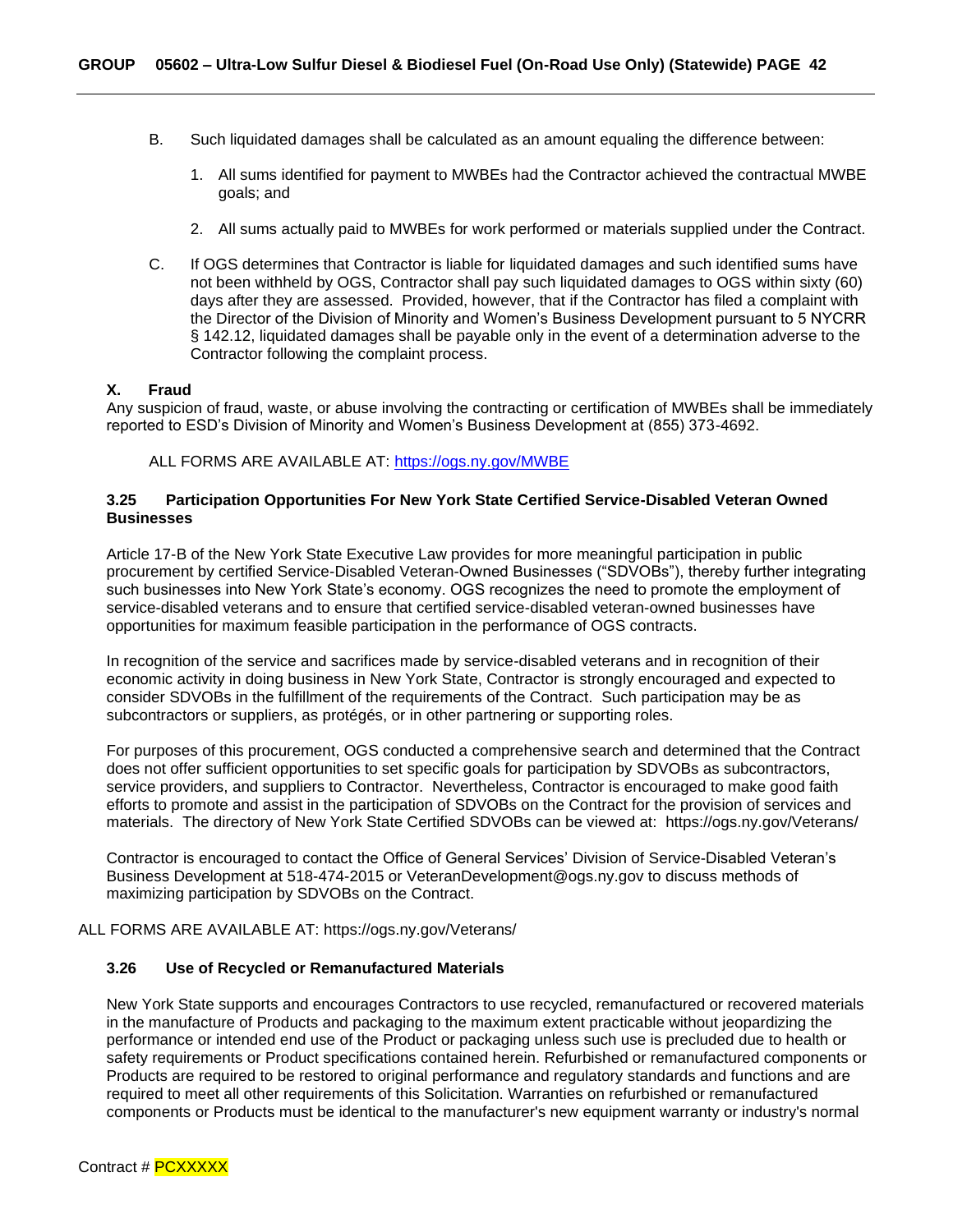B. Such liquidated damages shall be calculated as an amount equaling the difference between:

1. All sums identified for payment to MWBEs had the Contractor achieved the contractual MWBE goals; and

2. All sums actually paid to MWBEs for work performed or materials supplied under the Contract.

C. If OGS determines that Contractor is liable for liquidated damages and such identified sums have not been withheld by OGS, Contractor shall pay such liquidated damages to OGS within sixty (60) days after they are assessed. Provided, however, that if the Contractor has filed a complaint with the Director of the Division of Minority and Women's Business Development pursuant to 5 NYCRR § 142.12, liquidated damages shall be payable only in the event of a determination adverse to the Contractor following the complaint process.

**X. Fraud**

Any suspicion of fraud, waste, or abuse involving the contracting or certification of MWBEs shall be immediately reported to ESD's Division of Minority and Women's Business Development at (855) 373-4692.

ALL FORMS ARE AVAILABLE AT: https://ogs.ny.gov/MWBE

### 3.25 Participation Opportunities For New York State Certified Service-Disabled Veteran Owned Businesses

Article 17-B of the New York State Executive Law provides for more meaningful participation in public procurement by certified Service-Disabled Veteran-Owned Businesses ("SDVOBs"), thereby further integrating such businesses into New York State's economy. OGS recognizes the need to promote the employment of service-disabled veterans and to ensure that certified service-disabled veteran-owned businesses have opportunities for maximum feasible participation in the performance of OGS contracts.

In recognition of the service and sacrifices made by service-disabled veterans and in recognition of their economic activity in doing business in New York State, Contractor is strongly encouraged and expected to consider SDVOBs in the fulfillment of the requirements of the Contract. Such participation may be as subcontractors or suppliers, as protégés, or in other partnering or supporting roles.

For purposes of this procurement, OGS conducted a comprehensive search and determined that the Contract does not offer sufficient opportunities to set specific goals for participation by SDVOBs as subcontractors, service providers, and suppliers to Contractor. Nevertheless, Contractor is encouraged to make good faith efforts to promote and assist in the participation of SDVOBs on the Contract for the provision of services and materials. The directory of New York State Certified SDVOBs can be viewed at: https://ogs.ny.gov/Veterans/

Contractor is encouraged to contact the Office of General Services' Division of Service-Disabled Veteran's Business Development at 518-474-2015 or VeteranDevelopment@ogs.ny.gov to discuss methods of maximizing participation by SDVOBs on the Contract.

ALL FORMS ARE AVAILABLE AT: https://ogs.ny.gov/Veterans/

### 3.26 Use of Recycled or Remanufactured Materials

New York State supports and encourages Contractors to use recycled, remanufactured or recovered materials in the manufacture of Products and packaging to the maximum extent practicable without jeopardizing the performance or intended end use of the Product or packaging unless such use is precluded due to health or safety requirements or Product specifications contained herein. Refurbished or remanufactured components or Products are required to be restored to original performance and regulatory standards and functions and are required to meet all other requirements of this Solicitation. Warranties on refurbished or remanufactured components or Products must be identical to the manufacturer's new equipment warranty or industry's normal

Contract # PCXXXXX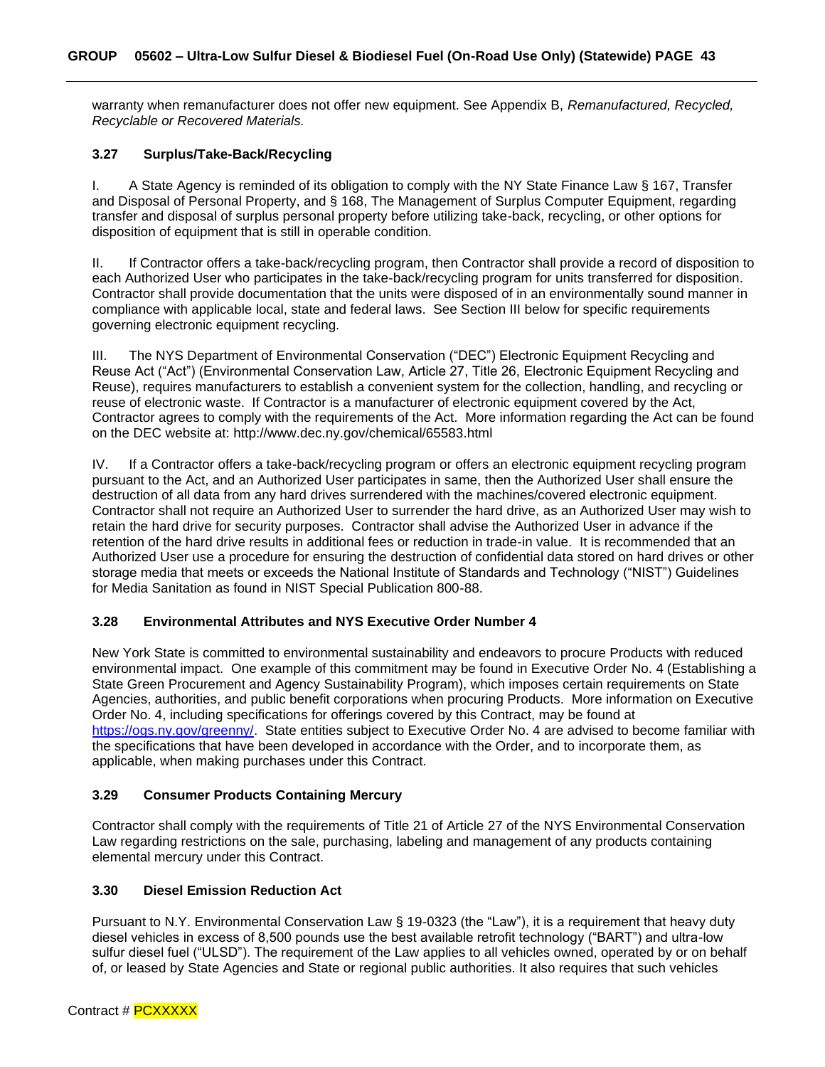warranty when remanufacturer does not offer new equipment. See Appendix B, *Remanufactured, Recycled, Recyclable or Recovered Materials.*

### 3.27 Surplus/Take-Back/Recycling

I. A State Agency is reminded of its obligation to comply with the NY State Finance Law § 167, Transfer and Disposal of Personal Property, and § 168, The Management of Surplus Computer Equipment, regarding transfer and disposal of surplus personal property before utilizing take-back, recycling, or other options for disposition of equipment that is still in operable condition.

II. If Contractor offers a take-back/recycling program, then Contractor shall provide a record of disposition to each Authorized User who participates in the take-back/recycling program for units transferred for disposition. Contractor shall provide documentation that the units were disposed of in an environmentally sound manner in compliance with applicable local, state and federal laws. See Section III below for specific requirements governing electronic equipment recycling.

III. The NYS Department of Environmental Conservation ("DEC") Electronic Equipment Recycling and Reuse Act ("Act") (Environmental Conservation Law, Article 27, Title 26, Electronic Equipment Recycling and Reuse), requires manufacturers to establish a convenient system for the collection, handling, and recycling or reuse of electronic waste. If Contractor is a manufacturer of electronic equipment covered by the Act, Contractor agrees to comply with the requirements of the Act. More information regarding the Act can be found on the DEC website at: http://www.dec.ny.gov/chemical/65583.html

IV. If a Contractor offers a take-back/recycling program or offers an electronic equipment recycling program pursuant to the Act, and an Authorized User participates in same, then the Authorized User shall ensure the destruction of all data from any hard drives surrendered with the machines/covered electronic equipment. Contractor shall not require an Authorized User to surrender the hard drive, as an Authorized User may wish to retain the hard drive for security purposes. Contractor shall advise the Authorized User in advance if the retention of the hard drive results in additional fees or reduction in trade-in value. It is recommended that an Authorized User use a procedure for ensuring the destruction of confidential data stored on hard drives or other storage media that meets or exceeds the National Institute of Standards and Technology ("NIST") Guidelines for Media Sanitation as found in NIST Special Publication 800-88.

### 3.28 Environmental Attributes and NYS Executive Order Number 4

New York State is committed to environmental sustainability and endeavors to procure Products with reduced environmental impact. One example of this commitment may be found in Executive Order No. 4 (Establishing a State Green Procurement and Agency Sustainability Program), which imposes certain requirements on State Agencies, authorities, and public benefit corporations when procuring Products. More information on Executive Order No. 4, including specifications for offerings covered by this Contract, may be found at https://ogs.ny.gov/greenny/. State entities subject to Executive Order No. 4 are advised to become familiar with the specifications that have been developed in accordance with the Order, and to incorporate them, as applicable, when making purchases under this Contract.

### 3.29 Consumer Products Containing Mercury

Contractor shall comply with the requirements of Title 21 of Article 27 of the NYS Environmental Conservation Law regarding restrictions on the sale, purchasing, labeling and management of any products containing elemental mercury under this Contract.

### 3.30 Diesel Emission Reduction Act

Pursuant to N.Y. Environmental Conservation Law § 19-0323 (the "Law"), it is a requirement that heavy duty diesel vehicles in excess of 8,500 pounds use the best available retrofit technology ("BART") and ultra-low sulfur diesel fuel ("ULSD"). The requirement of the Law applies to all vehicles owned, operated by or on behalf of, or leased by State Agencies and State or regional public authorities. It also requires that such vehicles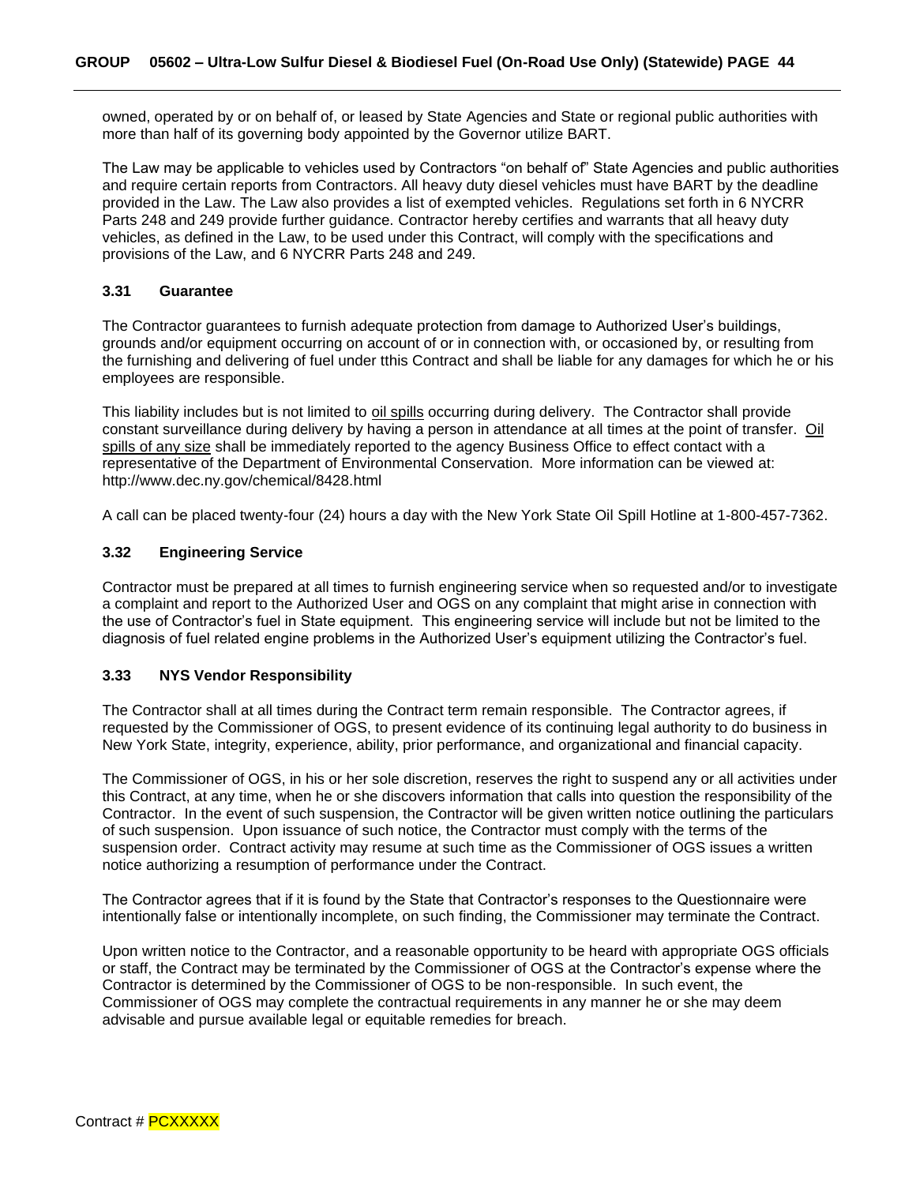owned, operated by or on behalf of, or leased by State Agencies and State or regional public authorities with more than half of its governing body appointed by the Governor utilize BART.

The Law may be applicable to vehicles used by Contractors "on behalf of" State Agencies and public authorities and require certain reports from Contractors. All heavy duty diesel vehicles must have BART by the deadline provided in the Law. The Law also provides a list of exempted vehicles. Regulations set forth in 6 NYCRR Parts 248 and 249 provide further guidance. Contractor hereby certifies and warrants that all heavy duty vehicles, as defined in the Law, to be used under this Contract, will comply with the specifications and provisions of the Law, and 6 NYCRR Parts 248 and 249.

### 3.31 Guarantee

The Contractor guarantees to furnish adequate protection from damage to Authorized User's buildings, grounds and/or equipment occurring on account of or in connection with, or occasioned by, or resulting from the furnishing and delivering of fuel under tthis Contract and shall be liable for any damages for which he or his employees are responsible.

This liability includes but is not limited to oil spills occurring during delivery. The Contractor shall provide constant surveillance during delivery by having a person in attendance at all times at the point of transfer. Oil spills of any size shall be immediately reported to the agency Business Office to effect contact with a representative of the Department of Environmental Conservation. More information can be viewed at: http://www.dec.ny.gov/chemical/8428.html

A call can be placed twenty-four (24) hours a day with the New York State Oil Spill Hotline at 1-800-457-7362.

### 3.32 Engineering Service

Contractor must be prepared at all times to furnish engineering service when so requested and/or to investigate a complaint and report to the Authorized User and OGS on any complaint that might arise in connection with the use of Contractor's fuel in State equipment. This engineering service will include but not be limited to the diagnosis of fuel related engine problems in the Authorized User's equipment utilizing the Contractor's fuel.

### 3.33 NYS Vendor Responsibility

The Contractor shall at all times during the Contract term remain responsible. The Contractor agrees, if requested by the Commissioner of OGS, to present evidence of its continuing legal authority to do business in New York State, integrity, experience, ability, prior performance, and organizational and financial capacity.

The Commissioner of OGS, in his or her sole discretion, reserves the right to suspend any or all activities under this Contract, at any time, when he or she discovers information that calls into question the responsibility of the Contractor. In the event of such suspension, the Contractor will be given written notice outlining the particulars of such suspension. Upon issuance of such notice, the Contractor must comply with the terms of the suspension order. Contract activity may resume at such time as the Commissioner of OGS issues a written notice authorizing a resumption of performance under the Contract.

The Contractor agrees that if it is found by the State that Contractor's responses to the Questionnaire were intentionally false or intentionally incomplete, on such finding, the Commissioner may terminate the Contract.

Upon written notice to the Contractor, and a reasonable opportunity to be heard with appropriate OGS officials or staff, the Contract may be terminated by the Commissioner of OGS at the Contractor's expense where the Contractor is determined by the Commissioner of OGS to be non-responsible. In such event, the Commissioner of OGS may complete the contractual requirements in any manner he or she may deem advisable and pursue available legal or equitable remedies for breach.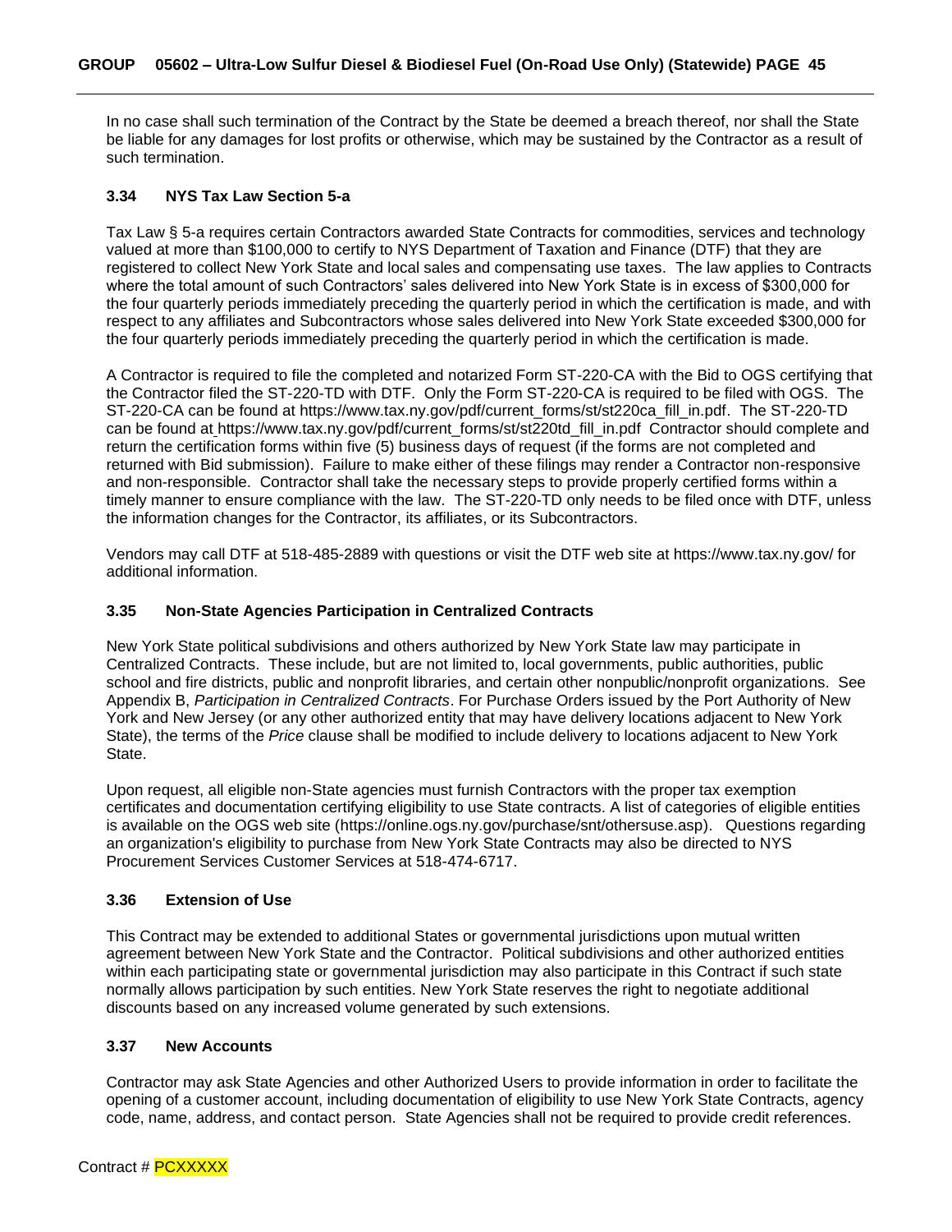In no case shall such termination of the Contract by the State be deemed a breach thereof, nor shall the State be liable for any damages for lost profits or otherwise, which may be sustained by the Contractor as a result of such termination.

### 3.34 NYS Tax Law Section 5-a

Tax Law § 5-a requires certain Contractors awarded State Contracts for commodities, services and technology valued at more than $100,000 to certify to NYS Department of Taxation and Finance (DTF) that they are registered to collect New York State and local sales and compensating use taxes. The law applies to Contracts where the total amount of such Contractors' sales delivered into New York State is in excess of $300,000 for the four quarterly periods immediately preceding the quarterly period in which the certification is made, and with respect to any affiliates and Subcontractors whose sales delivered into New York State exceeded $300,000 for the four quarterly periods immediately preceding the quarterly period in which the certification is made.

A Contractor is required to file the completed and notarized Form ST-220-CA with the Bid to OGS certifying that the Contractor filed the ST-220-TD with DTF. Only the Form ST-220-CA is required to be filed with OGS. The ST-220-CA can be found at https://www.tax.ny.gov/pdf/current_forms/st/st220ca_fill_in.pdf. The ST-220-TD can be found at https://www.tax.ny.gov/pdf/current_forms/st/st220td_fill_in.pdf Contractor should complete and return the certification forms within five (5) business days of request (if the forms are not completed and returned with Bid submission). Failure to make either of these filings may render a Contractor non-responsive and non-responsible. Contractor shall take the necessary steps to provide properly certified forms within a timely manner to ensure compliance with the law. The ST-220-TD only needs to be filed once with DTF, unless the information changes for the Contractor, its affiliates, or its Subcontractors.

Vendors may call DTF at 518-485-2889 with questions or visit the DTF web site at https://www.tax.ny.gov/ for additional information.

### 3.35 Non-State Agencies Participation in Centralized Contracts

New York State political subdivisions and others authorized by New York State law may participate in Centralized Contracts. These include, but are not limited to, local governments, public authorities, public school and fire districts, public and nonprofit libraries, and certain other nonpublic/nonprofit organizations. See Appendix B, *Participation in Centralized Contracts*. For Purchase Orders issued by the Port Authority of New York and New Jersey (or any other authorized entity that may have delivery locations adjacent to New York State), the terms of the *Price* clause shall be modified to include delivery to locations adjacent to New York State.

Upon request, all eligible non-State agencies must furnish Contractors with the proper tax exemption certificates and documentation certifying eligibility to use State contracts. A list of categories of eligible entities is available on the OGS web site (https://online.ogs.ny.gov/purchase/snt/othersuse.asp). Questions regarding an organization's eligibility to purchase from New York State Contracts may also be directed to NYS Procurement Services Customer Services at 518-474-6717.

### 3.36 Extension of Use

This Contract may be extended to additional States or governmental jurisdictions upon mutual written agreement between New York State and the Contractor. Political subdivisions and other authorized entities within each participating state or governmental jurisdiction may also participate in this Contract if such state normally allows participation by such entities. New York State reserves the right to negotiate additional discounts based on any increased volume generated by such extensions.

### 3.37 New Accounts

Contractor may ask State Agencies and other Authorized Users to provide information in order to facilitate the opening of a customer account, including documentation of eligibility to use New York State Contracts, agency code, name, address, and contact person. State Agencies shall not be required to provide credit references.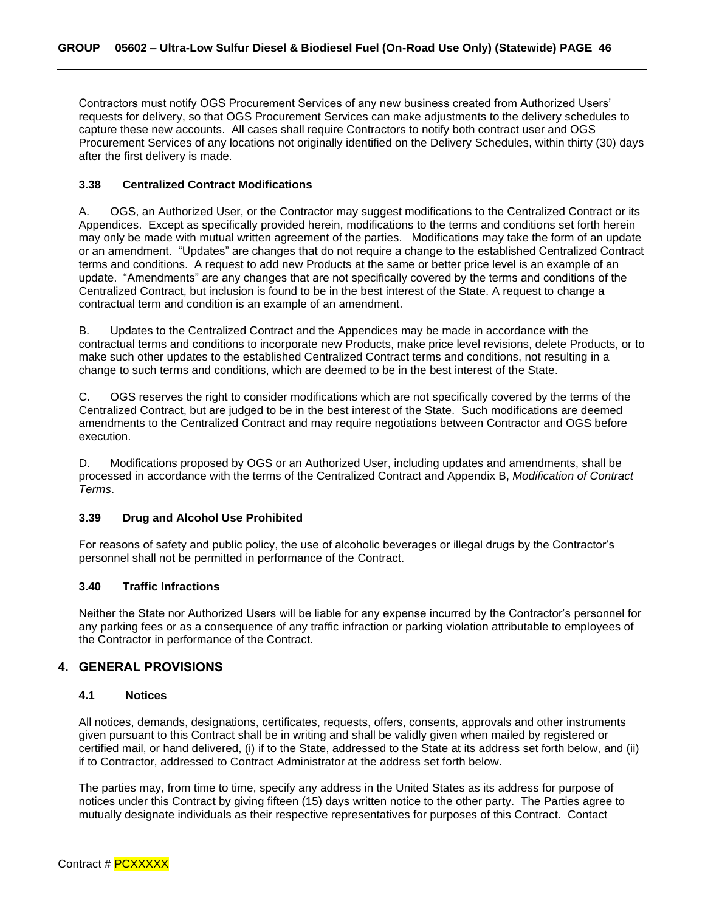Contractors must notify OGS Procurement Services of any new business created from Authorized Users' requests for delivery, so that OGS Procurement Services can make adjustments to the delivery schedules to capture these new accounts. All cases shall require Contractors to notify both contract user and OGS Procurement Services of any locations not originally identified on the Delivery Schedules, within thirty (30) days after the first delivery is made.

### 3.38 Centralized Contract Modifications

A. OGS, an Authorized User, or the Contractor may suggest modifications to the Centralized Contract or its Appendices. Except as specifically provided herein, modifications to the terms and conditions set forth herein may only be made with mutual written agreement of the parties. Modifications may take the form of an update or an amendment. "Updates" are changes that do not require a change to the established Centralized Contract terms and conditions. A request to add new Products at the same or better price level is an example of an update. "Amendments" are any changes that are not specifically covered by the terms and conditions of the Centralized Contract, but inclusion is found to be in the best interest of the State. A request to change a contractual term and condition is an example of an amendment.

B. Updates to the Centralized Contract and the Appendices may be made in accordance with the contractual terms and conditions to incorporate new Products, make price level revisions, delete Products, or to make such other updates to the established Centralized Contract terms and conditions, not resulting in a change to such terms and conditions, which are deemed to be in the best interest of the State.

C. OGS reserves the right to consider modifications which are not specifically covered by the terms of the Centralized Contract, but are judged to be in the best interest of the State. Such modifications are deemed amendments to the Centralized Contract and may require negotiations between Contractor and OGS before execution.

D. Modifications proposed by OGS or an Authorized User, including updates and amendments, shall be processed in accordance with the terms of the Centralized Contract and Appendix B, *Modification of Contract Terms*.

### 3.39 Drug and Alcohol Use Prohibited

For reasons of safety and public policy, the use of alcoholic beverages or illegal drugs by the Contractor's personnel shall not be permitted in performance of the Contract.

### 3.40 Traffic Infractions

Neither the State nor Authorized Users will be liable for any expense incurred by the Contractor's personnel for any parking fees or as a consequence of any traffic infraction or parking violation attributable to employees of the Contractor in performance of the Contract.

## 4. GENERAL PROVISIONS

### 4.1 Notices

All notices, demands, designations, certificates, requests, offers, consents, approvals and other instruments given pursuant to this Contract shall be in writing and shall be validly given when mailed by registered or certified mail, or hand delivered, (i) if to the State, addressed to the State at its address set forth below, and (ii) if to Contractor, addressed to Contract Administrator at the address set forth below.

The parties may, from time to time, specify any address in the United States as its address for purpose of notices under this Contract by giving fifteen (15) days written notice to the other party. The Parties agree to mutually designate individuals as their respective representatives for purposes of this Contract. Contact

Contract # PCXXXXX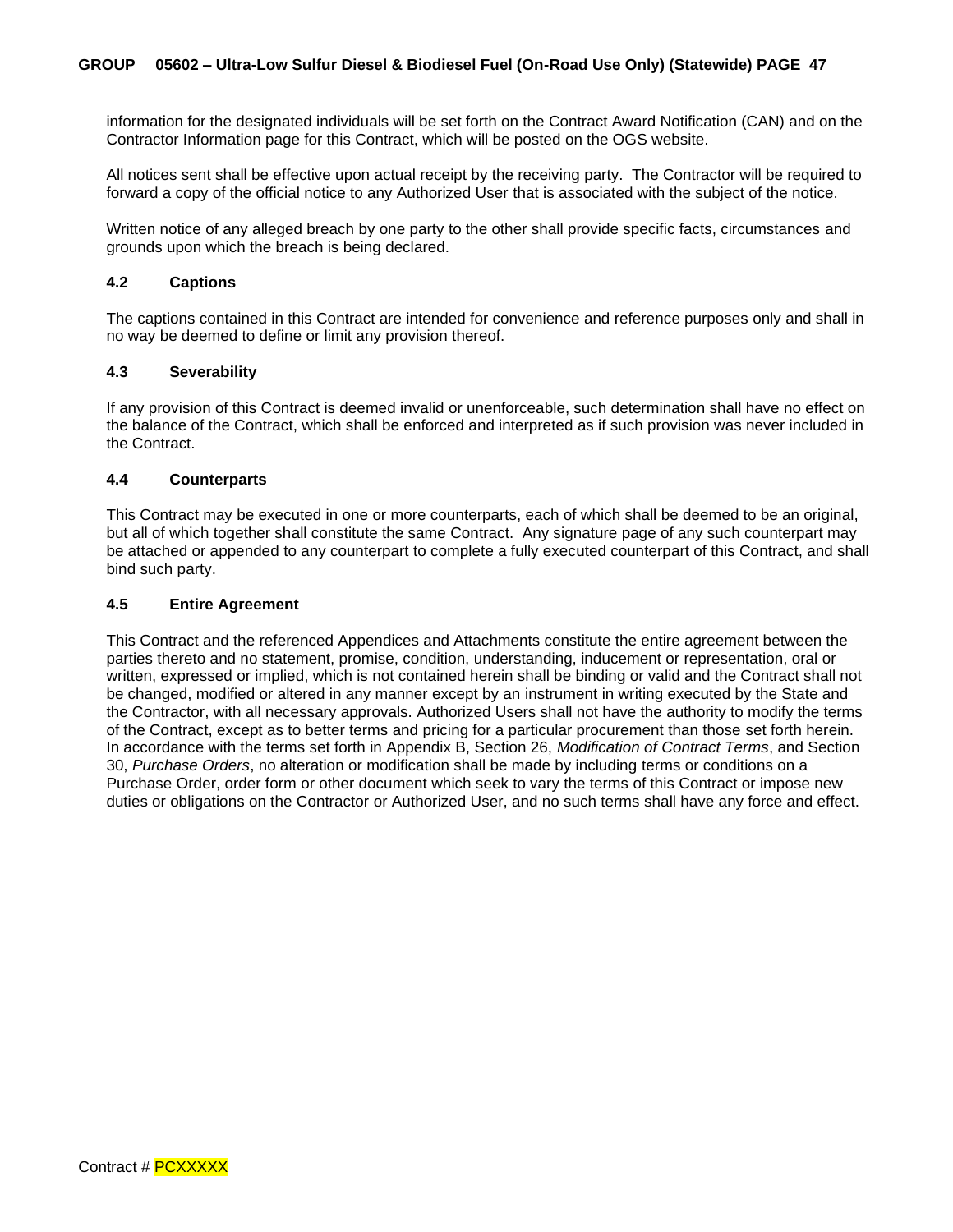information for the designated individuals will be set forth on the Contract Award Notification (CAN) and on the Contractor Information page for this Contract, which will be posted on the OGS website.

All notices sent shall be effective upon actual receipt by the receiving party. The Contractor will be required to forward a copy of the official notice to any Authorized User that is associated with the subject of the notice.

Written notice of any alleged breach by one party to the other shall provide specific facts, circumstances and grounds upon which the breach is being declared.

### 4.2 Captions

The captions contained in this Contract are intended for convenience and reference purposes only and shall in no way be deemed to define or limit any provision thereof.

### 4.3 Severability

If any provision of this Contract is deemed invalid or unenforceable, such determination shall have no effect on the balance of the Contract, which shall be enforced and interpreted as if such provision was never included in the Contract.

### 4.4 Counterparts

This Contract may be executed in one or more counterparts, each of which shall be deemed to be an original, but all of which together shall constitute the same Contract. Any signature page of any such counterpart may be attached or appended to any counterpart to complete a fully executed counterpart of this Contract, and shall bind such party.

### 4.5 Entire Agreement

This Contract and the referenced Appendices and Attachments constitute the entire agreement between the parties thereto and no statement, promise, condition, understanding, inducement or representation, oral or written, expressed or implied, which is not contained herein shall be binding or valid and the Contract shall not be changed, modified or altered in any manner except by an instrument in writing executed by the State and the Contractor, with all necessary approvals. Authorized Users shall not have the authority to modify the terms of the Contract, except as to better terms and pricing for a particular procurement than those set forth herein. In accordance with the terms set forth in Appendix B, Section 26, *Modification of Contract Terms*, and Section 30, *Purchase Orders*, no alteration or modification shall be made by including terms or conditions on a Purchase Order, order form or other document which seek to vary the terms of this Contract or impose new duties or obligations on the Contractor or Authorized User, and no such terms shall have any force and effect.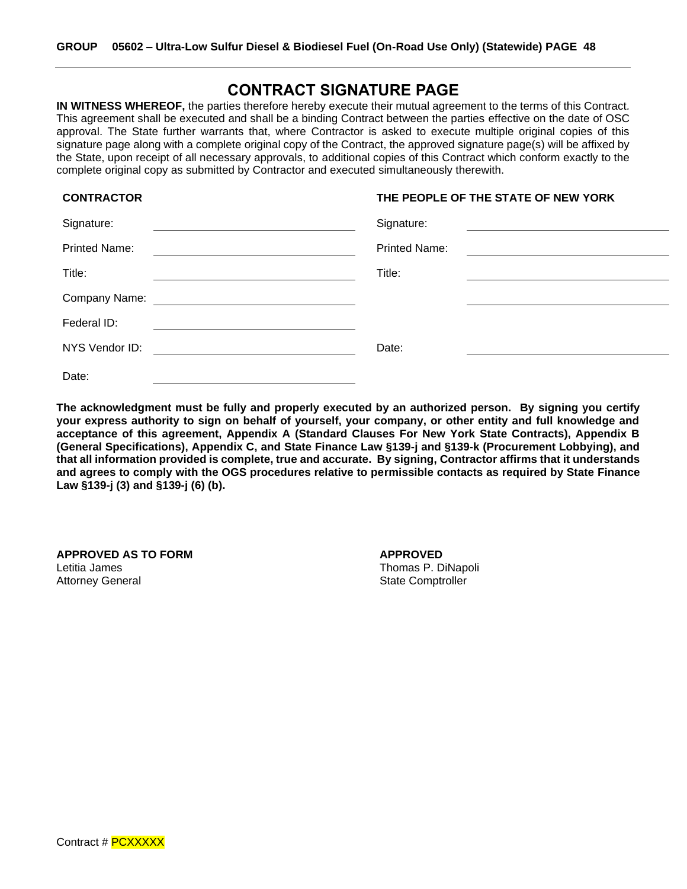# CONTRACT SIGNATURE PAGE

**IN WITNESS WHEREOF,** the parties therefore hereby execute their mutual agreement to the terms of this Contract. This agreement shall be executed and shall be a binding Contract between the parties effective on the date of OSC approval. The State further warrants that, where Contractor is asked to execute multiple original copies of this signature page along with a complete original copy of the Contract, the approved signature page(s) will be affixed by the State, upon receipt of all necessary approvals, to additional copies of this Contract which conform exactly to the complete original copy as submitted by Contractor and executed simultaneously therewith.

| **CONTRACTOR** | | **THE PEOPLE OF THE STATE OF NEW YORK** | |
|---|---|---|---|
| Signature: | ______________________ | Signature: | ______________________ |
| Printed Name: | ______________________ | Printed Name: | ______________________ |
| Title: | ______________________ | Title: | ______________________ |
| Company Name: | ______________________ | | ______________________ |
| Federal ID: | ______________________ | | |
| NYS Vendor ID: | ______________________ | Date: | ______________________ |
| Date: | ______________________ | | |

**The acknowledgment must be fully and properly executed by an authorized person. By signing you certify your express authority to sign on behalf of yourself, your company, or other entity and full knowledge and acceptance of this agreement, Appendix A (Standard Clauses For New York State Contracts), Appendix B (General Specifications), Appendix C, and State Finance Law §139-j and §139-k (Procurement Lobbying), and that all information provided is complete, true and accurate. By signing, Contractor affirms that it understands and agrees to comply with the OGS procedures relative to permissible contacts as required by State Finance Law §139-j (3) and §139-j (6) (b).**

**APPROVED AS TO FORM**
Letitia James
Attorney General

**APPROVED**
Thomas P. DiNapoli
State Comptroller

Contract # PCXXXXX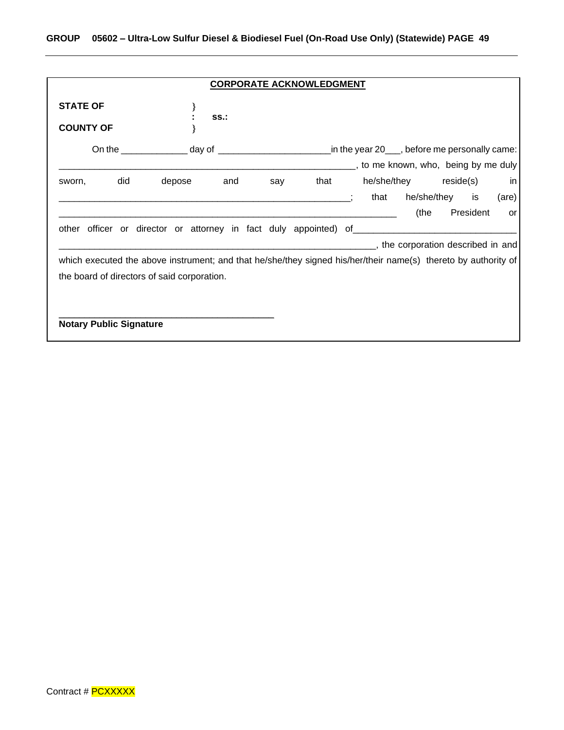**CORPORATE ACKNOWLEDGMENT**

**STATE OF** }
: **ss.:**
**COUNTY OF** }

On the _____________ day of ______________________in the year 20___, before me personally came: ____________________________________________________________, to me known, who, being by me duly sworn, did depose and say that he/she/they reside(s) in ___________________________________________________________; that he/she/they is (are) _____________________________________________________________________ (the President or other officer or director or attorney in fact duly appointed) of________________________________ ____________________________________________________________, the corporation described in and which executed the above instrument; and that he/she/they signed his/her/their name(s) thereto by authority of the board of directors of said corporation.

____________________________________________
**Notary Public Signature**

Contract # PCXXXXX